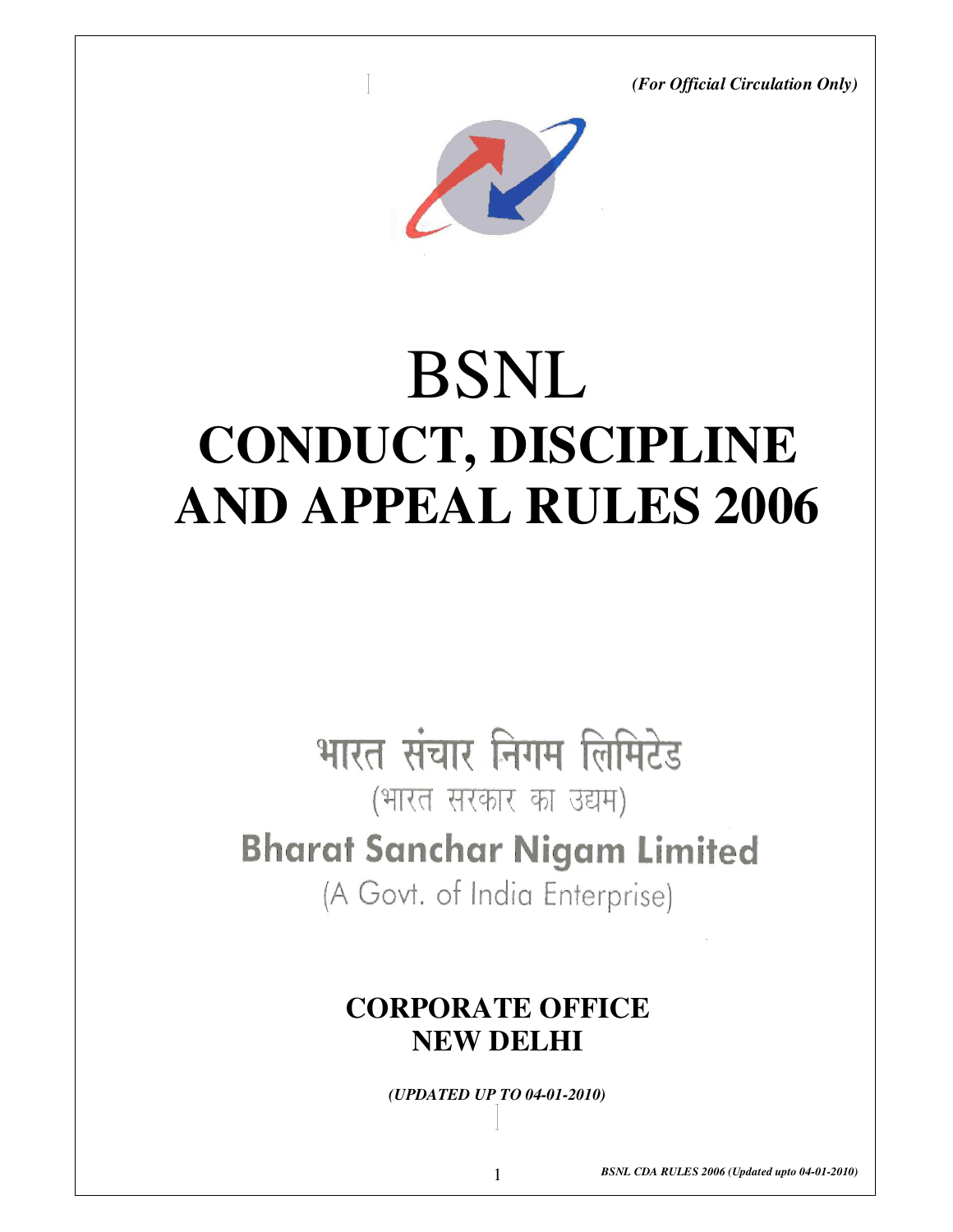*(For Official Circulation Only)*

# BSNL
# CONDUCT, DISCIPLINE AND APPEAL RULES 2006

भारत संचार निगम लिमिटेड

(भारत सरकार का उद्यम)

**Bharat Sanchar Nigam Limited**

(A Govt. of India Enterprise)

## CORPORATE OFFICE
## NEW DELHI

***(UPDATED UP TO 04-01-2010)***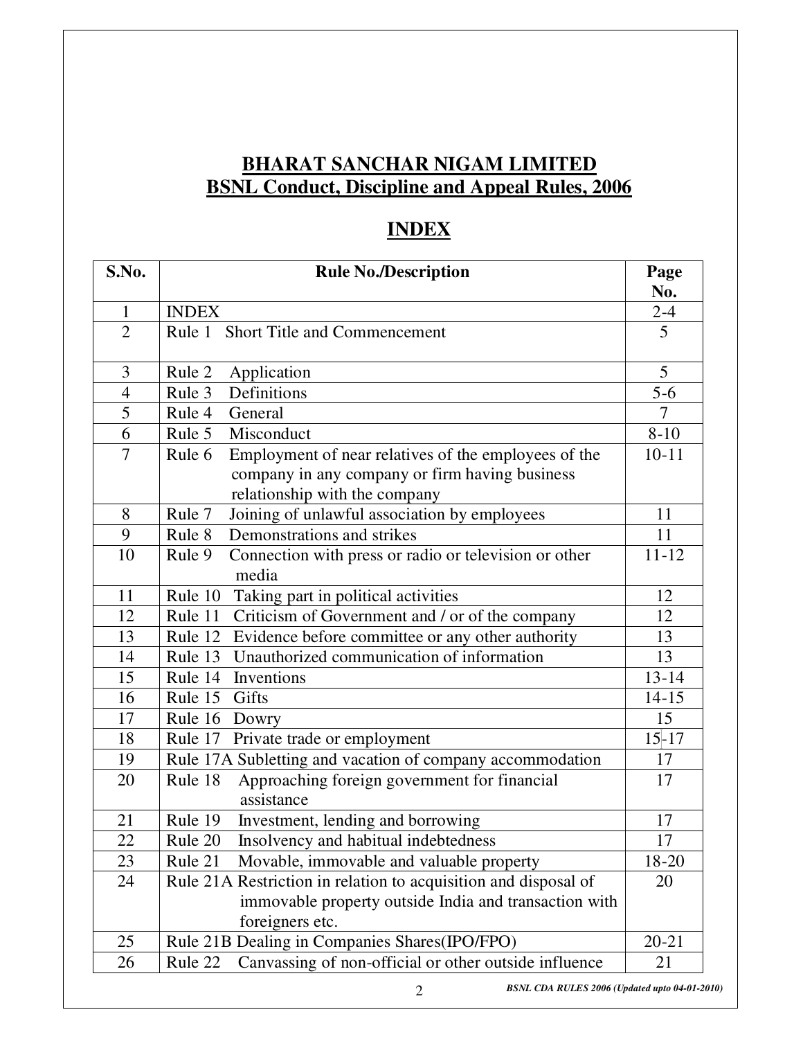# BHARAT SANCHAR NIGAM LIMITED
# BSNL Conduct, Discipline and Appeal Rules, 2006

## INDEX

| S.No. | Rule No./Description | Page No. |
|---|---|---|
| 1 | INDEX | 2-4 |
| 2 | Rule 1 Short Title and Commencement | 5 |
| 3 | Rule 2 Application | 5 |
| 4 | Rule 3 Definitions | 5-6 |
| 5 | Rule 4 General | 7 |
| 6 | Rule 5 Misconduct | 8-10 |
| 7 | Rule 6 Employment of near relatives of the employees of the company in any company or firm having business relationship with the company | 10-11 |
| 8 | Rule 7 Joining of unlawful association by employees | 11 |
| 9 | Rule 8 Demonstrations and strikes | 11 |
| 10 | Rule 9 Connection with press or radio or television or other media | 11-12 |
| 11 | Rule 10 Taking part in political activities | 12 |
| 12 | Rule 11 Criticism of Government and / or of the company | 12 |
| 13 | Rule 12 Evidence before committee or any other authority | 13 |
| 14 | Rule 13 Unauthorized communication of information | 13 |
| 15 | Rule 14 Inventions | 13-14 |
| 16 | Rule 15 Gifts | 14-15 |
| 17 | Rule 16 Dowry | 15 |
| 18 | Rule 17 Private trade or employment | 15-17 |
| 19 | Rule 17A Subletting and vacation of company accommodation | 17 |
| 20 | Rule 18 Approaching foreign government for financial assistance | 17 |
| 21 | Rule 19 Investment, lending and borrowing | 17 |
| 22 | Rule 20 Insolvency and habitual indebtedness | 17 |
| 23 | Rule 21 Movable, immovable and valuable property | 18-20 |
| 24 | Rule 21A Restriction in relation to acquisition and disposal of immovable property outside India and transaction with foreigners etc. | 20 |
| 25 | Rule 21B Dealing in Companies Shares(IPO/FPO) | 20-21 |
| 26 | Rule 22 Canvassing of non-official or other outside influence | 21 |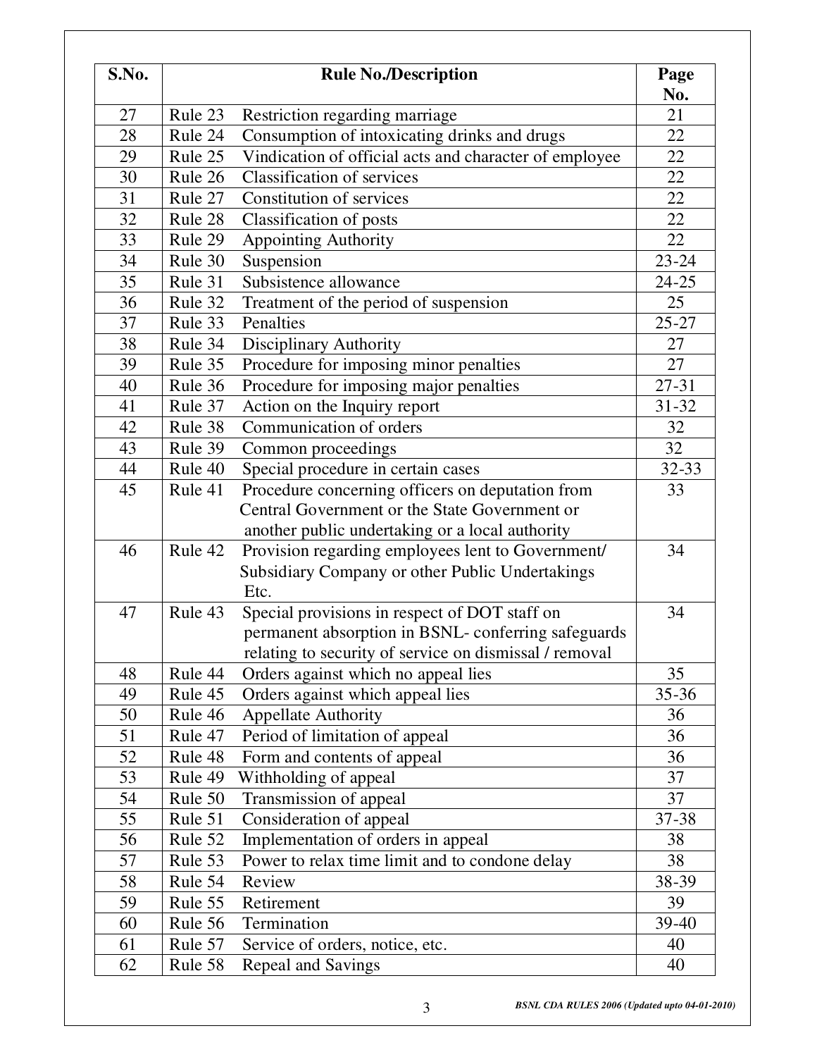| S.No. | Rule No./Description | Page No. |
|---|---|---|
| 27 | Rule 23 Restriction regarding marriage | 21 |
| 28 | Rule 24 Consumption of intoxicating drinks and drugs | 22 |
| 29 | Rule 25 Vindication of official acts and character of employee | 22 |
| 30 | Rule 26 Classification of services | 22 |
| 31 | Rule 27 Constitution of services | 22 |
| 32 | Rule 28 Classification of posts | 22 |
| 33 | Rule 29 Appointing Authority | 22 |
| 34 | Rule 30 Suspension | 23-24 |
| 35 | Rule 31 Subsistence allowance | 24-25 |
| 36 | Rule 32 Treatment of the period of suspension | 25 |
| 37 | Rule 33 Penalties | 25-27 |
| 38 | Rule 34 Disciplinary Authority | 27 |
| 39 | Rule 35 Procedure for imposing minor penalties | 27 |
| 40 | Rule 36 Procedure for imposing major penalties | 27-31 |
| 41 | Rule 37 Action on the Inquiry report | 31-32 |
| 42 | Rule 38 Communication of orders | 32 |
| 43 | Rule 39 Common proceedings | 32 |
| 44 | Rule 40 Special procedure in certain cases | 32-33 |
| 45 | Rule 41 Procedure concerning officers on deputation from Central Government or the State Government or another public undertaking or a local authority | 33 |
| 46 | Rule 42 Provision regarding employees lent to Government/ Subsidiary Company or other Public Undertakings Etc. | 34 |
| 47 | Rule 43 Special provisions in respect of DOT staff on permanent absorption in BSNL- conferring safeguards relating to security of service on dismissal / removal | 34 |
| 48 | Rule 44 Orders against which no appeal lies | 35 |
| 49 | Rule 45 Orders against which appeal lies | 35-36 |
| 50 | Rule 46 Appellate Authority | 36 |
| 51 | Rule 47 Period of limitation of appeal | 36 |
| 52 | Rule 48 Form and contents of appeal | 36 |
| 53 | Rule 49 Withholding of appeal | 37 |
| 54 | Rule 50 Transmission of appeal | 37 |
| 55 | Rule 51 Consideration of appeal | 37-38 |
| 56 | Rule 52 Implementation of orders in appeal | 38 |
| 57 | Rule 53 Power to relax time limit and to condone delay | 38 |
| 58 | Rule 54 Review | 38-39 |
| 59 | Rule 55 Retirement | 39 |
| 60 | Rule 56 Termination | 39-40 |
| 61 | Rule 57 Service of orders, notice, etc. | 40 |
| 62 | Rule 58 Repeal and Savings | 40 |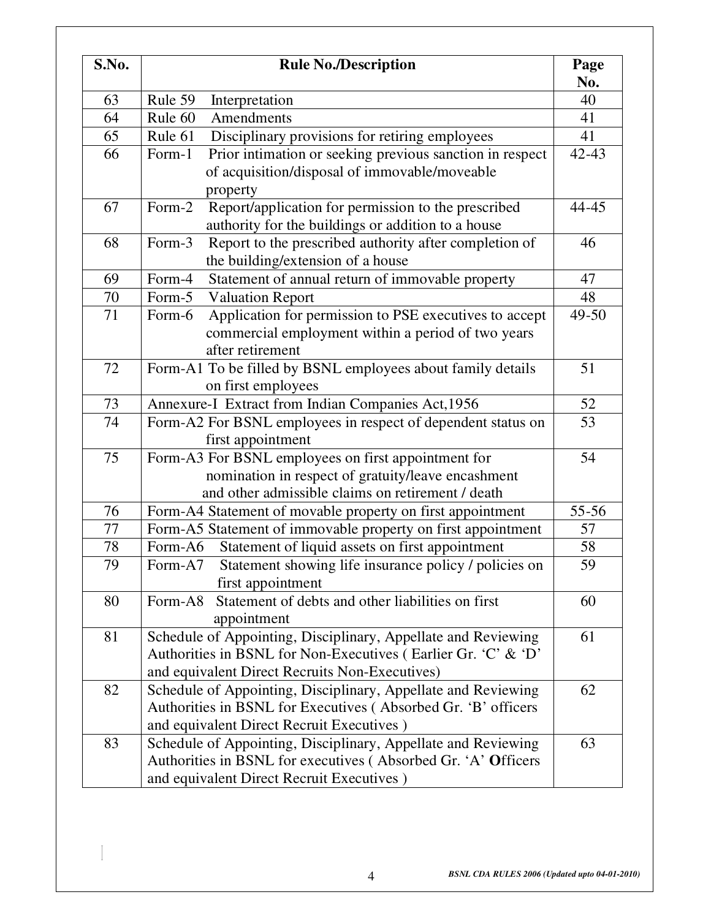| S.No. | Rule No./Description | Page No. |
|---|---|---|
| 63 | Rule 59 Interpretation | 40 |
| 64 | Rule 60 Amendments | 41 |
| 65 | Rule 61 Disciplinary provisions for retiring employees | 41 |
| 66 | Form-1 Prior intimation or seeking previous sanction in respect of acquisition/disposal of immovable/moveable property | 42-43 |
| 67 | Form-2 Report/application for permission to the prescribed authority for the buildings or addition to a house | 44-45 |
| 68 | Form-3 Report to the prescribed authority after completion of the building/extension of a house | 46 |
| 69 | Form-4 Statement of annual return of immovable property | 47 |
| 70 | Form-5 Valuation Report | 48 |
| 71 | Form-6 Application for permission to PSE executives to accept commercial employment within a period of two years after retirement | 49-50 |
| 72 | Form-A1 To be filled by BSNL employees about family details on first employees | 51 |
| 73 | Annexure-I Extract from Indian Companies Act,1956 | 52 |
| 74 | Form-A2 For BSNL employees in respect of dependent status on first appointment | 53 |
| 75 | Form-A3 For BSNL employees on first appointment for nomination in respect of gratuity/leave encashment and other admissible claims on retirement / death | 54 |
| 76 | Form-A4 Statement of movable property on first appointment | 55-56 |
| 77 | Form-A5 Statement of immovable property on first appointment | 57 |
| 78 | Form-A6 Statement of liquid assets on first appointment | 58 |
| 79 | Form-A7 Statement showing life insurance policy / policies on first appointment | 59 |
| 80 | Form-A8 Statement of debts and other liabilities on first appointment | 60 |
| 81 | Schedule of Appointing, Disciplinary, Appellate and Reviewing Authorities in BSNL for Non-Executives ( Earlier Gr. 'C' & 'D' and equivalent Direct Recruits Non-Executives) | 61 |
| 82 | Schedule of Appointing, Disciplinary, Appellate and Reviewing Authorities in BSNL for Executives ( Absorbed Gr. 'B' officers and equivalent Direct Recruit Executives ) | 62 |
| 83 | Schedule of Appointing, Disciplinary, Appellate and Reviewing Authorities in BSNL for executives ( Absorbed Gr. 'A' **O**fficers and equivalent Direct Recruit Executives ) | 63 |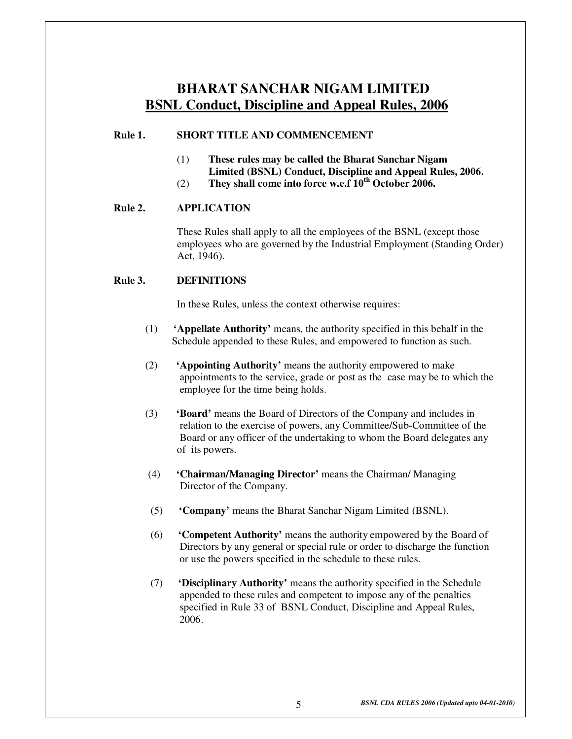# BHARAT SANCHAR NIGAM LIMITED

## BSNL Conduct, Discipline and Appeal Rules, 2006

### Rule 1. SHORT TITLE AND COMMENCEMENT

(1) **These rules may be called the Bharat Sanchar Nigam Limited (BSNL) Conduct, Discipline and Appeal Rules, 2006.**

(2) **They shall come into force w.e.f 10th October 2006.**

### Rule 2. APPLICATION

These Rules shall apply to all the employees of the BSNL (except those employees who are governed by the Industrial Employment (Standing Order) Act, 1946).

### Rule 3. DEFINITIONS

In these Rules, unless the context otherwise requires:

(1) **'Appellate Authority'** means, the authority specified in this behalf in the Schedule appended to these Rules, and empowered to function as such.

(2) **'Appointing Authority'** means the authority empowered to make appointments to the service, grade or post as the case may be to which the employee for the time being holds.

(3) **'Board'** means the Board of Directors of the Company and includes in relation to the exercise of powers, any Committee/Sub-Committee of the Board or any officer of the undertaking to whom the Board delegates any of its powers.

(4) **'Chairman/Managing Director'** means the Chairman/ Managing Director of the Company.

(5) **'Company'** means the Bharat Sanchar Nigam Limited (BSNL).

(6) **'Competent Authority'** means the authority empowered by the Board of Directors by any general or special rule or order to discharge the function or use the powers specified in the schedule to these rules.

(7) **'Disciplinary Authority'** means the authority specified in the Schedule appended to these rules and competent to impose any of the penalties specified in Rule 33 of BSNL Conduct, Discipline and Appeal Rules, 2006.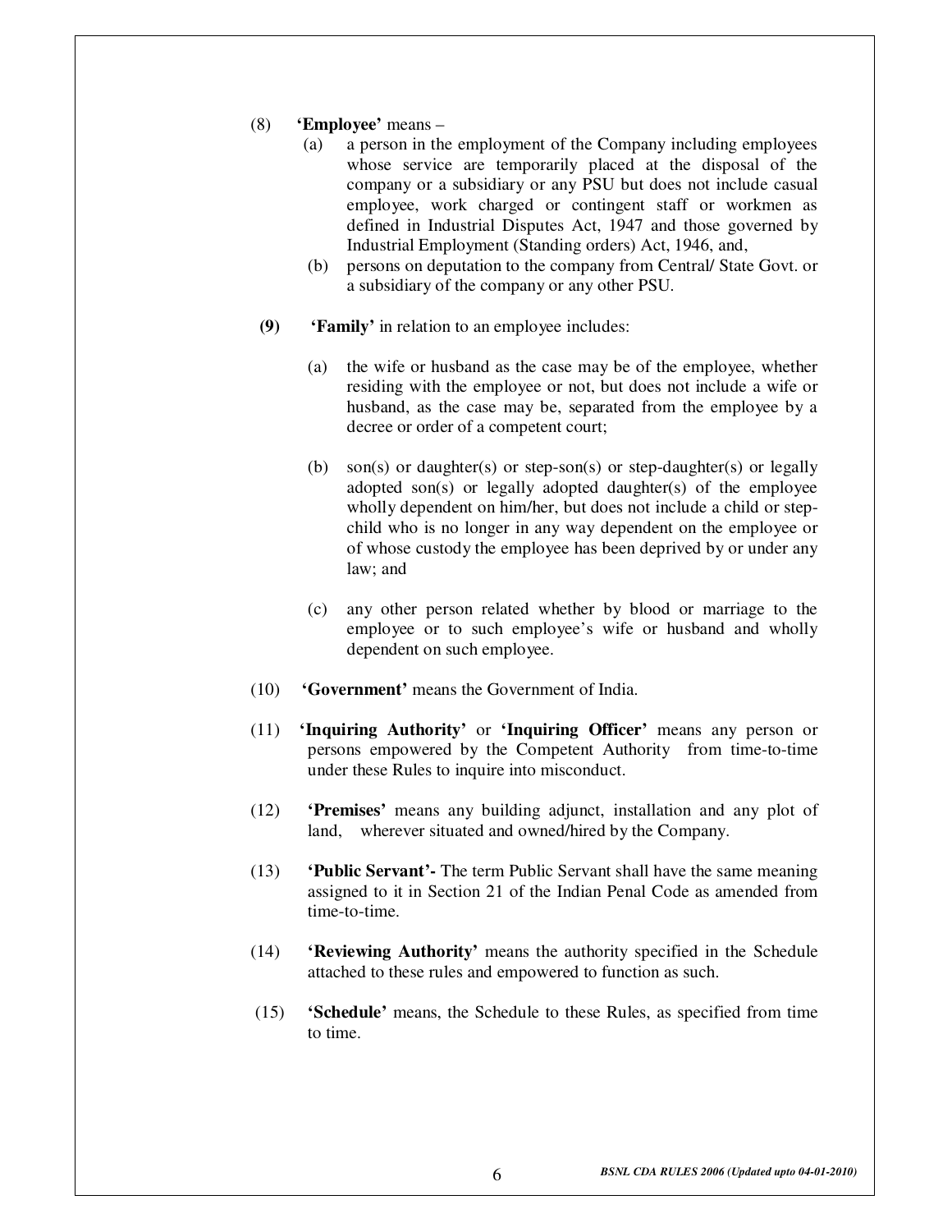(8) **'Employee'** means –

(a) a person in the employment of the Company including employees whose service are temporarily placed at the disposal of the company or a subsidiary or any PSU but does not include casual employee, work charged or contingent staff or workmen as defined in Industrial Disputes Act, 1947 and those governed by Industrial Employment (Standing orders) Act, 1946, and,

(b) persons on deputation to the company from Central/ State Govt. or a subsidiary of the company or any other PSU.

**(9)** **'Family'** in relation to an employee includes:

(a) the wife or husband as the case may be of the employee, whether residing with the employee or not, but does not include a wife or husband, as the case may be, separated from the employee by a decree or order of a competent court;

(b) son(s) or daughter(s) or step-son(s) or step-daughter(s) or legally adopted son(s) or legally adopted daughter(s) of the employee wholly dependent on him/her, but does not include a child or step-child who is no longer in any way dependent on the employee or of whose custody the employee has been deprived by or under any law; and

(c) any other person related whether by blood or marriage to the employee or to such employee's wife or husband and wholly dependent on such employee.

(10) **'Government'** means the Government of India.

(11) **'Inquiring Authority'** or **'Inquiring Officer'** means any person or persons empowered by the Competent Authority from time-to-time under these Rules to inquire into misconduct.

(12) **'Premises'** means any building adjunct, installation and any plot of land, wherever situated and owned/hired by the Company.

(13) **'Public Servant'-** The term Public Servant shall have the same meaning assigned to it in Section 21 of the Indian Penal Code as amended from time-to-time.

(14) **'Reviewing Authority'** means the authority specified in the Schedule attached to these rules and empowered to function as such.

(15) **'Schedule'** means, the Schedule to these Rules, as specified from time to time.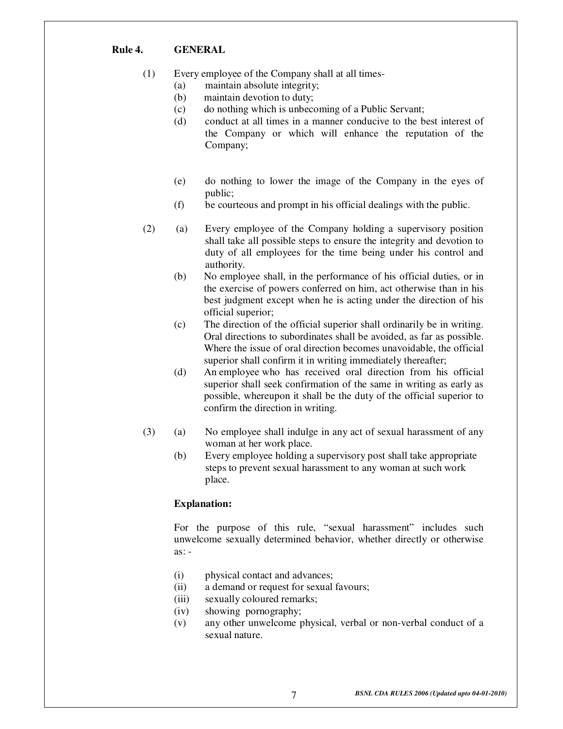**Rule 4. GENERAL**

(1) Every employee of the Company shall at all times-

(a) maintain absolute integrity;

(b) maintain devotion to duty;

(c) do nothing which is unbecoming of a Public Servant;

(d) conduct at all times in a manner conducive to the best interest of the Company or which will enhance the reputation of the Company;

(e) do nothing to lower the image of the Company in the eyes of public;

(f) be courteous and prompt in his official dealings with the public.

(2) (a) Every employee of the Company holding a supervisory position shall take all possible steps to ensure the integrity and devotion to duty of all employees for the time being under his control and authority.

(b) No employee shall, in the performance of his official duties, or in the exercise of powers conferred on him, act otherwise than in his best judgment except when he is acting under the direction of his official superior;

(c) The direction of the official superior shall ordinarily be in writing. Oral directions to subordinates shall be avoided, as far as possible. Where the issue of oral direction becomes unavoidable, the official superior shall confirm it in writing immediately thereafter;

(d) An employee who has received oral direction from his official superior shall seek confirmation of the same in writing as early as possible, whereupon it shall be the duty of the official superior to confirm the direction in writing.

(3) (a) No employee shall indulge in any act of sexual harassment of any woman at her work place.

(b) Every employee holding a supervisory post shall take appropriate steps to prevent sexual harassment to any woman at such work place.

**Explanation:**

For the purpose of this rule, "sexual harassment" includes such unwelcome sexually determined behavior, whether directly or otherwise as: -

(i) physical contact and advances;

(ii) a demand or request for sexual favours;

(iii) sexually coloured remarks;

(iv) showing pornography;

(v) any other unwelcome physical, verbal or non-verbal conduct of a sexual nature.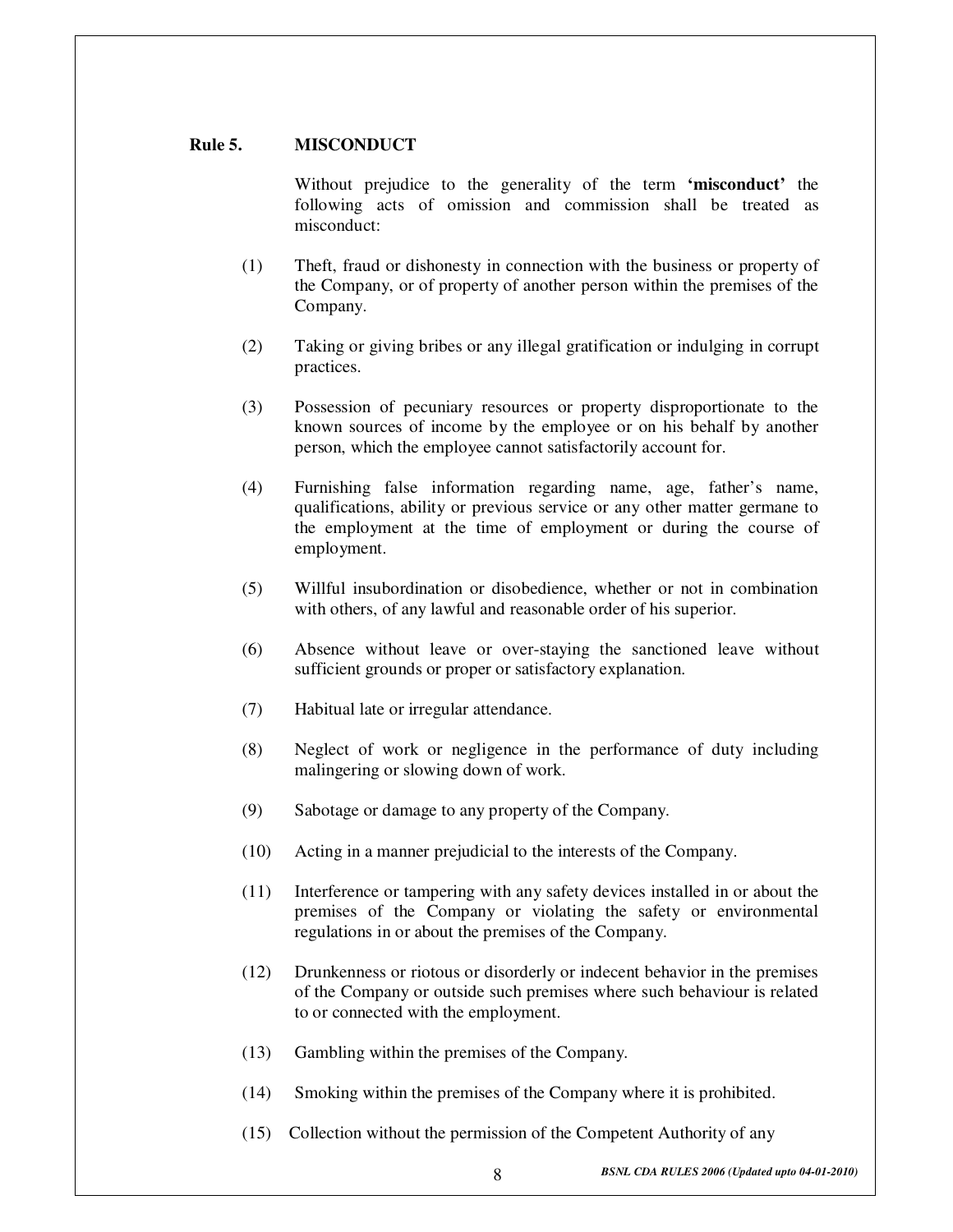## Rule 5. MISCONDUCT

Without prejudice to the generality of the term **'misconduct'** the following acts of omission and commission shall be treated as misconduct:

(1) Theft, fraud or dishonesty in connection with the business or property of the Company, or of property of another person within the premises of the Company.

(2) Taking or giving bribes or any illegal gratification or indulging in corrupt practices.

(3) Possession of pecuniary resources or property disproportionate to the known sources of income by the employee or on his behalf by another person, which the employee cannot satisfactorily account for.

(4) Furnishing false information regarding name, age, father's name, qualifications, ability or previous service or any other matter germane to the employment at the time of employment or during the course of employment.

(5) Willful insubordination or disobedience, whether or not in combination with others, of any lawful and reasonable order of his superior.

(6) Absence without leave or over-staying the sanctioned leave without sufficient grounds or proper or satisfactory explanation.

(7) Habitual late or irregular attendance.

(8) Neglect of work or negligence in the performance of duty including malingering or slowing down of work.

(9) Sabotage or damage to any property of the Company.

(10) Acting in a manner prejudicial to the interests of the Company.

(11) Interference or tampering with any safety devices installed in or about the premises of the Company or violating the safety or environmental regulations in or about the premises of the Company.

(12) Drunkenness or riotous or disorderly or indecent behavior in the premises of the Company or outside such premises where such behaviour is related to or connected with the employment.

(13) Gambling within the premises of the Company.

(14) Smoking within the premises of the Company where it is prohibited.

(15) Collection without the permission of the Competent Authority of any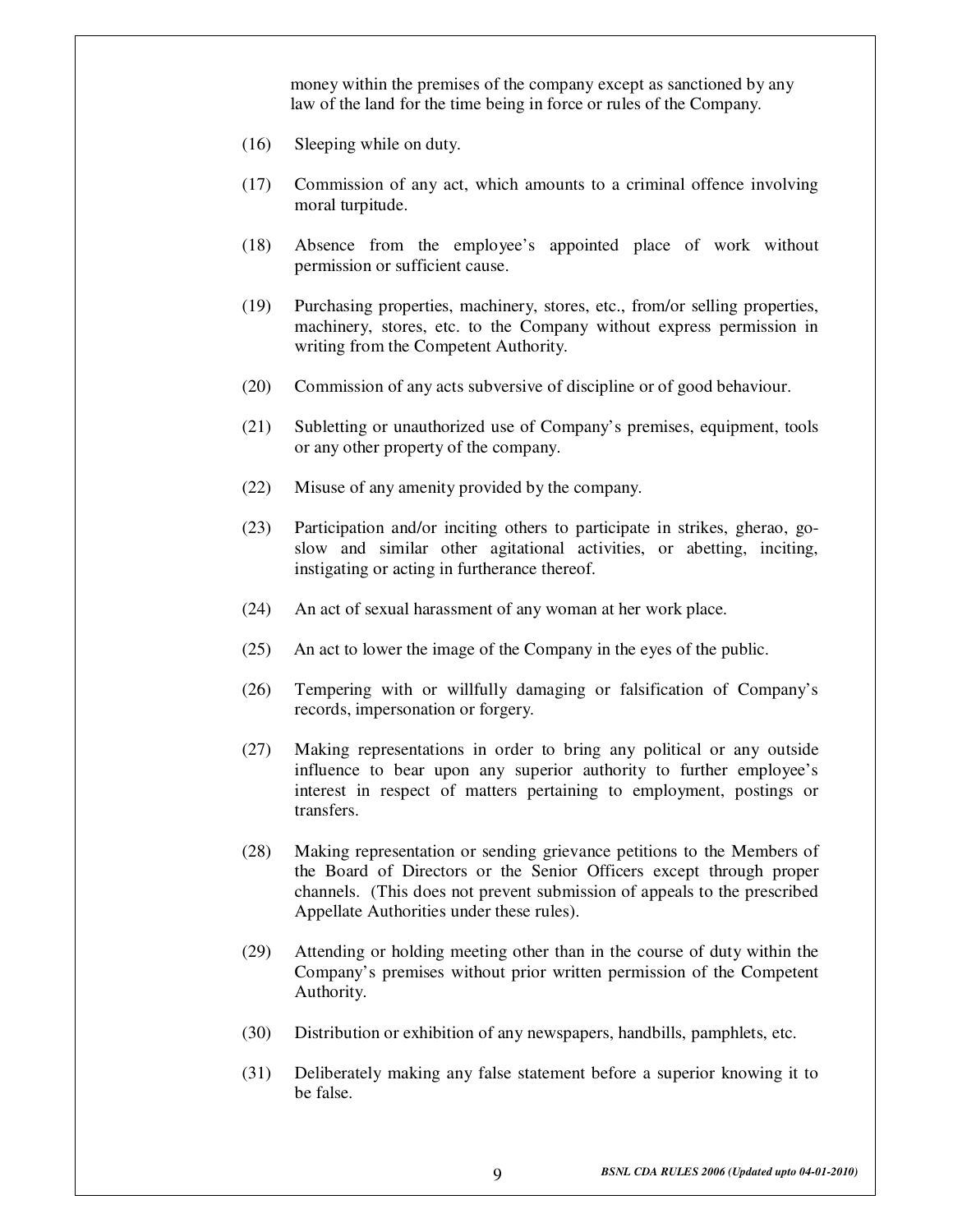money within the premises of the company except as sanctioned by any law of the land for the time being in force or rules of the Company.

(16) Sleeping while on duty.

(17) Commission of any act, which amounts to a criminal offence involving moral turpitude.

(18) Absence from the employee's appointed place of work without permission or sufficient cause.

(19) Purchasing properties, machinery, stores, etc., from/or selling properties, machinery, stores, etc. to the Company without express permission in writing from the Competent Authority.

(20) Commission of any acts subversive of discipline or of good behaviour.

(21) Subletting or unauthorized use of Company's premises, equipment, tools or any other property of the company.

(22) Misuse of any amenity provided by the company.

(23) Participation and/or inciting others to participate in strikes, gherao, go-slow and similar other agitational activities, or abetting, inciting, instigating or acting in furtherance thereof.

(24) An act of sexual harassment of any woman at her work place.

(25) An act to lower the image of the Company in the eyes of the public.

(26) Tempering with or willfully damaging or falsification of Company's records, impersonation or forgery.

(27) Making representations in order to bring any political or any outside influence to bear upon any superior authority to further employee's interest in respect of matters pertaining to employment, postings or transfers.

(28) Making representation or sending grievance petitions to the Members of the Board of Directors or the Senior Officers except through proper channels. (This does not prevent submission of appeals to the prescribed Appellate Authorities under these rules).

(29) Attending or holding meeting other than in the course of duty within the Company's premises without prior written permission of the Competent Authority.

(30) Distribution or exhibition of any newspapers, handbills, pamphlets, etc.

(31) Deliberately making any false statement before a superior knowing it to be false.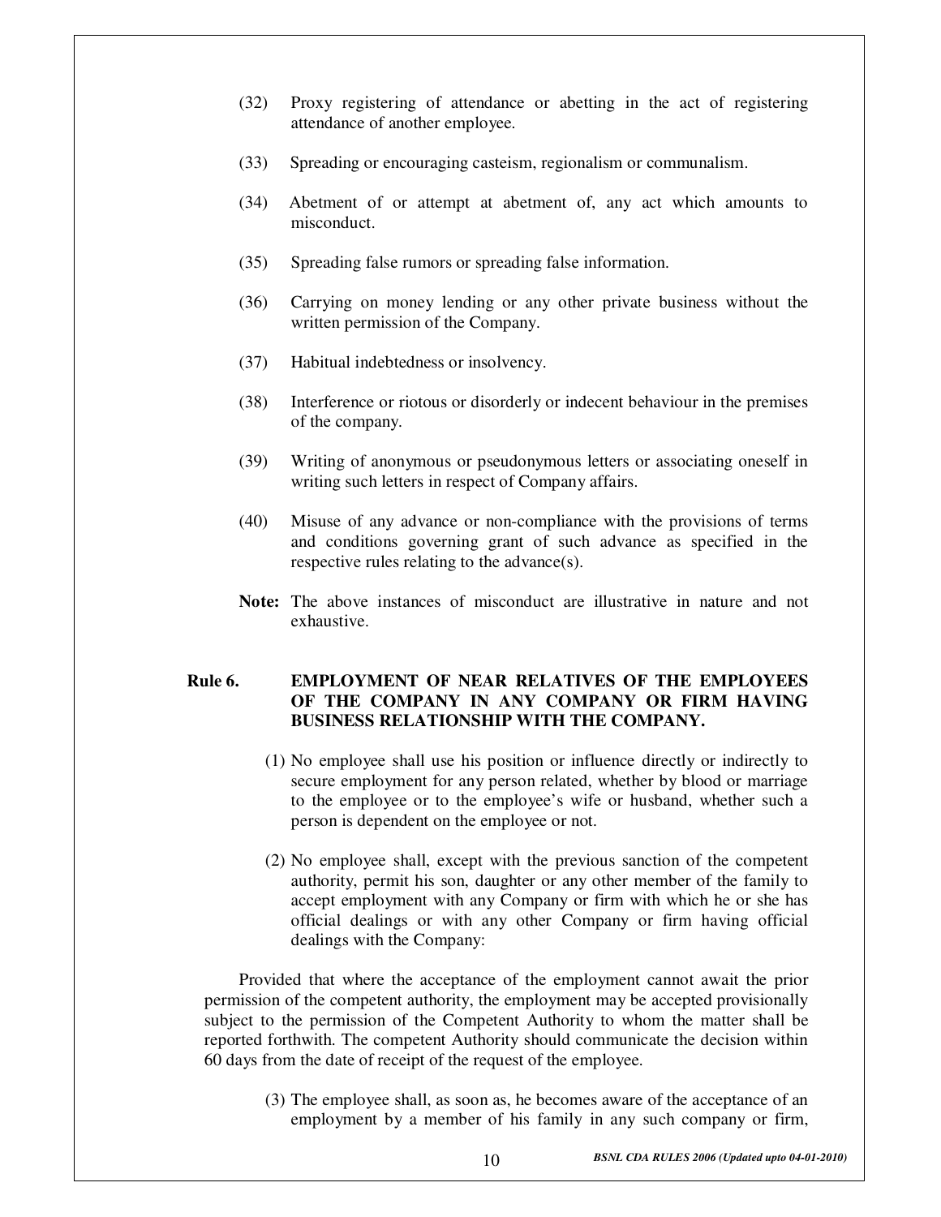(32) Proxy registering of attendance or abetting in the act of registering attendance of another employee.

(33) Spreading or encouraging casteism, regionalism or communalism.

(34) Abetment of or attempt at abetment of, any act which amounts to misconduct.

(35) Spreading false rumors or spreading false information.

(36) Carrying on money lending or any other private business without the written permission of the Company.

(37) Habitual indebtedness or insolvency.

(38) Interference or riotous or disorderly or indecent behaviour in the premises of the company.

(39) Writing of anonymous or pseudonymous letters or associating oneself in writing such letters in respect of Company affairs.

(40) Misuse of any advance or non-compliance with the provisions of terms and conditions governing grant of such advance as specified in the respective rules relating to the advance(s).

**Note:** The above instances of misconduct are illustrative in nature and not exhaustive.

## Rule 6. EMPLOYMENT OF NEAR RELATIVES OF THE EMPLOYEES OF THE COMPANY IN ANY COMPANY OR FIRM HAVING BUSINESS RELATIONSHIP WITH THE COMPANY.

(1) No employee shall use his position or influence directly or indirectly to secure employment for any person related, whether by blood or marriage to the employee or to the employee's wife or husband, whether such a person is dependent on the employee or not.

(2) No employee shall, except with the previous sanction of the competent authority, permit his son, daughter or any other member of the family to accept employment with any Company or firm with which he or she has official dealings or with any other Company or firm having official dealings with the Company:

Provided that where the acceptance of the employment cannot await the prior permission of the competent authority, the employment may be accepted provisionally subject to the permission of the Competent Authority to whom the matter shall be reported forthwith. The competent Authority should communicate the decision within 60 days from the date of receipt of the request of the employee.

(3) The employee shall, as soon as, he becomes aware of the acceptance of an employment by a member of his family in any such company or firm,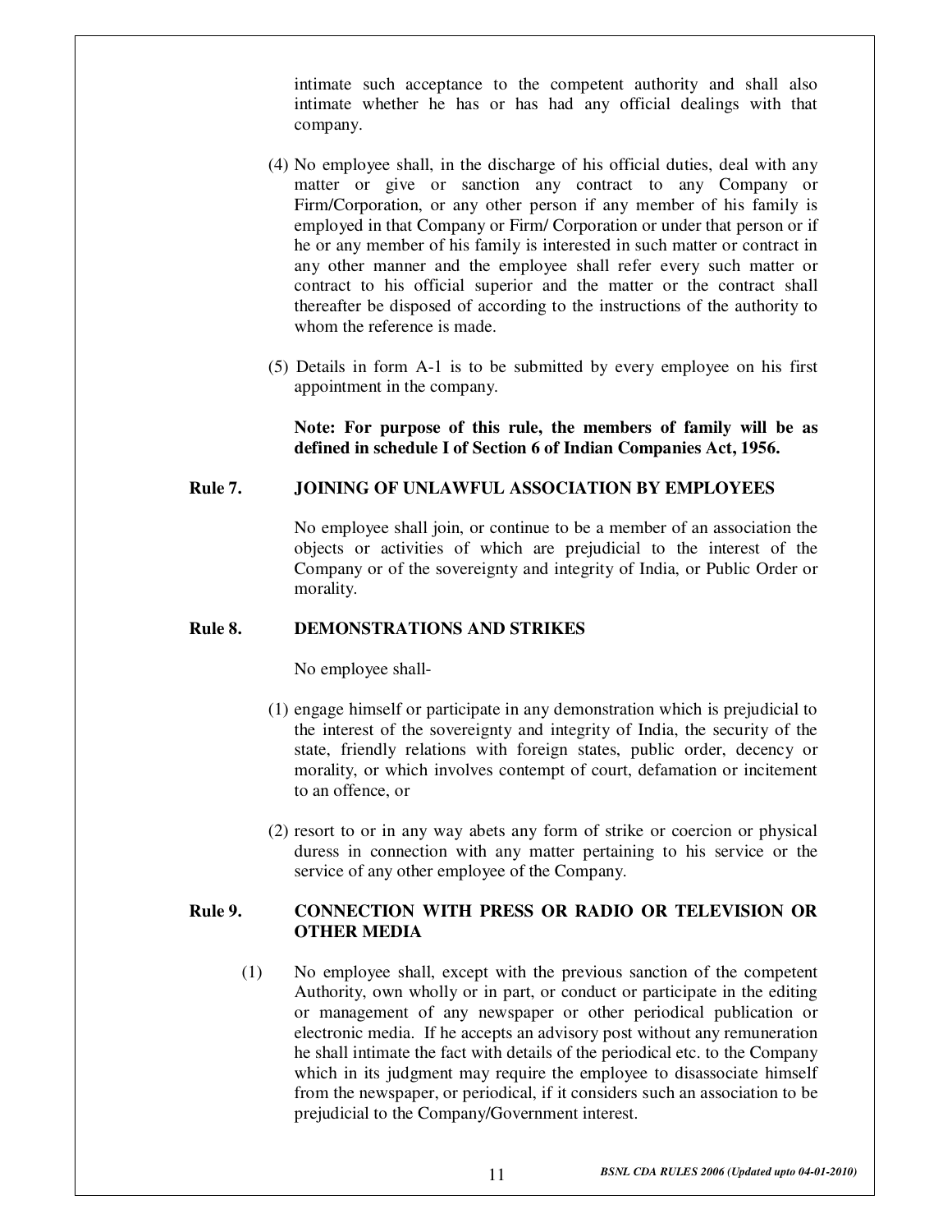intimate such acceptance to the competent authority and shall also intimate whether he has or has had any official dealings with that company.

(4) No employee shall, in the discharge of his official duties, deal with any matter or give or sanction any contract to any Company or Firm/Corporation, or any other person if any member of his family is employed in that Company or Firm/ Corporation or under that person or if he or any member of his family is interested in such matter or contract in any other manner and the employee shall refer every such matter or contract to his official superior and the matter or the contract shall thereafter be disposed of according to the instructions of the authority to whom the reference is made.

(5) Details in form A-1 is to be submitted by every employee on his first appointment in the company.

**Note: For purpose of this rule, the members of family will be as defined in schedule I of Section 6 of Indian Companies Act, 1956.**

### Rule 7. JOINING OF UNLAWFUL ASSOCIATION BY EMPLOYEES

No employee shall join, or continue to be a member of an association the objects or activities of which are prejudicial to the interest of the Company or of the sovereignty and integrity of India, or Public Order or morality.

### Rule 8. DEMONSTRATIONS AND STRIKES

No employee shall-

(1) engage himself or participate in any demonstration which is prejudicial to the interest of the sovereignty and integrity of India, the security of the state, friendly relations with foreign states, public order, decency or morality, or which involves contempt of court, defamation or incitement to an offence, or

(2) resort to or in any way abets any form of strike or coercion or physical duress in connection with any matter pertaining to his service or the service of any other employee of the Company.

### Rule 9. CONNECTION WITH PRESS OR RADIO OR TELEVISION OR OTHER MEDIA

(1) No employee shall, except with the previous sanction of the competent Authority, own wholly or in part, or conduct or participate in the editing or management of any newspaper or other periodical publication or electronic media. If he accepts an advisory post without any remuneration he shall intimate the fact with details of the periodical etc. to the Company which in its judgment may require the employee to disassociate himself from the newspaper, or periodical, if it considers such an association to be prejudicial to the Company/Government interest.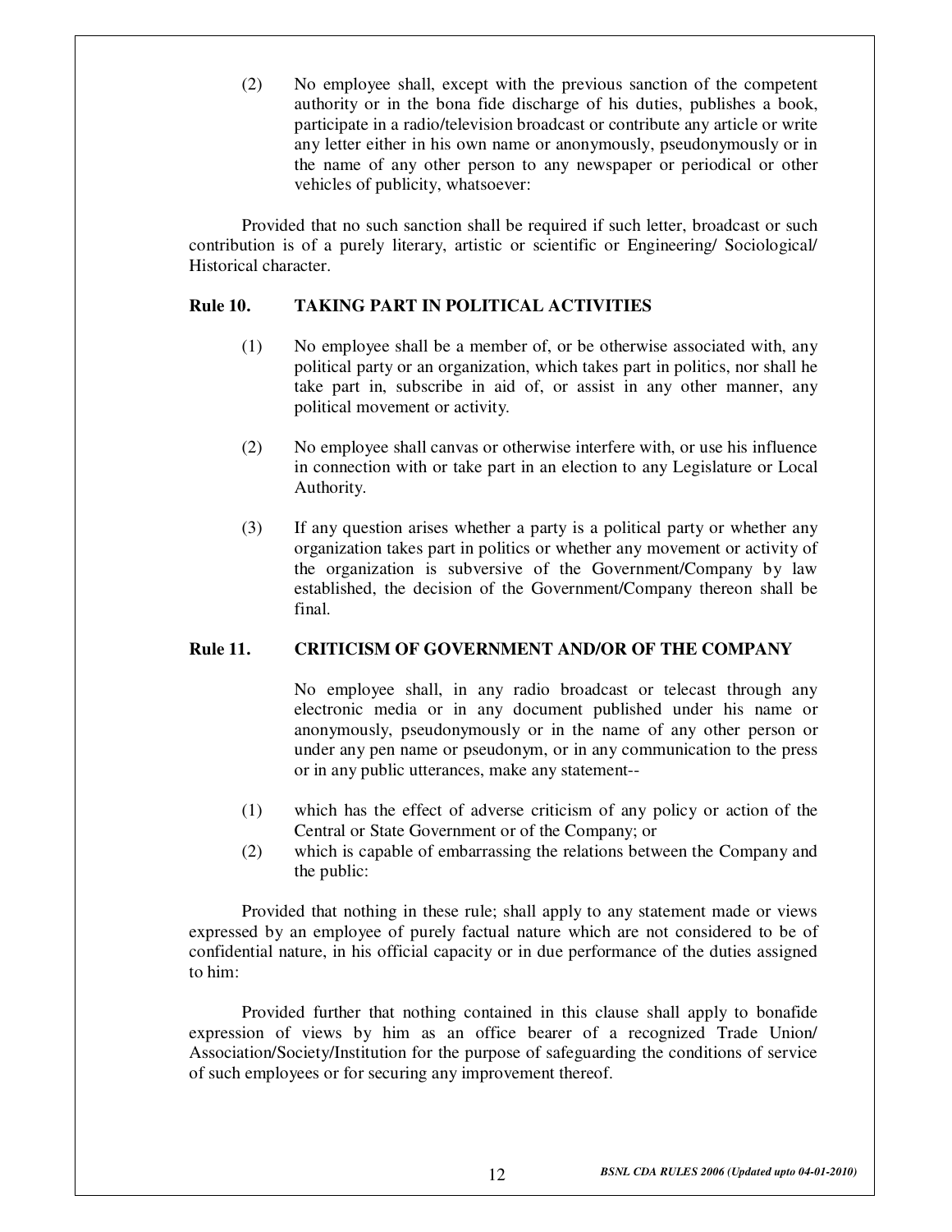(2) No employee shall, except with the previous sanction of the competent authority or in the bona fide discharge of his duties, publishes a book, participate in a radio/television broadcast or contribute any article or write any letter either in his own name or anonymously, pseudonymously or in the name of any other person to any newspaper or periodical or other vehicles of publicity, whatsoever:

Provided that no such sanction shall be required if such letter, broadcast or such contribution is of a purely literary, artistic or scientific or Engineering/ Sociological/ Historical character.

## Rule 10. TAKING PART IN POLITICAL ACTIVITIES

(1) No employee shall be a member of, or be otherwise associated with, any political party or an organization, which takes part in politics, nor shall he take part in, subscribe in aid of, or assist in any other manner, any political movement or activity.

(2) No employee shall canvas or otherwise interfere with, or use his influence in connection with or take part in an election to any Legislature or Local Authority.

(3) If any question arises whether a party is a political party or whether any organization takes part in politics or whether any movement or activity of the organization is subversive of the Government/Company by law established, the decision of the Government/Company thereon shall be final.

## Rule 11. CRITICISM OF GOVERNMENT AND/OR OF THE COMPANY

No employee shall, in any radio broadcast or telecast through any electronic media or in any document published under his name or anonymously, pseudonymously or in the name of any other person or under any pen name or pseudonym, or in any communication to the press or in any public utterances, make any statement--

(1) which has the effect of adverse criticism of any policy or action of the Central or State Government or of the Company; or
(2) which is capable of embarrassing the relations between the Company and the public:

Provided that nothing in these rule; shall apply to any statement made or views expressed by an employee of purely factual nature which are not considered to be of confidential nature, in his official capacity or in due performance of the duties assigned to him:

Provided further that nothing contained in this clause shall apply to bonafide expression of views by him as an office bearer of a recognized Trade Union/ Association/Society/Institution for the purpose of safeguarding the conditions of service of such employees or for securing any improvement thereof.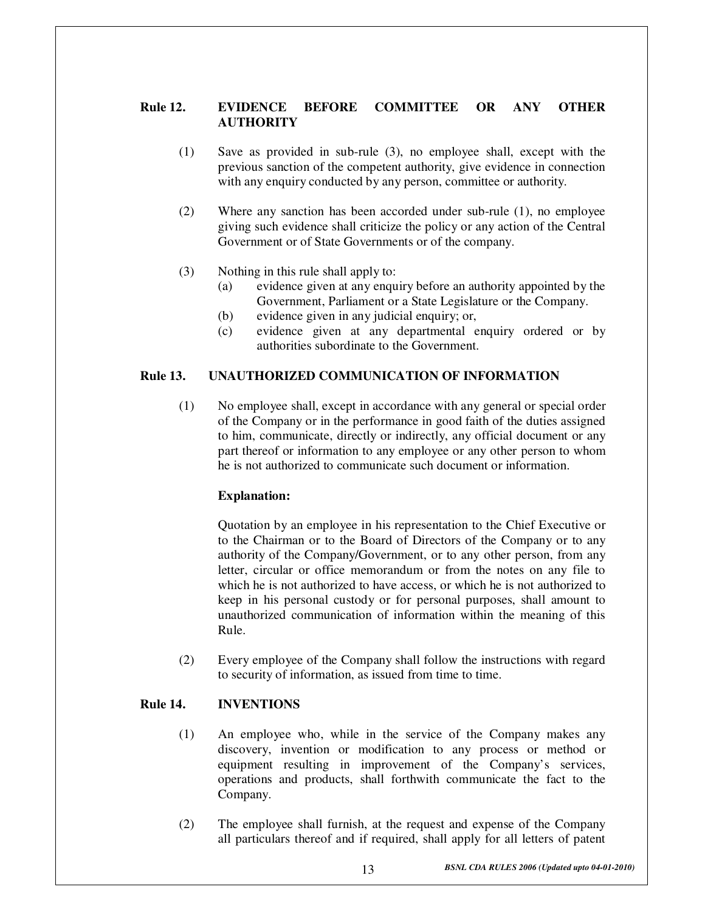## Rule 12. EVIDENCE BEFORE COMMITTEE OR ANY OTHER AUTHORITY

(1) Save as provided in sub-rule (3), no employee shall, except with the previous sanction of the competent authority, give evidence in connection with any enquiry conducted by any person, committee or authority.

(2) Where any sanction has been accorded under sub-rule (1), no employee giving such evidence shall criticize the policy or any action of the Central Government or of State Governments or of the company.

(3) Nothing in this rule shall apply to:

(a) evidence given at any enquiry before an authority appointed by the Government, Parliament or a State Legislature or the Company.

(b) evidence given in any judicial enquiry; or,

(c) evidence given at any departmental enquiry ordered or by authorities subordinate to the Government.

## Rule 13. UNAUTHORIZED COMMUNICATION OF INFORMATION

(1) No employee shall, except in accordance with any general or special order of the Company or in the performance in good faith of the duties assigned to him, communicate, directly or indirectly, any official document or any part thereof or information to any employee or any other person to whom he is not authorized to communicate such document or information.

**Explanation:**

Quotation by an employee in his representation to the Chief Executive or to the Chairman or to the Board of Directors of the Company or to any authority of the Company/Government, or to any other person, from any letter, circular or office memorandum or from the notes on any file to which he is not authorized to have access, or which he is not authorized to keep in his personal custody or for personal purposes, shall amount to unauthorized communication of information within the meaning of this Rule.

(2) Every employee of the Company shall follow the instructions with regard to security of information, as issued from time to time.

## Rule 14. INVENTIONS

(1) An employee who, while in the service of the Company makes any discovery, invention or modification to any process or method or equipment resulting in improvement of the Company's services, operations and products, shall forthwith communicate the fact to the Company.

(2) The employee shall furnish, at the request and expense of the Company all particulars thereof and if required, shall apply for all letters of patent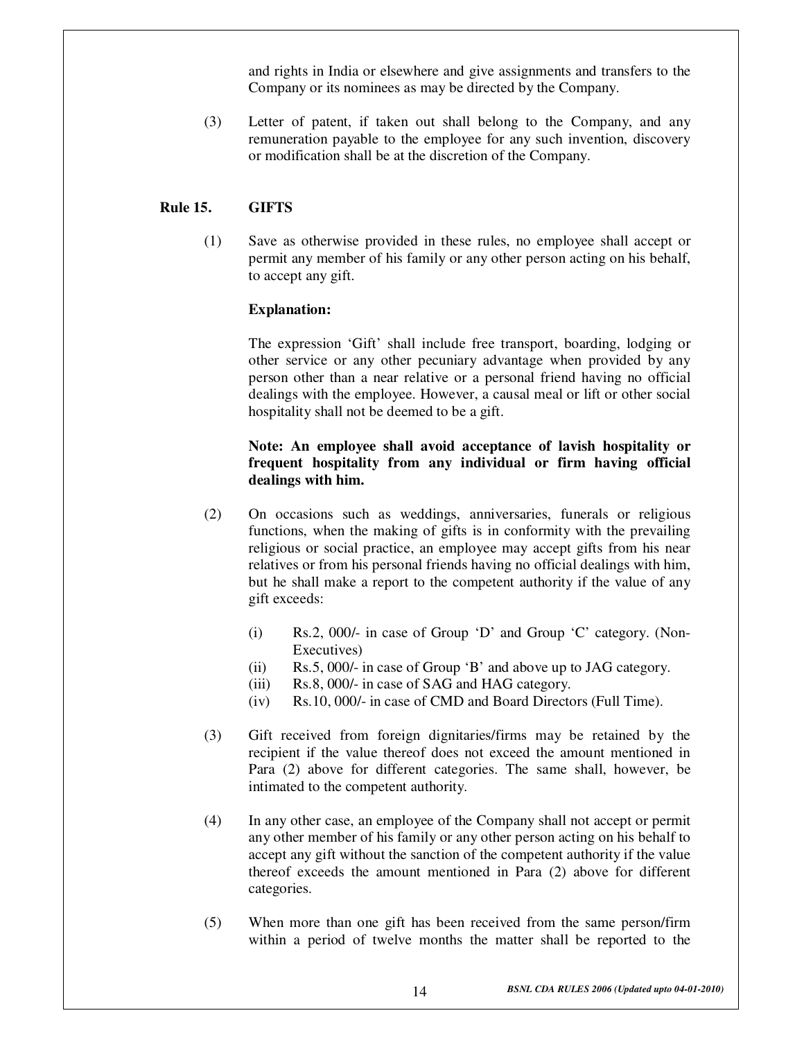and rights in India or elsewhere and give assignments and transfers to the Company or its nominees as may be directed by the Company.

(3) Letter of patent, if taken out shall belong to the Company, and any remuneration payable to the employee for any such invention, discovery or modification shall be at the discretion of the Company.

## Rule 15. GIFTS

(1) Save as otherwise provided in these rules, no employee shall accept or permit any member of his family or any other person acting on his behalf, to accept any gift.

**Explanation:**

The expression 'Gift' shall include free transport, boarding, lodging or other service or any other pecuniary advantage when provided by any person other than a near relative or a personal friend having no official dealings with the employee. However, a causal meal or lift or other social hospitality shall not be deemed to be a gift.

**Note: An employee shall avoid acceptance of lavish hospitality or frequent hospitality from any individual or firm having official dealings with him.**

(2) On occasions such as weddings, anniversaries, funerals or religious functions, when the making of gifts is in conformity with the prevailing religious or social practice, an employee may accept gifts from his near relatives or from his personal friends having no official dealings with him, but he shall make a report to the competent authority if the value of any gift exceeds:

- (i) Rs.2, 000/- in case of Group 'D' and Group 'C' category. (Non-Executives)
- (ii) Rs.5, 000/- in case of Group 'B' and above up to JAG category.
- (iii) Rs.8, 000/- in case of SAG and HAG category.
- (iv) Rs.10, 000/- in case of CMD and Board Directors (Full Time).

(3) Gift received from foreign dignitaries/firms may be retained by the recipient if the value thereof does not exceed the amount mentioned in Para (2) above for different categories. The same shall, however, be intimated to the competent authority.

(4) In any other case, an employee of the Company shall not accept or permit any other member of his family or any other person acting on his behalf to accept any gift without the sanction of the competent authority if the value thereof exceeds the amount mentioned in Para (2) above for different categories.

(5) When more than one gift has been received from the same person/firm within a period of twelve months the matter shall be reported to the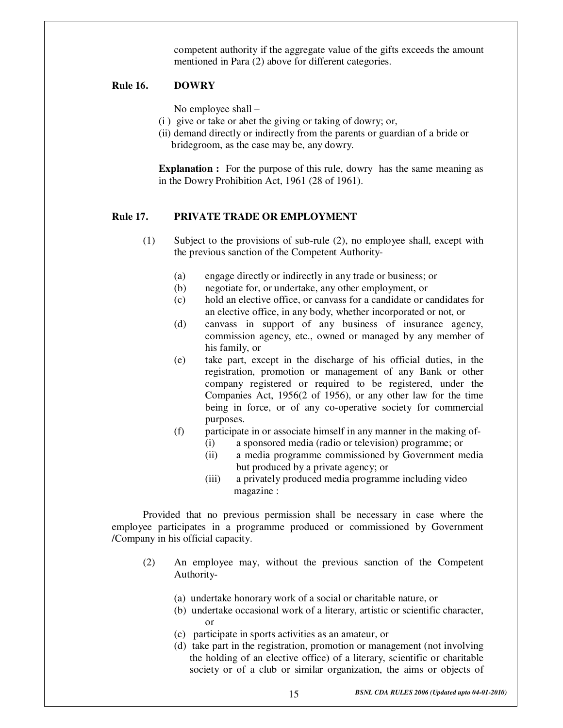competent authority if the aggregate value of the gifts exceeds the amount mentioned in Para (2) above for different categories.

## Rule 16. DOWRY

No employee shall –

(i ) give or take or abet the giving or taking of dowry; or,

(ii) demand directly or indirectly from the parents or guardian of a bride or bridegroom, as the case may be, any dowry.

**Explanation :** For the purpose of this rule, dowry has the same meaning as in the Dowry Prohibition Act, 1961 (28 of 1961).

## Rule 17. PRIVATE TRADE OR EMPLOYMENT

(1) Subject to the provisions of sub-rule (2), no employee shall, except with the previous sanction of the Competent Authority-

- (a) engage directly or indirectly in any trade or business; or
- (b) negotiate for, or undertake, any other employment, or
- (c) hold an elective office, or canvass for a candidate or candidates for an elective office, in any body, whether incorporated or not, or
- (d) canvass in support of any business of insurance agency, commission agency, etc., owned or managed by any member of his family, or
- (e) take part, except in the discharge of his official duties, in the registration, promotion or management of any Bank or other company registered or required to be registered, under the Companies Act, 1956(2 of 1956), or any other law for the time being in force, or of any co-operative society for commercial purposes.
- (f) participate in or associate himself in any manner in the making of-
  - (i) a sponsored media (radio or television) programme; or
  - (ii) a media programme commissioned by Government media but produced by a private agency; or
  - (iii) a privately produced media programme including video magazine :

Provided that no previous permission shall be necessary in case where the employee participates in a programme produced or commissioned by Government /Company in his official capacity.

(2) An employee may, without the previous sanction of the Competent Authority-

- (a) undertake honorary work of a social or charitable nature, or
- (b) undertake occasional work of a literary, artistic or scientific character, or
- (c) participate in sports activities as an amateur, or
- (d) take part in the registration, promotion or management (not involving the holding of an elective office) of a literary, scientific or charitable society or of a club or similar organization, the aims or objects of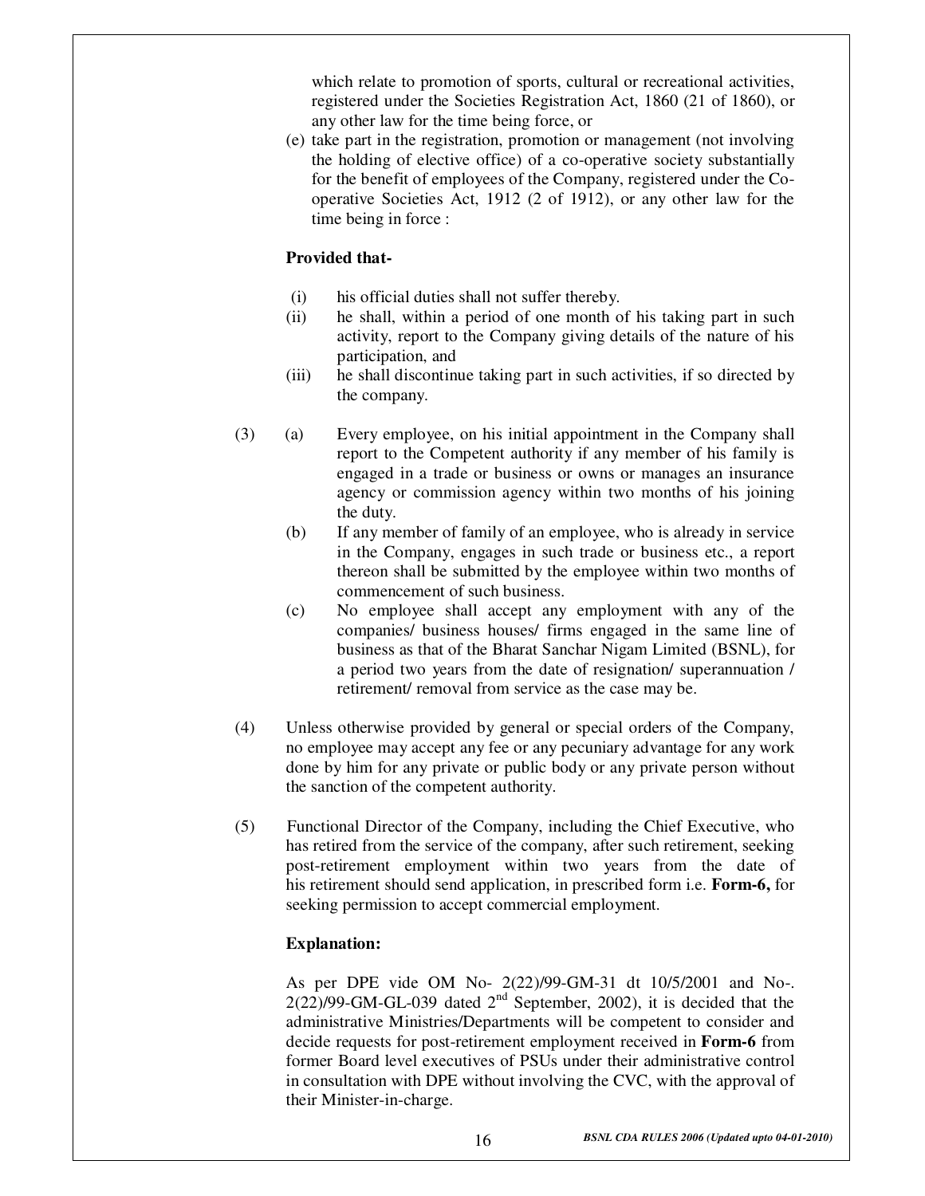which relate to promotion of sports, cultural or recreational activities, registered under the Societies Registration Act, 1860 (21 of 1860), or any other law for the time being force, or

(e) take part in the registration, promotion or management (not involving the holding of elective office) of a co-operative society substantially for the benefit of employees of the Company, registered under the Co-operative Societies Act, 1912 (2 of 1912), or any other law for the time being in force :

**Provided that-**

(i) his official duties shall not suffer thereby.

(ii) he shall, within a period of one month of his taking part in such activity, report to the Company giving details of the nature of his participation, and

(iii) he shall discontinue taking part in such activities, if so directed by the company.

(3) (a) Every employee, on his initial appointment in the Company shall report to the Competent authority if any member of his family is engaged in a trade or business or owns or manages an insurance agency or commission agency within two months of his joining the duty.

(b) If any member of family of an employee, who is already in service in the Company, engages in such trade or business etc., a report thereon shall be submitted by the employee within two months of commencement of such business.

(c) No employee shall accept any employment with any of the companies/ business houses/ firms engaged in the same line of business as that of the Bharat Sanchar Nigam Limited (BSNL), for a period two years from the date of resignation/ superannuation / retirement/ removal from service as the case may be.

(4) Unless otherwise provided by general or special orders of the Company, no employee may accept any fee or any pecuniary advantage for any work done by him for any private or public body or any private person without the sanction of the competent authority.

(5) Functional Director of the Company, including the Chief Executive, who has retired from the service of the company, after such retirement, seeking post-retirement employment within two years from the date of his retirement should send application, in prescribed form i.e. **Form-6,** for seeking permission to accept commercial employment.

**Explanation:**

As per DPE vide OM No- 2(22)/99-GM-31 dt 10/5/2001 and No-. 2(22)/99-GM-GL-039 dated 2nd September, 2002), it is decided that the administrative Ministries/Departments will be competent to consider and decide requests for post-retirement employment received in **Form-6** from former Board level executives of PSUs under their administrative control in consultation with DPE without involving the CVC, with the approval of their Minister-in-charge.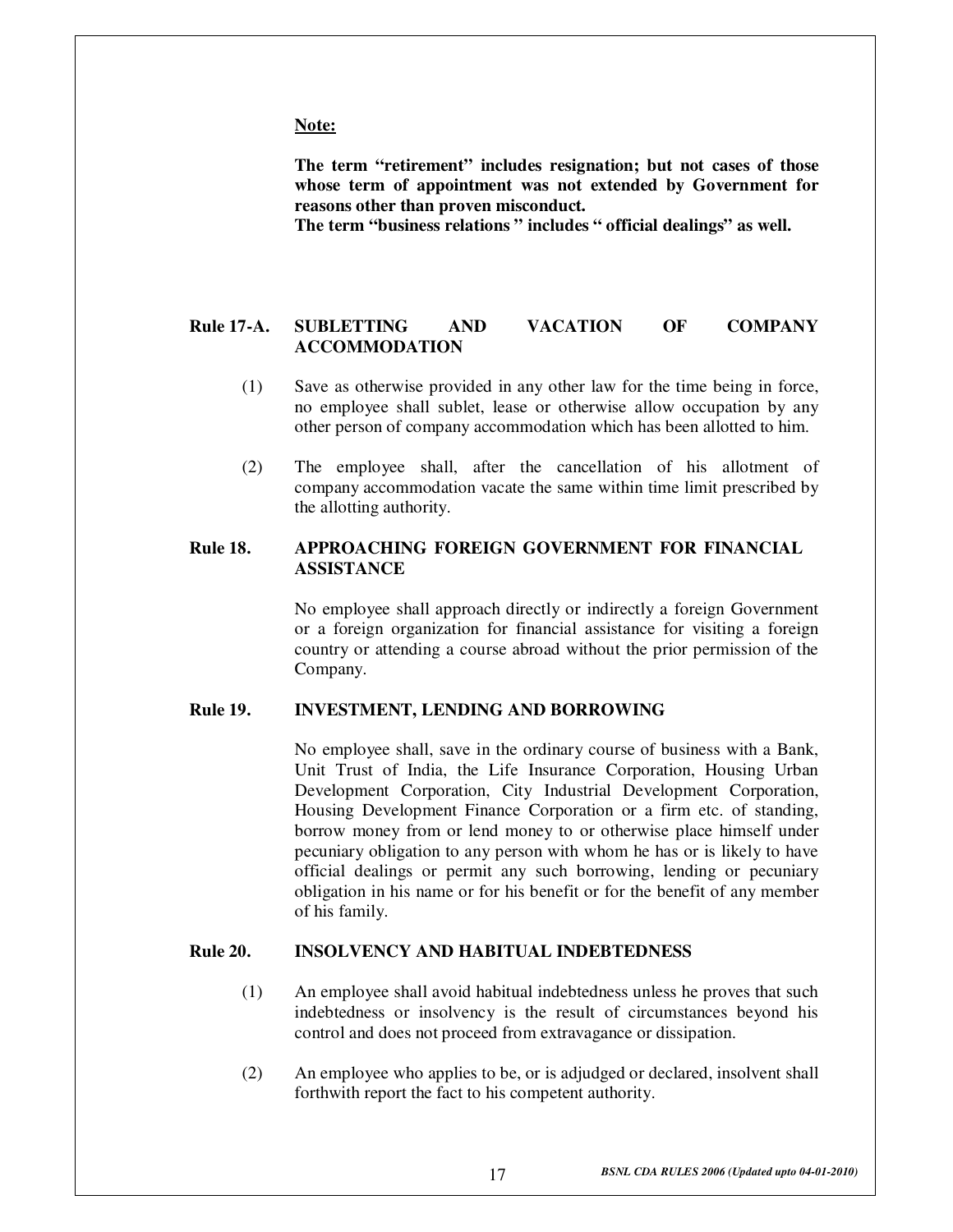**Note:**

**The term "retirement" includes resignation; but not cases of those whose term of appointment was not extended by Government for reasons other than proven misconduct.**
**The term "business relations " includes " official dealings" as well.**

## Rule 17-A. SUBLETTING AND VACATION OF COMPANY ACCOMMODATION

(1) Save as otherwise provided in any other law for the time being in force, no employee shall sublet, lease or otherwise allow occupation by any other person of company accommodation which has been allotted to him.

(2) The employee shall, after the cancellation of his allotment of company accommodation vacate the same within time limit prescribed by the allotting authority.

## Rule 18. APPROACHING FOREIGN GOVERNMENT FOR FINANCIAL ASSISTANCE

No employee shall approach directly or indirectly a foreign Government or a foreign organization for financial assistance for visiting a foreign country or attending a course abroad without the prior permission of the Company.

## Rule 19. INVESTMENT, LENDING AND BORROWING

No employee shall, save in the ordinary course of business with a Bank, Unit Trust of India, the Life Insurance Corporation, Housing Urban Development Corporation, City Industrial Development Corporation, Housing Development Finance Corporation or a firm etc. of standing, borrow money from or lend money to or otherwise place himself under pecuniary obligation to any person with whom he has or is likely to have official dealings or permit any such borrowing, lending or pecuniary obligation in his name or for his benefit or for the benefit of any member of his family.

## Rule 20. INSOLVENCY AND HABITUAL INDEBTEDNESS

(1) An employee shall avoid habitual indebtedness unless he proves that such indebtedness or insolvency is the result of circumstances beyond his control and does not proceed from extravagance or dissipation.

(2) An employee who applies to be, or is adjudged or declared, insolvent shall forthwith report the fact to his competent authority.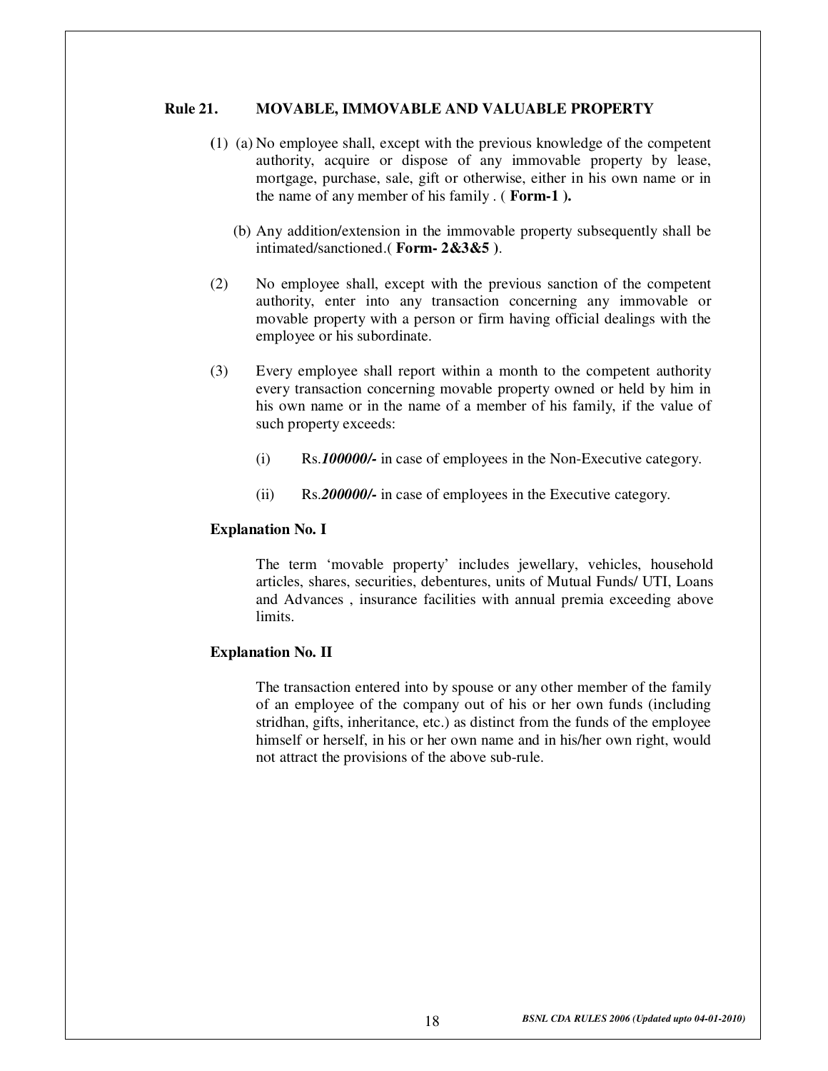## Rule 21. MOVABLE, IMMOVABLE AND VALUABLE PROPERTY

(1) (a) No employee shall, except with the previous knowledge of the competent authority, acquire or dispose of any immovable property by lease, mortgage, purchase, sale, gift or otherwise, either in his own name or in the name of any member of his family . ( **Form-1 ).**

(b) Any addition/extension in the immovable property subsequently shall be intimated/sanctioned.( **Form- 2&3&5 )**.

(2) No employee shall, except with the previous sanction of the competent authority, enter into any transaction concerning any immovable or movable property with a person or firm having official dealings with the employee or his subordinate.

(3) Every employee shall report within a month to the competent authority every transaction concerning movable property owned or held by him in his own name or in the name of a member of his family, if the value of such property exceeds:

(i) Rs.***100000/-*** in case of employees in the Non-Executive category.

(ii) Rs.***200000/-*** in case of employees in the Executive category.

**Explanation No. I**

The term 'movable property' includes jewellary, vehicles, household articles, shares, securities, debentures, units of Mutual Funds/ UTI, Loans and Advances , insurance facilities with annual premia exceeding above limits.

**Explanation No. II**

The transaction entered into by spouse or any other member of the family of an employee of the company out of his or her own funds (including stridhan, gifts, inheritance, etc.) as distinct from the funds of the employee himself or herself, in his or her own name and in his/her own right, would not attract the provisions of the above sub-rule.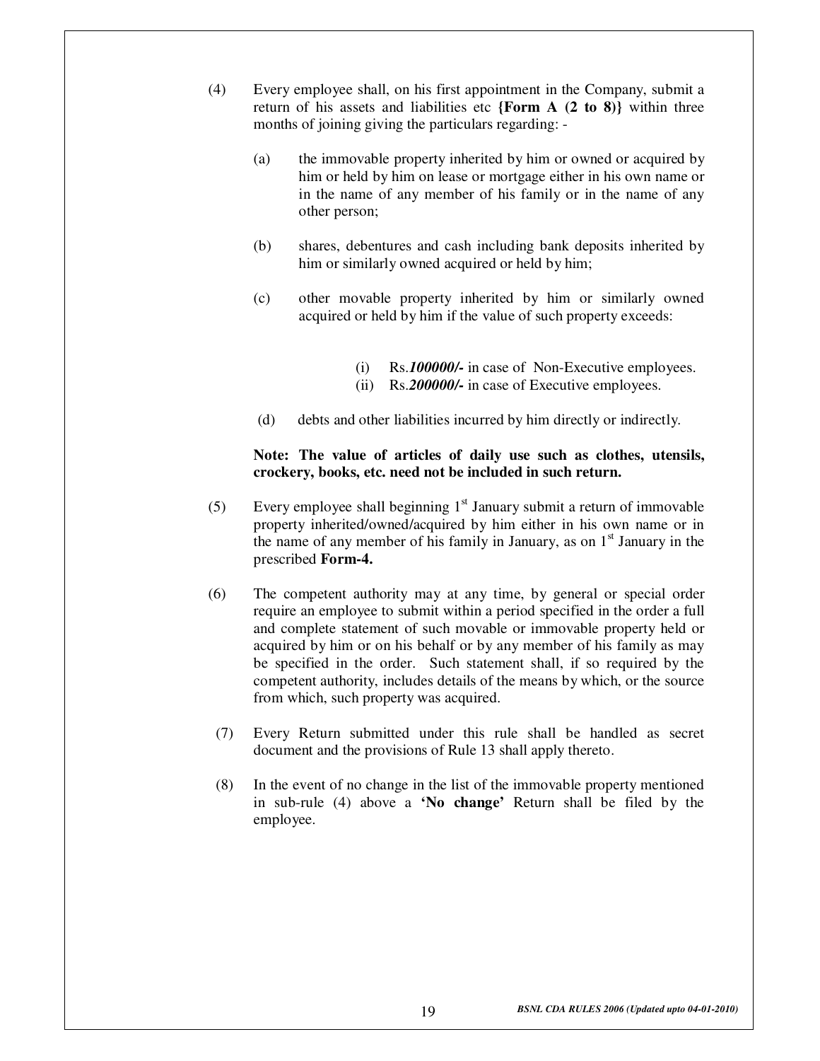(4) Every employee shall, on his first appointment in the Company, submit a return of his assets and liabilities etc **{Form A (2 to 8)}** within three months of joining giving the particulars regarding: -

(a) the immovable property inherited by him or owned or acquired by him or held by him on lease or mortgage either in his own name or in the name of any member of his family or in the name of any other person;

(b) shares, debentures and cash including bank deposits inherited by him or similarly owned acquired or held by him;

(c) other movable property inherited by him or similarly owned acquired or held by him if the value of such property exceeds:

(i) Rs.***100000/-*** in case of Non-Executive employees.
(ii) Rs.***200000/-*** in case of Executive employees.

(d) debts and other liabilities incurred by him directly or indirectly.

**Note: The value of articles of daily use such as clothes, utensils, crockery, books, etc. need not be included in such return.**

(5) Every employee shall beginning 1st January submit a return of immovable property inherited/owned/acquired by him either in his own name or in the name of any member of his family in January, as on 1st January in the prescribed **Form-4.**

(6) The competent authority may at any time, by general or special order require an employee to submit within a period specified in the order a full and complete statement of such movable or immovable property held or acquired by him or on his behalf or by any member of his family as may be specified in the order. Such statement shall, if so required by the competent authority, includes details of the means by which, or the source from which, such property was acquired.

(7) Every Return submitted under this rule shall be handled as secret document and the provisions of Rule 13 shall apply thereto.

(8) In the event of no change in the list of the immovable property mentioned in sub-rule (4) above a **'No change'** Return shall be filed by the employee.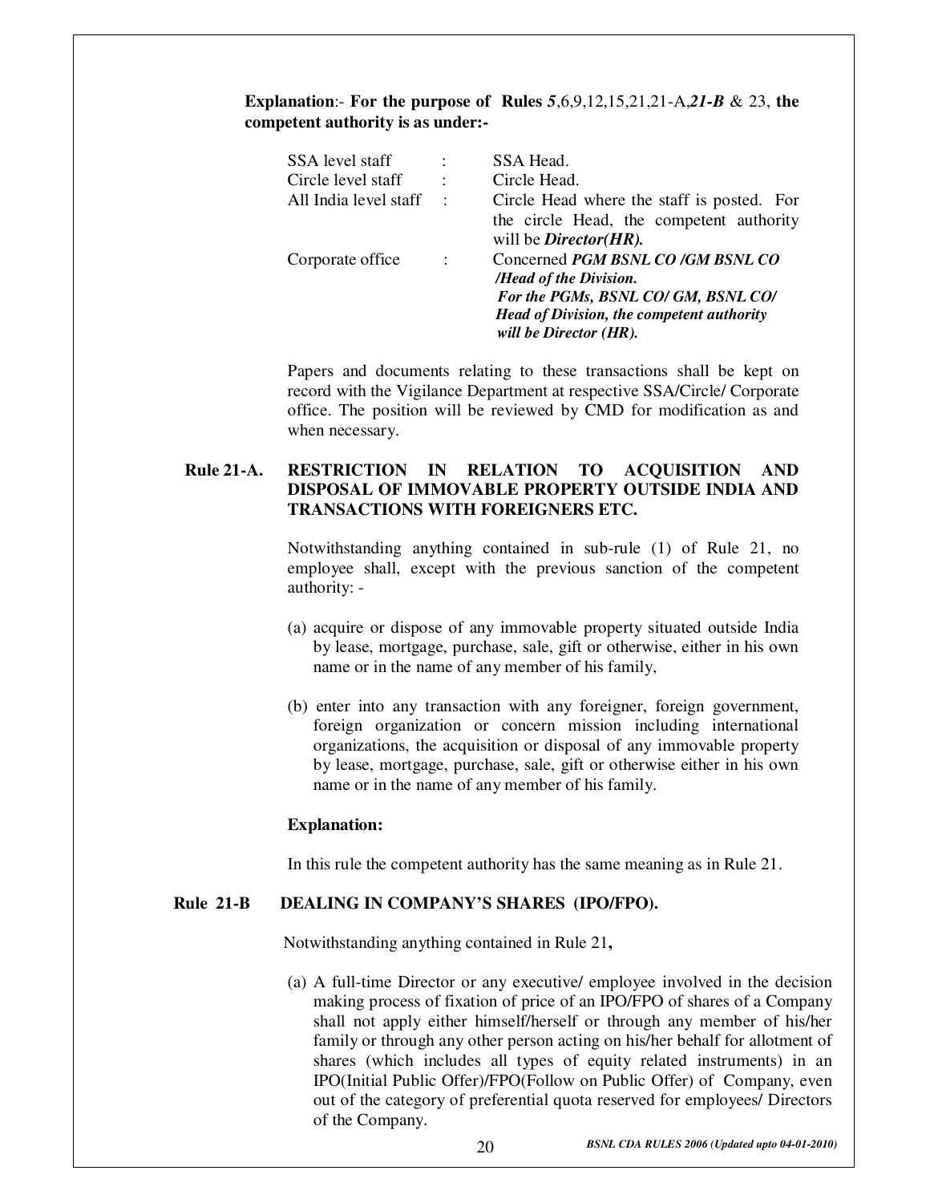**Explanation**:- **For the purpose of Rules** ***5***,6,9,12,15,21,21-A,***21-B*** & 23, **the competent authority is as under:-**

| | | |
|---|---|---|
| SSA level staff | : | SSA Head. |
| Circle level staff | : | Circle Head. |
| All India level staff | : | Circle Head where the staff is posted. For the circle Head, the competent authority will be ***Director(HR).*** |
| Corporate office | : | Concerned ***PGM BSNL CO /GM BSNL CO /Head of the Division. For the PGMs, BSNL CO/ GM, BSNL CO/ Head of Division, the competent authority will be Director (HR).*** |

Papers and documents relating to these transactions shall be kept on record with the Vigilance Department at respective SSA/Circle/ Corporate office. The position will be reviewed by CMD for modification as and when necessary.

## Rule 21-A. RESTRICTION IN RELATION TO ACQUISITION AND DISPOSAL OF IMMOVABLE PROPERTY OUTSIDE INDIA AND TRANSACTIONS WITH FOREIGNERS ETC.

Notwithstanding anything contained in sub-rule (1) of Rule 21, no employee shall, except with the previous sanction of the competent authority: -

(a) acquire or dispose of any immovable property situated outside India by lease, mortgage, purchase, sale, gift or otherwise, either in his own name or in the name of any member of his family,

(b) enter into any transaction with any foreigner, foreign government, foreign organization or concern mission including international organizations, the acquisition or disposal of any immovable property by lease, mortgage, purchase, sale, gift or otherwise either in his own name or in the name of any member of his family.

**Explanation:**

In this rule the competent authority has the same meaning as in Rule 21.

## Rule 21-B DEALING IN COMPANY'S SHARES (IPO/FPO).

Notwithstanding anything contained in Rule 21**,**

(a) A full-time Director or any executive/ employee involved in the decision making process of fixation of price of an IPO/FPO of shares of a Company shall not apply either himself/herself or through any member of his/her family or through any other person acting on his/her behalf for allotment of shares (which includes all types of equity related instruments) in an IPO(Initial Public Offer)/FPO(Follow on Public Offer) of Company, even out of the category of preferential quota reserved for employees/ Directors of the Company.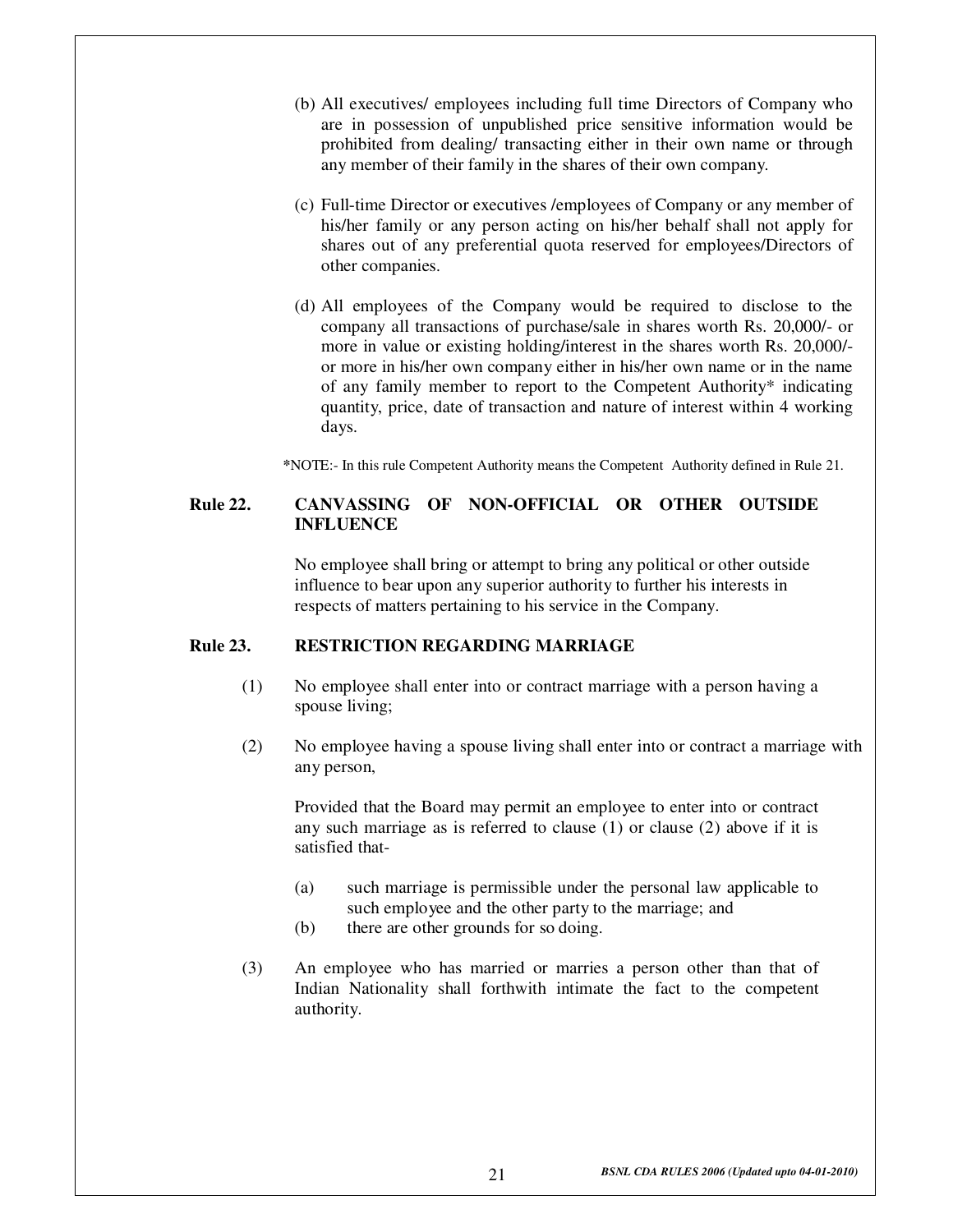(b) All executives/ employees including full time Directors of Company who are in possession of unpublished price sensitive information would be prohibited from dealing/ transacting either in their own name or through any member of their family in the shares of their own company.

(c) Full-time Director or executives /employees of Company or any member of his/her family or any person acting on his/her behalf shall not apply for shares out of any preferential quota reserved for employees/Directors of other companies.

(d) All employees of the Company would be required to disclose to the company all transactions of purchase/sale in shares worth Rs. 20,000/- or more in value or existing holding/interest in the shares worth Rs. 20,000/- or more in his/her own company either in his/her own name or in the name of any family member to report to the Competent Authority* indicating quantity, price, date of transaction and nature of interest within 4 working days.

*NOTE:- In this rule Competent Authority means the Competent Authority defined in Rule 21.

## Rule 22. CANVASSING OF NON-OFFICIAL OR OTHER OUTSIDE INFLUENCE

No employee shall bring or attempt to bring any political or other outside influence to bear upon any superior authority to further his interests in respects of matters pertaining to his service in the Company.

## Rule 23. RESTRICTION REGARDING MARRIAGE

(1) No employee shall enter into or contract marriage with a person having a spouse living;

(2) No employee having a spouse living shall enter into or contract a marriage with any person,

Provided that the Board may permit an employee to enter into or contract any such marriage as is referred to clause (1) or clause (2) above if it is satisfied that-

(a) such marriage is permissible under the personal law applicable to such employee and the other party to the marriage; and

(b) there are other grounds for so doing.

(3) An employee who has married or marries a person other than that of Indian Nationality shall forthwith intimate the fact to the competent authority.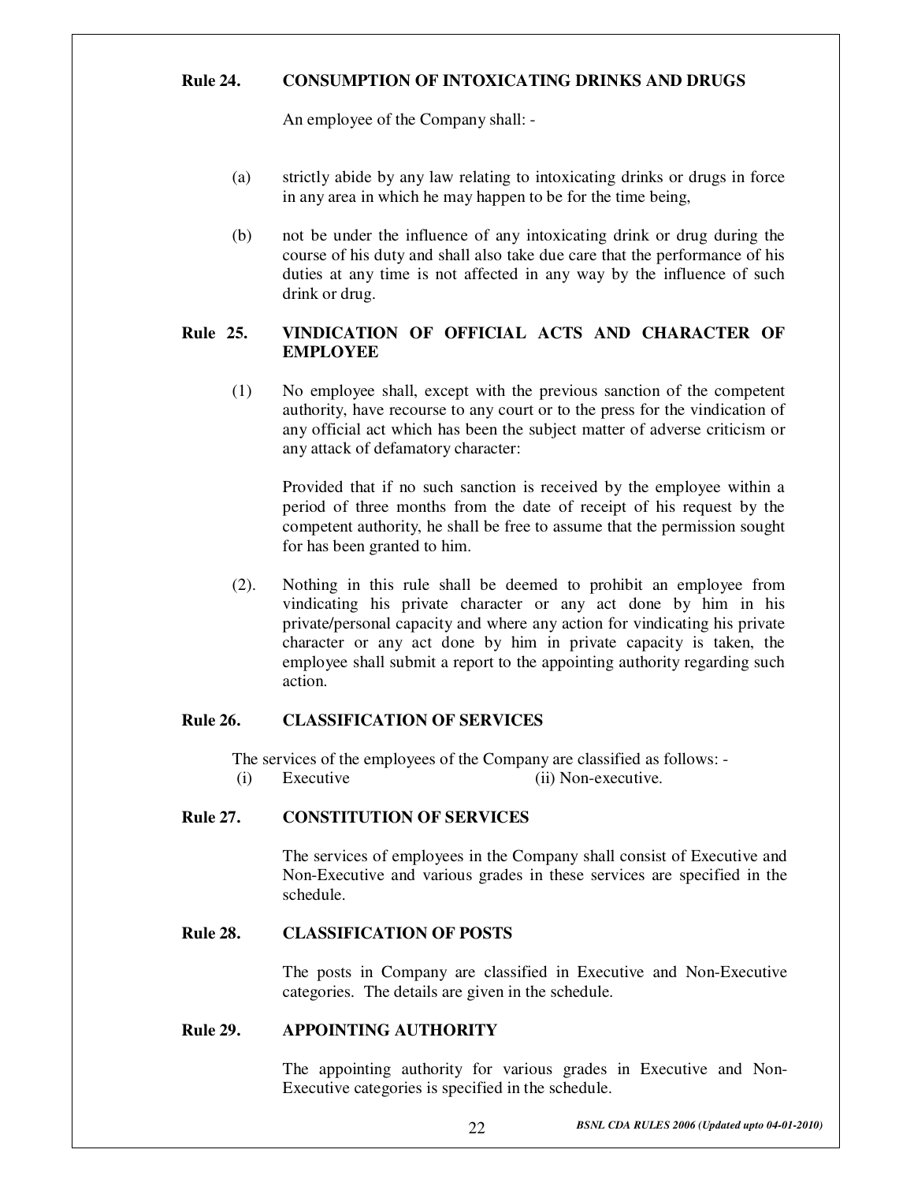### Rule 24. CONSUMPTION OF INTOXICATING DRINKS AND DRUGS

An employee of the Company shall: -

(a) strictly abide by any law relating to intoxicating drinks or drugs in force in any area in which he may happen to be for the time being,

(b) not be under the influence of any intoxicating drink or drug during the course of his duty and shall also take due care that the performance of his duties at any time is not affected in any way by the influence of such drink or drug.

### Rule 25. VINDICATION OF OFFICIAL ACTS AND CHARACTER OF EMPLOYEE

(1) No employee shall, except with the previous sanction of the competent authority, have recourse to any court or to the press for the vindication of any official act which has been the subject matter of adverse criticism or any attack of defamatory character:

Provided that if no such sanction is received by the employee within a period of three months from the date of receipt of his request by the competent authority, he shall be free to assume that the permission sought for has been granted to him.

(2). Nothing in this rule shall be deemed to prohibit an employee from vindicating his private character or any act done by him in his private/personal capacity and where any action for vindicating his private character or any act done by him in private capacity is taken, the employee shall submit a report to the appointing authority regarding such action.

### Rule 26. CLASSIFICATION OF SERVICES

The services of the employees of the Company are classified as follows: -

(i) Executive (ii) Non-executive.

### Rule 27. CONSTITUTION OF SERVICES

The services of employees in the Company shall consist of Executive and Non-Executive and various grades in these services are specified in the schedule.

### Rule 28. CLASSIFICATION OF POSTS

The posts in Company are classified in Executive and Non-Executive categories. The details are given in the schedule.

### Rule 29. APPOINTING AUTHORITY

The appointing authority for various grades in Executive and Non-Executive categories is specified in the schedule.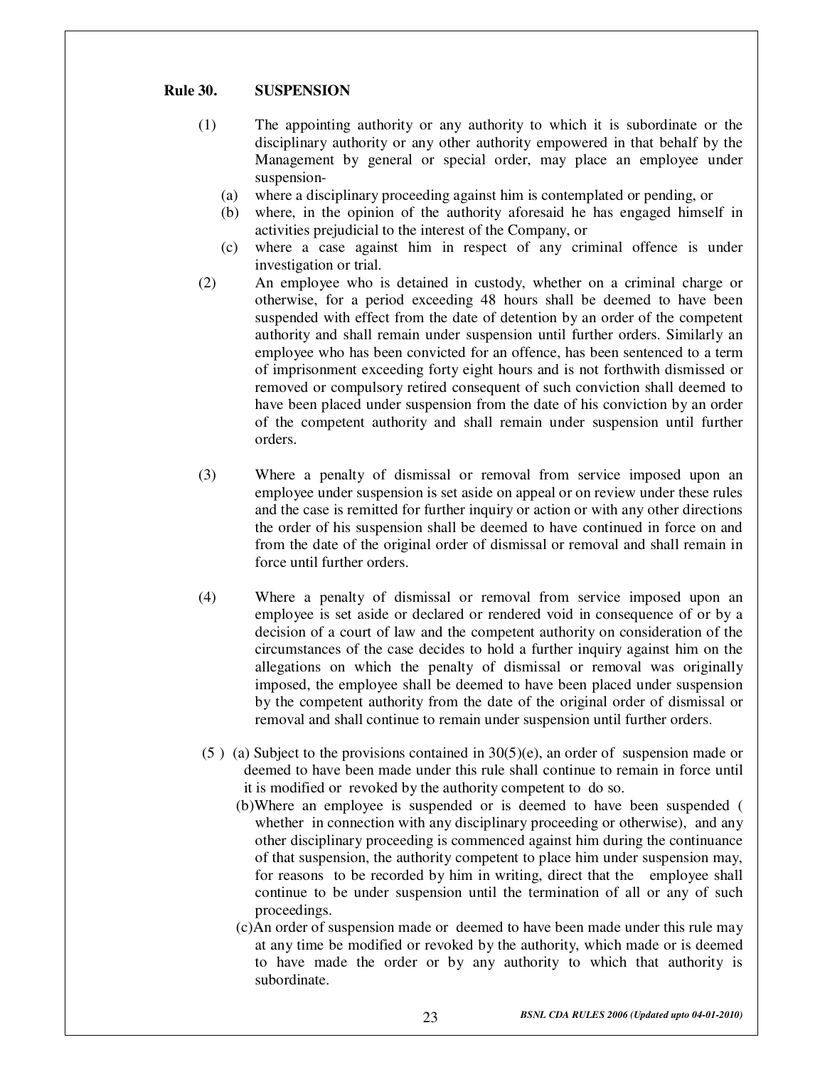## Rule 30. SUSPENSION

(1) The appointing authority or any authority to which it is subordinate or the disciplinary authority or any other authority empowered in that behalf by the Management by general or special order, may place an employee under suspension-

(a) where a disciplinary proceeding against him is contemplated or pending, or

(b) where, in the opinion of the authority aforesaid he has engaged himself in activities prejudicial to the interest of the Company, or

(c) where a case against him in respect of any criminal offence is under investigation or trial.

(2) An employee who is detained in custody, whether on a criminal charge or otherwise, for a period exceeding 48 hours shall be deemed to have been suspended with effect from the date of detention by an order of the competent authority and shall remain under suspension until further orders. Similarly an employee who has been convicted for an offence, has been sentenced to a term of imprisonment exceeding forty eight hours and is not forthwith dismissed or removed or compulsory retired consequent of such conviction shall deemed to have been placed under suspension from the date of his conviction by an order of the competent authority and shall remain under suspension until further orders.

(3) Where a penalty of dismissal or removal from service imposed upon an employee under suspension is set aside on appeal or on review under these rules and the case is remitted for further inquiry or action or with any other directions the order of his suspension shall be deemed to have continued in force on and from the date of the original order of dismissal or removal and shall remain in force until further orders.

(4) Where a penalty of dismissal or removal from service imposed upon an employee is set aside or declared or rendered void in consequence of or by a decision of a court of law and the competent authority on consideration of the circumstances of the case decides to hold a further inquiry against him on the allegations on which the penalty of dismissal or removal was originally imposed, the employee shall be deemed to have been placed under suspension by the competent authority from the date of the original order of dismissal or removal and shall continue to remain under suspension until further orders.

(5) (a) Subject to the provisions contained in 30(5)(e), an order of suspension made or deemed to have been made under this rule shall continue to remain in force until it is modified or revoked by the authority competent to do so.

(b) Where an employee is suspended or is deemed to have been suspended ( whether in connection with any disciplinary proceeding or otherwise), and any other disciplinary proceeding is commenced against him during the continuance of that suspension, the authority competent to place him under suspension may, for reasons to be recorded by him in writing, direct that the employee shall continue to be under suspension until the termination of all or any of such proceedings.

(c) An order of suspension made or deemed to have been made under this rule may at any time be modified or revoked by the authority, which made or is deemed to have made the order or by any authority to which that authority is subordinate.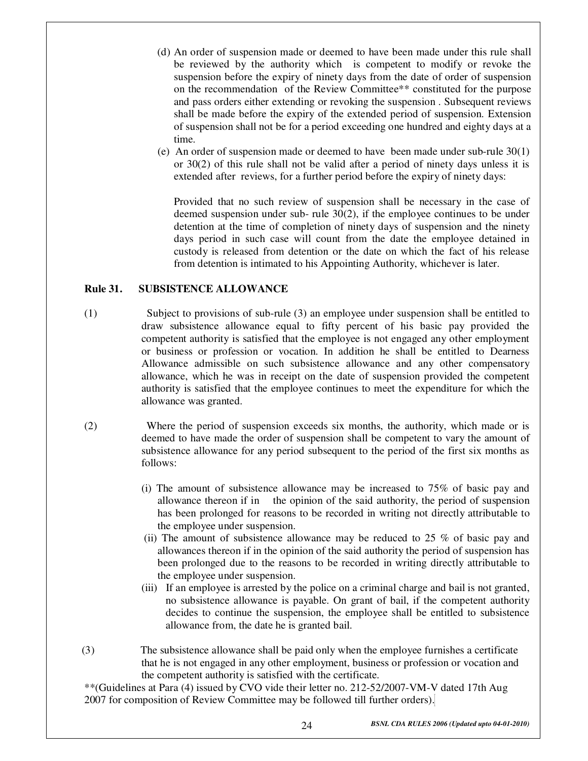(d) An order of suspension made or deemed to have been made under this rule shall be reviewed by the authority which is competent to modify or revoke the suspension before the expiry of ninety days from the date of order of suspension on the recommendation of the Review Committee** constituted for the purpose and pass orders either extending or revoking the suspension . Subsequent reviews shall be made before the expiry of the extended period of suspension. Extension of suspension shall not be for a period exceeding one hundred and eighty days at a time.

(e) An order of suspension made or deemed to have been made under sub-rule 30(1) or 30(2) of this rule shall not be valid after a period of ninety days unless it is extended after reviews, for a further period before the expiry of ninety days:

Provided that no such review of suspension shall be necessary in the case of deemed suspension under sub- rule 30(2), if the employee continues to be under detention at the time of completion of ninety days of suspension and the ninety days period in such case will count from the date the employee detained in custody is released from detention or the date on which the fact of his release from detention is intimated to his Appointing Authority, whichever is later.

## Rule 31. SUBSISTENCE ALLOWANCE

(1) Subject to provisions of sub-rule (3) an employee under suspension shall be entitled to draw subsistence allowance equal to fifty percent of his basic pay provided the competent authority is satisfied that the employee is not engaged any other employment or business or profession or vocation. In addition he shall be entitled to Dearness Allowance admissible on such subsistence allowance and any other compensatory allowance, which he was in receipt on the date of suspension provided the competent authority is satisfied that the employee continues to meet the expenditure for which the allowance was granted.

(2) Where the period of suspension exceeds six months, the authority, which made or is deemed to have made the order of suspension shall be competent to vary the amount of subsistence allowance for any period subsequent to the period of the first six months as follows:

(i) The amount of subsistence allowance may be increased to 75% of basic pay and allowance thereon if in the opinion of the said authority, the period of suspension has been prolonged for reasons to be recorded in writing not directly attributable to the employee under suspension.

(ii) The amount of subsistence allowance may be reduced to 25 % of basic pay and allowances thereon if in the opinion of the said authority the period of suspension has been prolonged due to the reasons to be recorded in writing directly attributable to the employee under suspension.

(iii) If an employee is arrested by the police on a criminal charge and bail is not granted, no subsistence allowance is payable. On grant of bail, if the competent authority decides to continue the suspension, the employee shall be entitled to subsistence allowance from, the date he is granted bail.

(3) The subsistence allowance shall be paid only when the employee furnishes a certificate that he is not engaged in any other employment, business or profession or vocation and the competent authority is satisfied with the certificate.

**(Guidelines at Para (4) issued by CVO vide their letter no. 212-52/2007-VM-V dated 17th Aug 2007 for composition of Review Committee may be followed till further orders).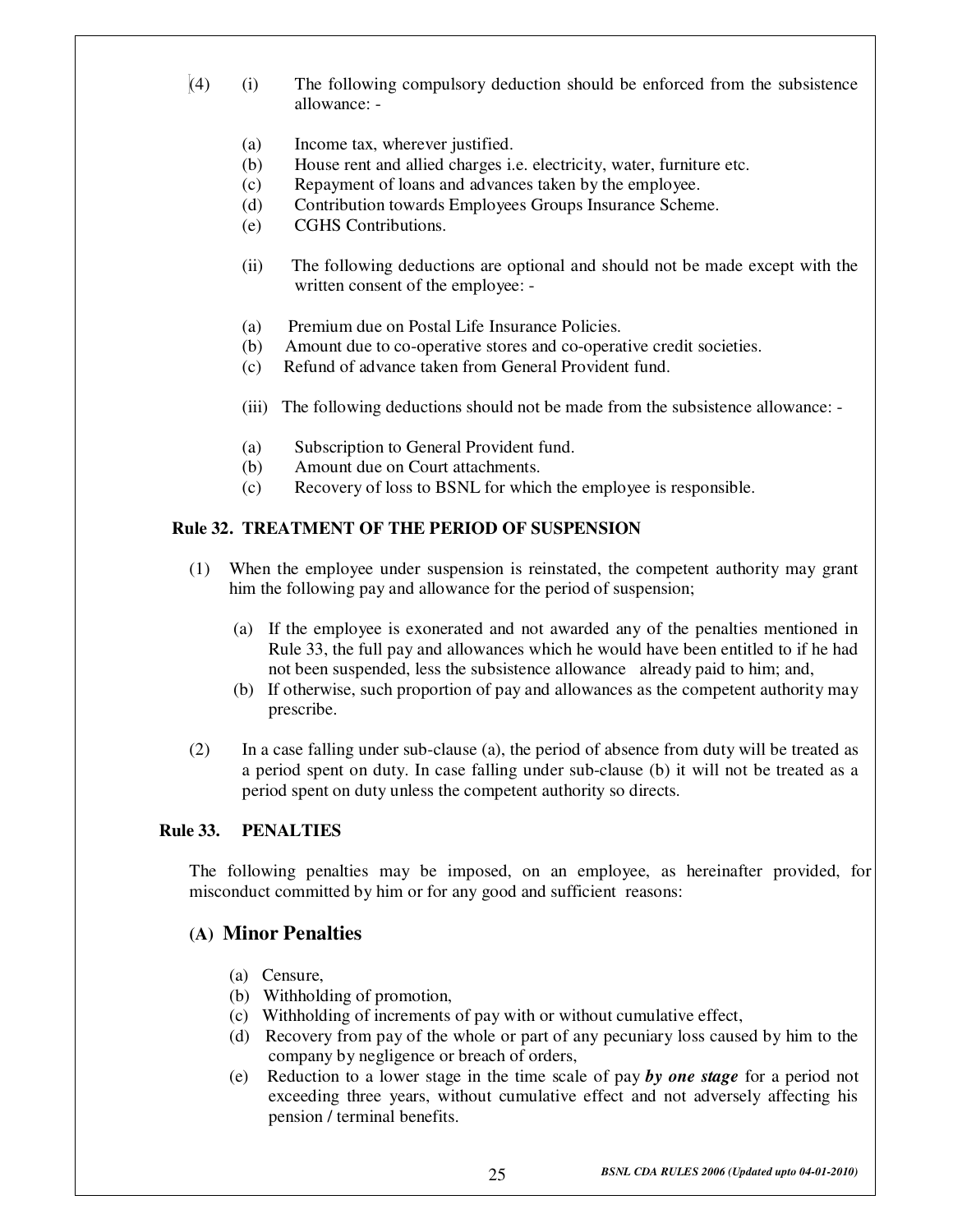(4) (i) The following compulsory deduction should be enforced from the subsistence allowance: -

(a) Income tax, wherever justified.
(b) House rent and allied charges i.e. electricity, water, furniture etc.
(c) Repayment of loans and advances taken by the employee.
(d) Contribution towards Employees Groups Insurance Scheme.
(e) CGHS Contributions.

(ii) The following deductions are optional and should not be made except with the written consent of the employee: -

(a) Premium due on Postal Life Insurance Policies.
(b) Amount due to co-operative stores and co-operative credit societies.
(c) Refund of advance taken from General Provident fund.

(iii) The following deductions should not be made from the subsistence allowance: -

(a) Subscription to General Provident fund.
(b) Amount due on Court attachments.
(c) Recovery of loss to BSNL for which the employee is responsible.

## Rule 32. TREATMENT OF THE PERIOD OF SUSPENSION

(1) When the employee under suspension is reinstated, the competent authority may grant him the following pay and allowance for the period of suspension;

(a) If the employee is exonerated and not awarded any of the penalties mentioned in Rule 33, the full pay and allowances which he would have been entitled to if he had not been suspended, less the subsistence allowance already paid to him; and,
(b) If otherwise, such proportion of pay and allowances as the competent authority may prescribe.

(2) In a case falling under sub-clause (a), the period of absence from duty will be treated as a period spent on duty. In case falling under sub-clause (b) it will not be treated as a period spent on duty unless the competent authority so directs.

## Rule 33. PENALTIES

The following penalties may be imposed, on an employee, as hereinafter provided, for misconduct committed by him or for any good and sufficient reasons:

### (A) Minor Penalties

(a) Censure,
(b) Withholding of promotion,
(c) Withholding of increments of pay with or without cumulative effect,
(d) Recovery from pay of the whole or part of any pecuniary loss caused by him to the company by negligence or breach of orders,
(e) Reduction to a lower stage in the time scale of pay ***by one stage*** for a period not exceeding three years, without cumulative effect and not adversely affecting his pension / terminal benefits.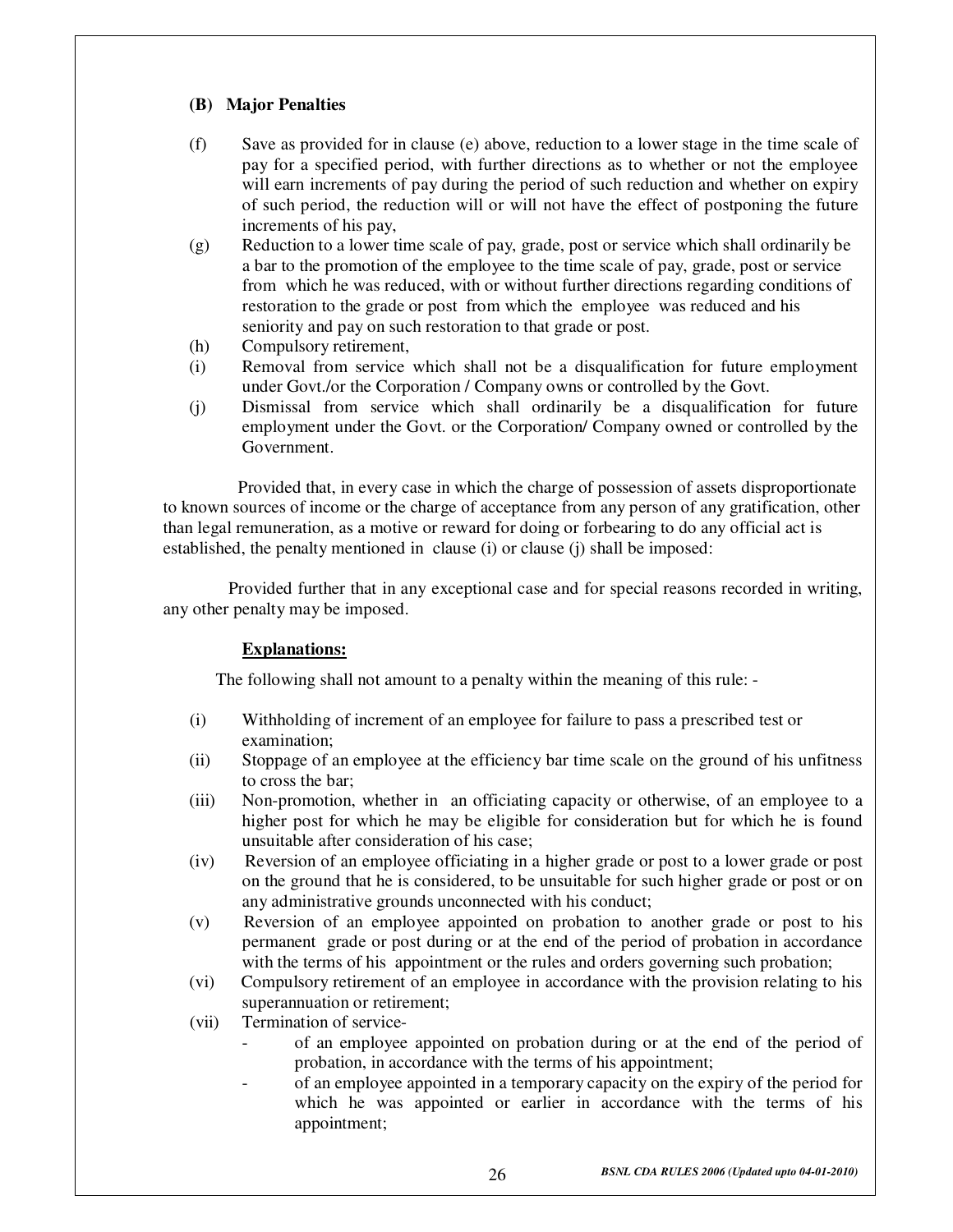**(B) Major Penalties**

(f) Save as provided for in clause (e) above, reduction to a lower stage in the time scale of pay for a specified period, with further directions as to whether or not the employee will earn increments of pay during the period of such reduction and whether on expiry of such period, the reduction will or will not have the effect of postponing the future increments of his pay,

(g) Reduction to a lower time scale of pay, grade, post or service which shall ordinarily be a bar to the promotion of the employee to the time scale of pay, grade, post or service from which he was reduced, with or without further directions regarding conditions of restoration to the grade or post from which the employee was reduced and his seniority and pay on such restoration to that grade or post.

(h) Compulsory retirement,

(i) Removal from service which shall not be a disqualification for future employment under Govt./or the Corporation / Company owns or controlled by the Govt.

(j) Dismissal from service which shall ordinarily be a disqualification for future employment under the Govt. or the Corporation/ Company owned or controlled by the Government.

Provided that, in every case in which the charge of possession of assets disproportionate to known sources of income or the charge of acceptance from any person of any gratification, other than legal remuneration, as a motive or reward for doing or forbearing to do any official act is established, the penalty mentioned in clause (i) or clause (j) shall be imposed:

Provided further that in any exceptional case and for special reasons recorded in writing, any other penalty may be imposed.

**Explanations:**

The following shall not amount to a penalty within the meaning of this rule: -

(i) Withholding of increment of an employee for failure to pass a prescribed test or examination;

(ii) Stoppage of an employee at the efficiency bar time scale on the ground of his unfitness to cross the bar;

(iii) Non-promotion, whether in an officiating capacity or otherwise, of an employee to a higher post for which he may be eligible for consideration but for which he is found unsuitable after consideration of his case;

(iv) Reversion of an employee officiating in a higher grade or post to a lower grade or post on the ground that he is considered, to be unsuitable for such higher grade or post or on any administrative grounds unconnected with his conduct;

(v) Reversion of an employee appointed on probation to another grade or post to his permanent grade or post during or at the end of the period of probation in accordance with the terms of his appointment or the rules and orders governing such probation;

(vi) Compulsory retirement of an employee in accordance with the provision relating to his superannuation or retirement;

(vii) Termination of service-

- of an employee appointed on probation during or at the end of the period of probation, in accordance with the terms of his appointment;
- of an employee appointed in a temporary capacity on the expiry of the period for which he was appointed or earlier in accordance with the terms of his appointment;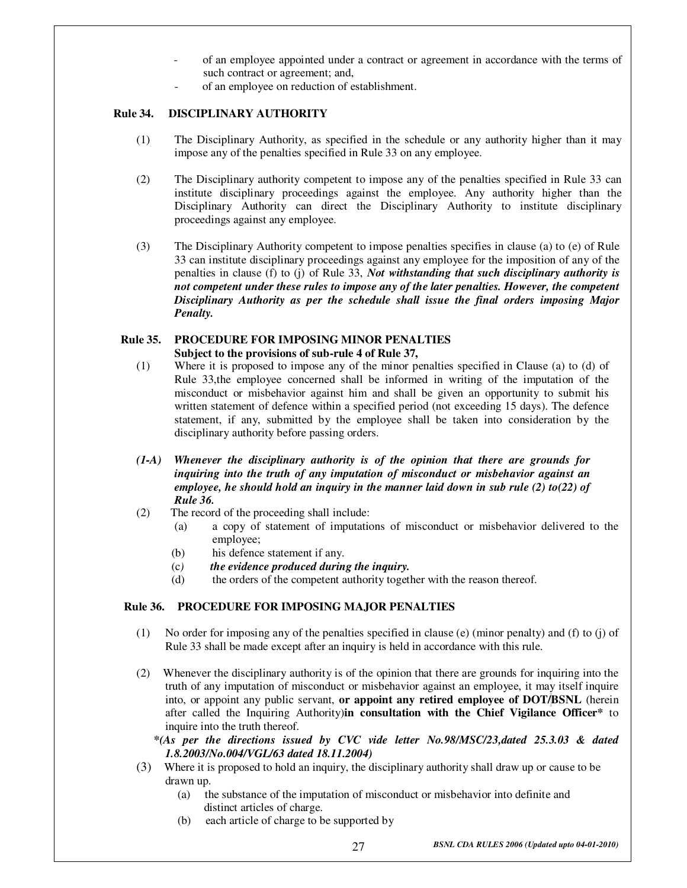- of an employee appointed under a contract or agreement in accordance with the terms of such contract or agreement; and,
- of an employee on reduction of establishment.

**Rule 34. DISCIPLINARY AUTHORITY**

(1) The Disciplinary Authority, as specified in the schedule or any authority higher than it may impose any of the penalties specified in Rule 33 on any employee.

(2) The Disciplinary authority competent to impose any of the penalties specified in Rule 33 can institute disciplinary proceedings against the employee. Any authority higher than the Disciplinary Authority can direct the Disciplinary Authority to institute disciplinary proceedings against any employee.

(3) The Disciplinary Authority competent to impose penalties specifies in clause (a) to (e) of Rule 33 can institute disciplinary proceedings against any employee for the imposition of any of the penalties in clause (f) to (j) of Rule 33, ***Not withstanding that such disciplinary authority is not competent under these rules to impose any of the later penalties. However, the competent Disciplinary Authority as per the schedule shall issue the final orders imposing Major Penalty.***

**Rule 35. PROCEDURE FOR IMPOSING MINOR PENALTIES**
**Subject to the provisions of sub-rule 4 of Rule 37,**

(1) Where it is proposed to impose any of the minor penalties specified in Clause (a) to (d) of Rule 33,the employee concerned shall be informed in writing of the imputation of the misconduct or misbehavior against him and shall be given an opportunity to submit his written statement of defence within a specified period (not exceeding 15 days). The defence statement, if any, submitted by the employee shall be taken into consideration by the disciplinary authority before passing orders.

***(1-A) Whenever the disciplinary authority is of the opinion that there are grounds for inquiring into the truth of any imputation of misconduct or misbehavior against an employee, he should hold an inquiry in the manner laid down in sub rule (2) to(22) of Rule 36.***

(2) The record of the proceeding shall include:

(a) a copy of statement of imputations of misconduct or misbehavior delivered to the employee;

(b) his defence statement if any.

(c) ***the evidence produced during the inquiry.***

(d) the orders of the competent authority together with the reason thereof.

**Rule 36. PROCEDURE FOR IMPOSING MAJOR PENALTIES**

(1) No order for imposing any of the penalties specified in clause (e) (minor penalty) and (f) to (j) of Rule 33 shall be made except after an inquiry is held in accordance with this rule.

(2) Whenever the disciplinary authority is of the opinion that there are grounds for inquiring into the truth of any imputation of misconduct or misbehavior against an employee, it may itself inquire into, or appoint any public servant, **or appoint any retired employee of DOT/BSNL** (herein after called the Inquiring Authority)**in consultation with the Chief Vigilance Officer*** to inquire into the truth thereof.

***(As per the directions issued by CVC vide letter No.98/MSC/23,dated 25.3.03 & dated 1.8.2003/No.004/VGL/63 dated 18.11.2004)***

(3) Where it is proposed to hold an inquiry, the disciplinary authority shall draw up or cause to be drawn up.

(a) the substance of the imputation of misconduct or misbehavior into definite and distinct articles of charge.

(b) each article of charge to be supported by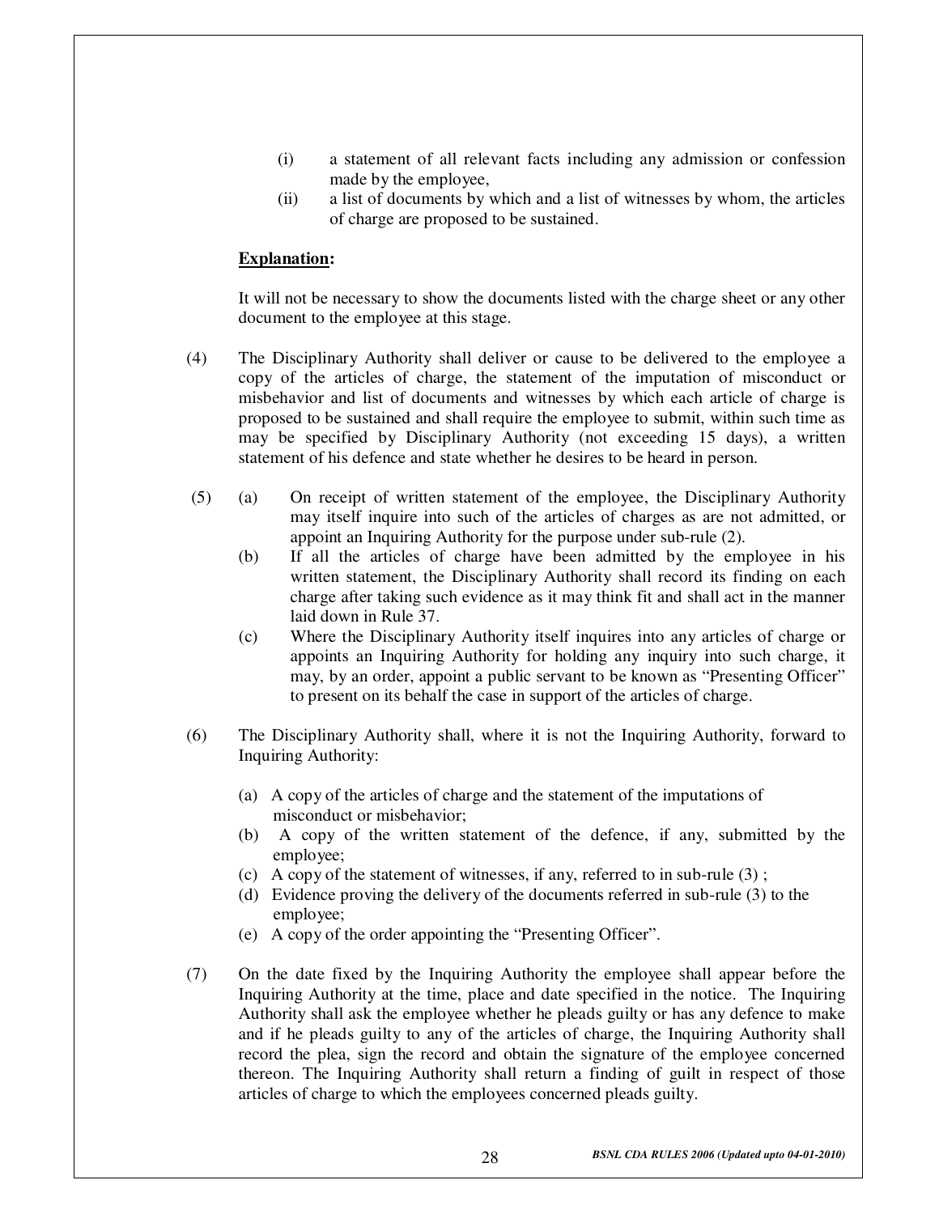(i) a statement of all relevant facts including any admission or confession made by the employee,

(ii) a list of documents by which and a list of witnesses by whom, the articles of charge are proposed to be sustained.

**Explanation:**

It will not be necessary to show the documents listed with the charge sheet or any other document to the employee at this stage.

(4) The Disciplinary Authority shall deliver or cause to be delivered to the employee a copy of the articles of charge, the statement of the imputation of misconduct or misbehavior and list of documents and witnesses by which each article of charge is proposed to be sustained and shall require the employee to submit, within such time as may be specified by Disciplinary Authority (not exceeding 15 days), a written statement of his defence and state whether he desires to be heard in person.

(5) (a) On receipt of written statement of the employee, the Disciplinary Authority may itself inquire into such of the articles of charges as are not admitted, or appoint an Inquiring Authority for the purpose under sub-rule (2).

(b) If all the articles of charge have been admitted by the employee in his written statement, the Disciplinary Authority shall record its finding on each charge after taking such evidence as it may think fit and shall act in the manner laid down in Rule 37.

(c) Where the Disciplinary Authority itself inquires into any articles of charge or appoints an Inquiring Authority for holding any inquiry into such charge, it may, by an order, appoint a public servant to be known as "Presenting Officer" to present on its behalf the case in support of the articles of charge.

(6) The Disciplinary Authority shall, where it is not the Inquiring Authority, forward to Inquiring Authority:

(a) A copy of the articles of charge and the statement of the imputations of misconduct or misbehavior;

(b) A copy of the written statement of the defence, if any, submitted by the employee;

(c) A copy of the statement of witnesses, if any, referred to in sub-rule (3) ;

(d) Evidence proving the delivery of the documents referred in sub-rule (3) to the employee;

(e) A copy of the order appointing the "Presenting Officer".

(7) On the date fixed by the Inquiring Authority the employee shall appear before the Inquiring Authority at the time, place and date specified in the notice. The Inquiring Authority shall ask the employee whether he pleads guilty or has any defence to make and if he pleads guilty to any of the articles of charge, the Inquiring Authority shall record the plea, sign the record and obtain the signature of the employee concerned thereon. The Inquiring Authority shall return a finding of guilt in respect of those articles of charge to which the employees concerned pleads guilty.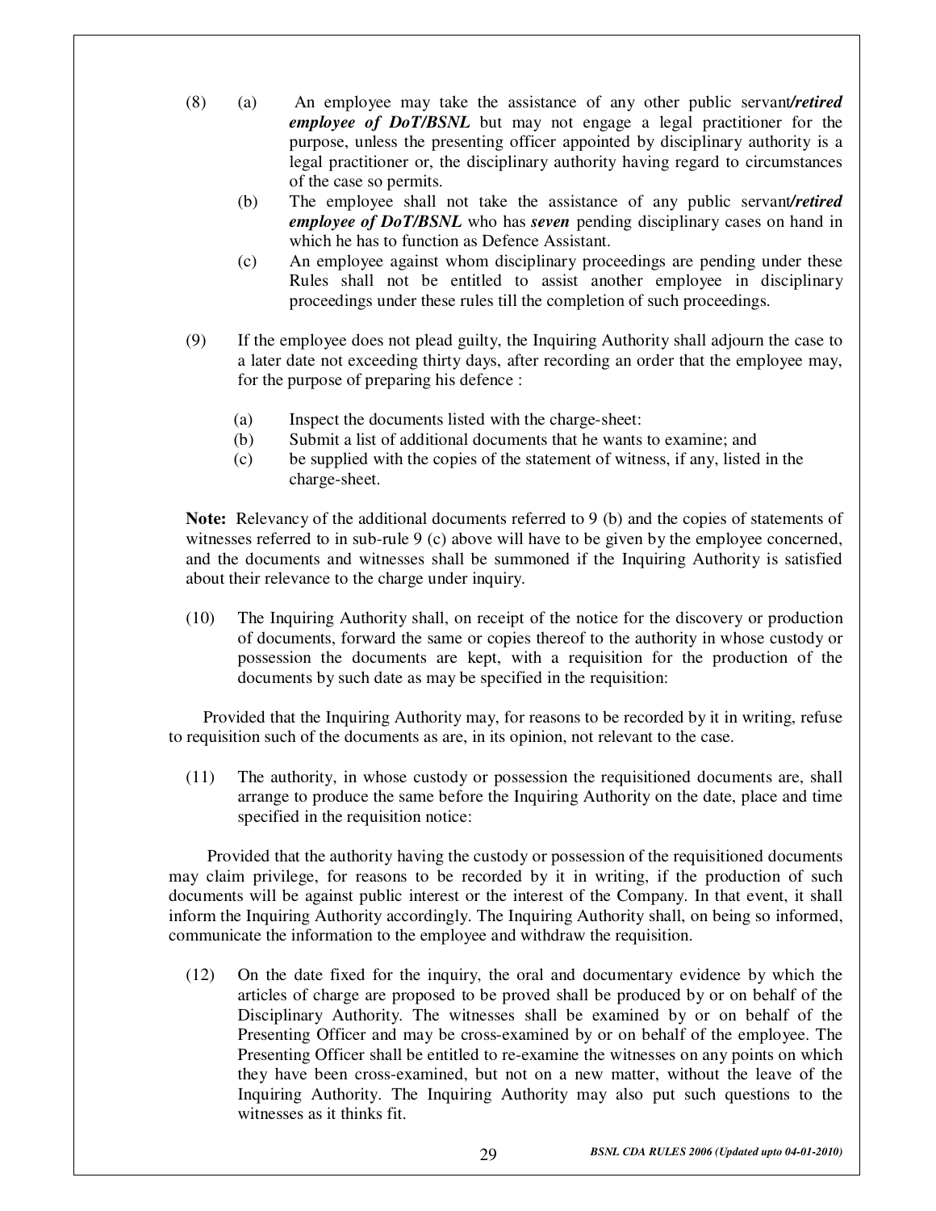(8) (a) An employee may take the assistance of any other public servant***/retired employee of DoT/BSNL*** but may not engage a legal practitioner for the purpose, unless the presenting officer appointed by disciplinary authority is a legal practitioner or, the disciplinary authority having regard to circumstances of the case so permits.

(b) The employee shall not take the assistance of any public servant***/retired employee of DoT/BSNL*** who has ***seven*** pending disciplinary cases on hand in which he has to function as Defence Assistant.

(c) An employee against whom disciplinary proceedings are pending under these Rules shall not be entitled to assist another employee in disciplinary proceedings under these rules till the completion of such proceedings.

(9) If the employee does not plead guilty, the Inquiring Authority shall adjourn the case to a later date not exceeding thirty days, after recording an order that the employee may, for the purpose of preparing his defence :

(a) Inspect the documents listed with the charge-sheet:

(b) Submit a list of additional documents that he wants to examine; and

(c) be supplied with the copies of the statement of witness, if any, listed in the charge-sheet.

**Note:** Relevancy of the additional documents referred to 9 (b) and the copies of statements of witnesses referred to in sub-rule 9 (c) above will have to be given by the employee concerned, and the documents and witnesses shall be summoned if the Inquiring Authority is satisfied about their relevance to the charge under inquiry.

(10) The Inquiring Authority shall, on receipt of the notice for the discovery or production of documents, forward the same or copies thereof to the authority in whose custody or possession the documents are kept, with a requisition for the production of the documents by such date as may be specified in the requisition:

Provided that the Inquiring Authority may, for reasons to be recorded by it in writing, refuse to requisition such of the documents as are, in its opinion, not relevant to the case.

(11) The authority, in whose custody or possession the requisitioned documents are, shall arrange to produce the same before the Inquiring Authority on the date, place and time specified in the requisition notice:

Provided that the authority having the custody or possession of the requisitioned documents may claim privilege, for reasons to be recorded by it in writing, if the production of such documents will be against public interest or the interest of the Company. In that event, it shall inform the Inquiring Authority accordingly. The Inquiring Authority shall, on being so informed, communicate the information to the employee and withdraw the requisition.

(12) On the date fixed for the inquiry, the oral and documentary evidence by which the articles of charge are proposed to be proved shall be produced by or on behalf of the Disciplinary Authority. The witnesses shall be examined by or on behalf of the Presenting Officer and may be cross-examined by or on behalf of the employee. The Presenting Officer shall be entitled to re-examine the witnesses on any points on which they have been cross-examined, but not on a new matter, without the leave of the Inquiring Authority. The Inquiring Authority may also put such questions to the witnesses as it thinks fit.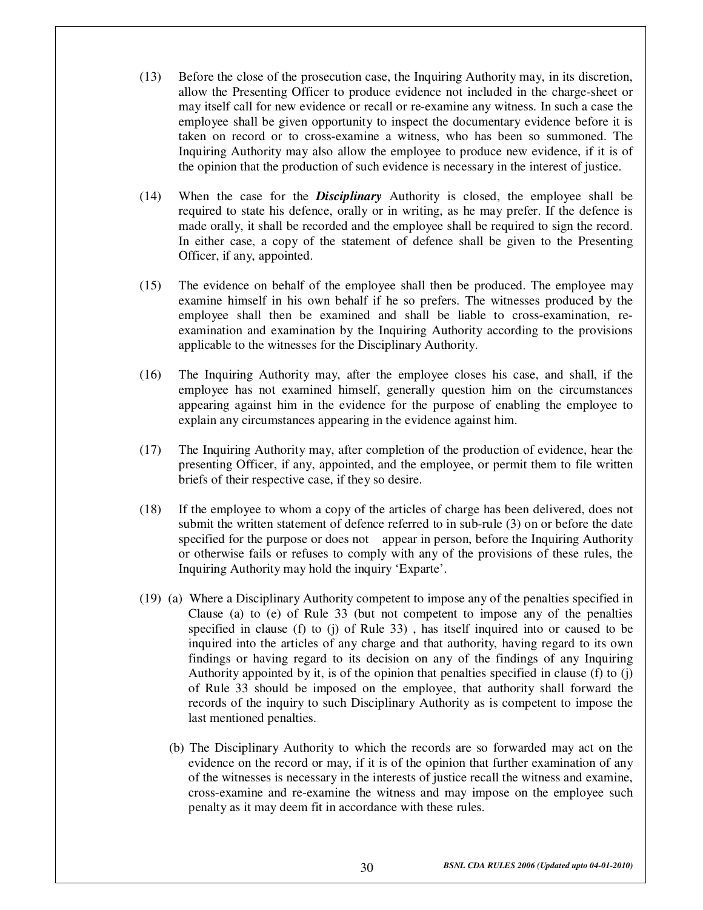(13) Before the close of the prosecution case, the Inquiring Authority may, in its discretion, allow the Presenting Officer to produce evidence not included in the charge-sheet or may itself call for new evidence or recall or re-examine any witness. In such a case the employee shall be given opportunity to inspect the documentary evidence before it is taken on record or to cross-examine a witness, who has been so summoned. The Inquiring Authority may also allow the employee to produce new evidence, if it is of the opinion that the production of such evidence is necessary in the interest of justice.

(14) When the case for the ***Disciplinary*** Authority is closed, the employee shall be required to state his defence, orally or in writing, as he may prefer. If the defence is made orally, it shall be recorded and the employee shall be required to sign the record. In either case, a copy of the statement of defence shall be given to the Presenting Officer, if any, appointed.

(15) The evidence on behalf of the employee shall then be produced. The employee may examine himself in his own behalf if he so prefers. The witnesses produced by the employee shall then be examined and shall be liable to cross-examination, re-examination and examination by the Inquiring Authority according to the provisions applicable to the witnesses for the Disciplinary Authority.

(16) The Inquiring Authority may, after the employee closes his case, and shall, if the employee has not examined himself, generally question him on the circumstances appearing against him in the evidence for the purpose of enabling the employee to explain any circumstances appearing in the evidence against him.

(17) The Inquiring Authority may, after completion of the production of evidence, hear the presenting Officer, if any, appointed, and the employee, or permit them to file written briefs of their respective case, if they so desire.

(18) If the employee to whom a copy of the articles of charge has been delivered, does not submit the written statement of defence referred to in sub-rule (3) on or before the date specified for the purpose or does not appear in person, before the Inquiring Authority or otherwise fails or refuses to comply with any of the provisions of these rules, the Inquiring Authority may hold the inquiry 'Exparte'.

(19) (a) Where a Disciplinary Authority competent to impose any of the penalties specified in Clause (a) to (e) of Rule 33 (but not competent to impose any of the penalties specified in clause (f) to (j) of Rule 33) , has itself inquired into or caused to be inquired into the articles of any charge and that authority, having regard to its own findings or having regard to its decision on any of the findings of any Inquiring Authority appointed by it, is of the opinion that penalties specified in clause (f) to (j) of Rule 33 should be imposed on the employee, that authority shall forward the records of the inquiry to such Disciplinary Authority as is competent to impose the last mentioned penalties.

(b) The Disciplinary Authority to which the records are so forwarded may act on the evidence on the record or may, if it is of the opinion that further examination of any of the witnesses is necessary in the interests of justice recall the witness and examine, cross-examine and re-examine the witness and may impose on the employee such penalty as it may deem fit in accordance with these rules.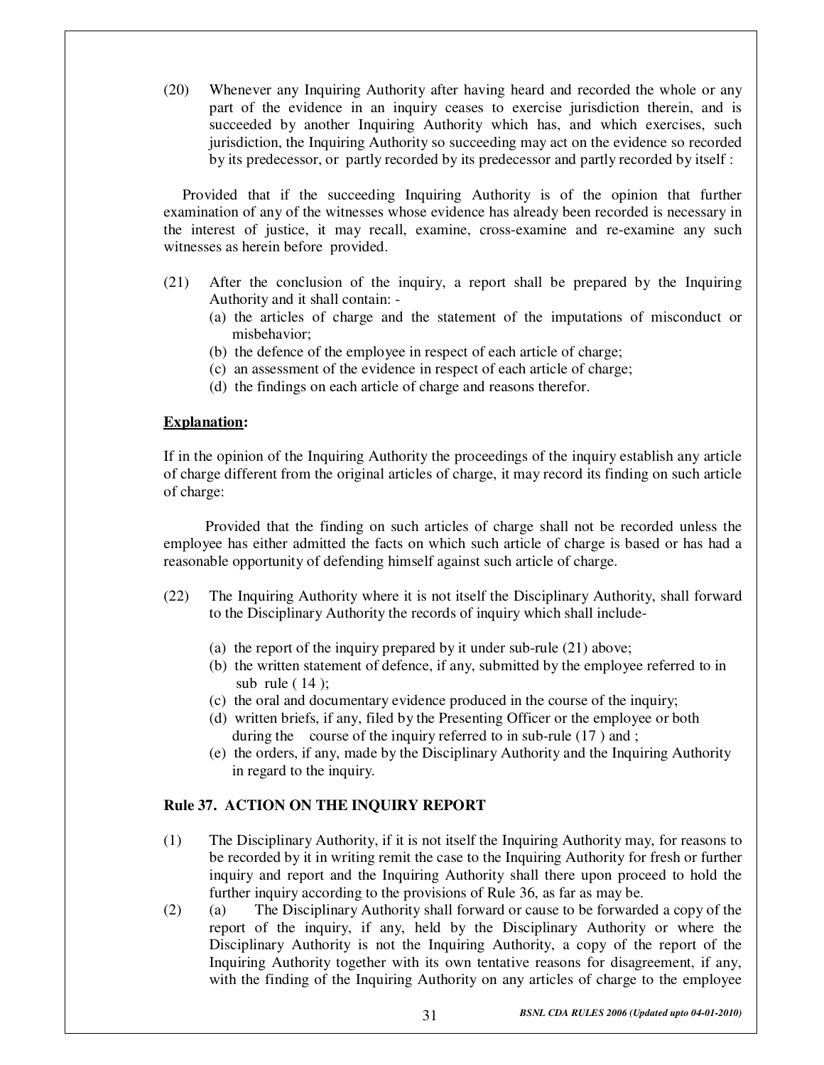(20) Whenever any Inquiring Authority after having heard and recorded the whole or any part of the evidence in an inquiry ceases to exercise jurisdiction therein, and is succeeded by another Inquiring Authority which has, and which exercises, such jurisdiction, the Inquiring Authority so succeeding may act on the evidence so recorded by its predecessor, or partly recorded by its predecessor and partly recorded by itself :

Provided that if the succeeding Inquiring Authority is of the opinion that further examination of any of the witnesses whose evidence has already been recorded is necessary in the interest of justice, it may recall, examine, cross-examine and re-examine any such witnesses as herein before provided.

(21) After the conclusion of the inquiry, a report shall be prepared by the Inquiring Authority and it shall contain: -
- (a) the articles of charge and the statement of the imputations of misconduct or misbehavior;
- (b) the defence of the employee in respect of each article of charge;
- (c) an assessment of the evidence in respect of each article of charge;
- (d) the findings on each article of charge and reasons therefor.

**Explanation:**

If in the opinion of the Inquiring Authority the proceedings of the inquiry establish any article of charge different from the original articles of charge, it may record its finding on such article of charge:

Provided that the finding on such articles of charge shall not be recorded unless the employee has either admitted the facts on which such article of charge is based or has had a reasonable opportunity of defending himself against such article of charge.

(22) The Inquiring Authority where it is not itself the Disciplinary Authority, shall forward to the Disciplinary Authority the records of inquiry which shall include-
- (a) the report of the inquiry prepared by it under sub-rule (21) above;
- (b) the written statement of defence, if any, submitted by the employee referred to in sub rule ( 14 );
- (c) the oral and documentary evidence produced in the course of the inquiry;
- (d) written briefs, if any, filed by the Presenting Officer or the employee or both during the course of the inquiry referred to in sub-rule (17 ) and ;
- (e) the orders, if any, made by the Disciplinary Authority and the Inquiring Authority in regard to the inquiry.

### Rule 37. ACTION ON THE INQUIRY REPORT

(1) The Disciplinary Authority, if it is not itself the Inquiring Authority may, for reasons to be recorded by it in writing remit the case to the Inquiring Authority for fresh or further inquiry and report and the Inquiring Authority shall there upon proceed to hold the further inquiry according to the provisions of Rule 36, as far as may be.

(2) (a) The Disciplinary Authority shall forward or cause to be forwarded a copy of the report of the inquiry, if any, held by the Disciplinary Authority or where the Disciplinary Authority is not the Inquiring Authority, a copy of the report of the Inquiring Authority together with its own tentative reasons for disagreement, if any, with the finding of the Inquiring Authority on any articles of charge to the employee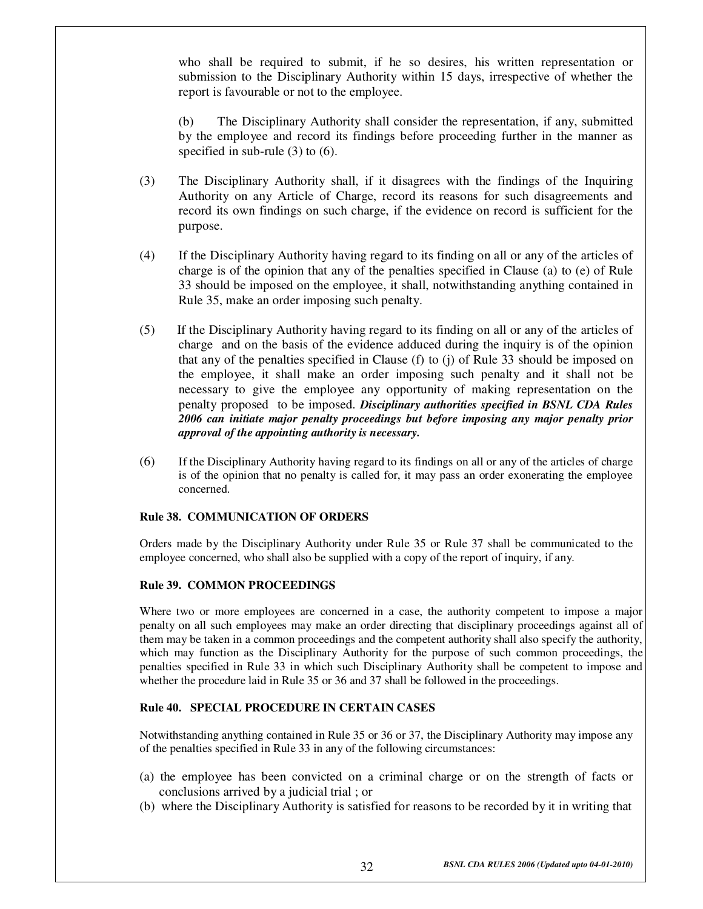who shall be required to submit, if he so desires, his written representation or submission to the Disciplinary Authority within 15 days, irrespective of whether the report is favourable or not to the employee.

(b) The Disciplinary Authority shall consider the representation, if any, submitted by the employee and record its findings before proceeding further in the manner as specified in sub-rule (3) to (6).

(3) The Disciplinary Authority shall, if it disagrees with the findings of the Inquiring Authority on any Article of Charge, record its reasons for such disagreements and record its own findings on such charge, if the evidence on record is sufficient for the purpose.

(4) If the Disciplinary Authority having regard to its finding on all or any of the articles of charge is of the opinion that any of the penalties specified in Clause (a) to (e) of Rule 33 should be imposed on the employee, it shall, notwithstanding anything contained in Rule 35, make an order imposing such penalty.

(5) If the Disciplinary Authority having regard to its finding on all or any of the articles of charge and on the basis of the evidence adduced during the inquiry is of the opinion that any of the penalties specified in Clause (f) to (j) of Rule 33 should be imposed on the employee, it shall make an order imposing such penalty and it shall not be necessary to give the employee any opportunity of making representation on the penalty proposed to be imposed. ***Disciplinary authorities specified in BSNL CDA Rules 2006 can initiate major penalty proceedings but before imposing any major penalty prior approval of the appointing authority is necessary.***

(6) If the Disciplinary Authority having regard to its findings on all or any of the articles of charge is of the opinion that no penalty is called for, it may pass an order exonerating the employee concerned.

### Rule 38. COMMUNICATION OF ORDERS

Orders made by the Disciplinary Authority under Rule 35 or Rule 37 shall be communicated to the employee concerned, who shall also be supplied with a copy of the report of inquiry, if any.

### Rule 39. COMMON PROCEEDINGS

Where two or more employees are concerned in a case, the authority competent to impose a major penalty on all such employees may make an order directing that disciplinary proceedings against all of them may be taken in a common proceedings and the competent authority shall also specify the authority, which may function as the Disciplinary Authority for the purpose of such common proceedings, the penalties specified in Rule 33 in which such Disciplinary Authority shall be competent to impose and whether the procedure laid in Rule 35 or 36 and 37 shall be followed in the proceedings.

### Rule 40. SPECIAL PROCEDURE IN CERTAIN CASES

Notwithstanding anything contained in Rule 35 or 36 or 37, the Disciplinary Authority may impose any of the penalties specified in Rule 33 in any of the following circumstances:

(a) the employee has been convicted on a criminal charge or on the strength of facts or conclusions arrived by a judicial trial ; or
(b) where the Disciplinary Authority is satisfied for reasons to be recorded by it in writing that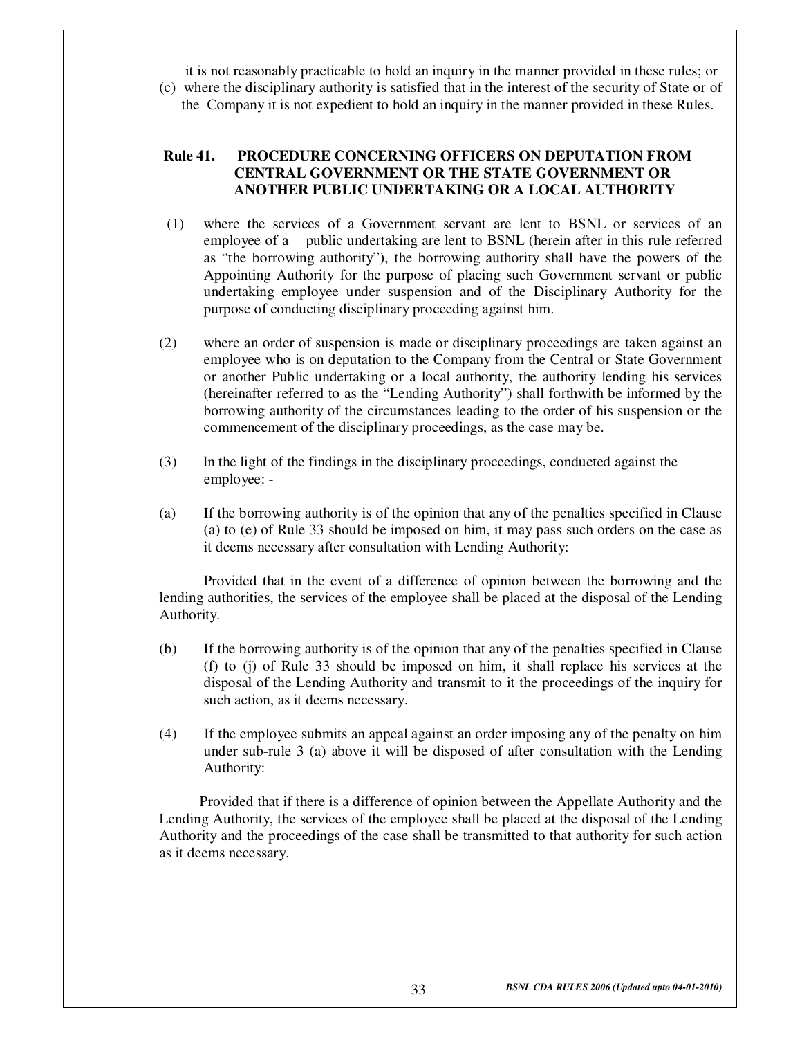it is not reasonably practicable to hold an inquiry in the manner provided in these rules; or

(c) where the disciplinary authority is satisfied that in the interest of the security of State or of the Company it is not expedient to hold an inquiry in the manner provided in these Rules.

### Rule 41. PROCEDURE CONCERNING OFFICERS ON DEPUTATION FROM CENTRAL GOVERNMENT OR THE STATE GOVERNMENT OR ANOTHER PUBLIC UNDERTAKING OR A LOCAL AUTHORITY

(1) where the services of a Government servant are lent to BSNL or services of an employee of a public undertaking are lent to BSNL (herein after in this rule referred as "the borrowing authority"), the borrowing authority shall have the powers of the Appointing Authority for the purpose of placing such Government servant or public undertaking employee under suspension and of the Disciplinary Authority for the purpose of conducting disciplinary proceeding against him.

(2) where an order of suspension is made or disciplinary proceedings are taken against an employee who is on deputation to the Company from the Central or State Government or another Public undertaking or a local authority, the authority lending his services (hereinafter referred to as the "Lending Authority") shall forthwith be informed by the borrowing authority of the circumstances leading to the order of his suspension or the commencement of the disciplinary proceedings, as the case may be.

(3) In the light of the findings in the disciplinary proceedings, conducted against the employee: -

(a) If the borrowing authority is of the opinion that any of the penalties specified in Clause (a) to (e) of Rule 33 should be imposed on him, it may pass such orders on the case as it deems necessary after consultation with Lending Authority:

Provided that in the event of a difference of opinion between the borrowing and the lending authorities, the services of the employee shall be placed at the disposal of the Lending Authority.

(b) If the borrowing authority is of the opinion that any of the penalties specified in Clause (f) to (j) of Rule 33 should be imposed on him, it shall replace his services at the disposal of the Lending Authority and transmit to it the proceedings of the inquiry for such action, as it deems necessary.

(4) If the employee submits an appeal against an order imposing any of the penalty on him under sub-rule 3 (a) above it will be disposed of after consultation with the Lending Authority:

Provided that if there is a difference of opinion between the Appellate Authority and the Lending Authority, the services of the employee shall be placed at the disposal of the Lending Authority and the proceedings of the case shall be transmitted to that authority for such action as it deems necessary.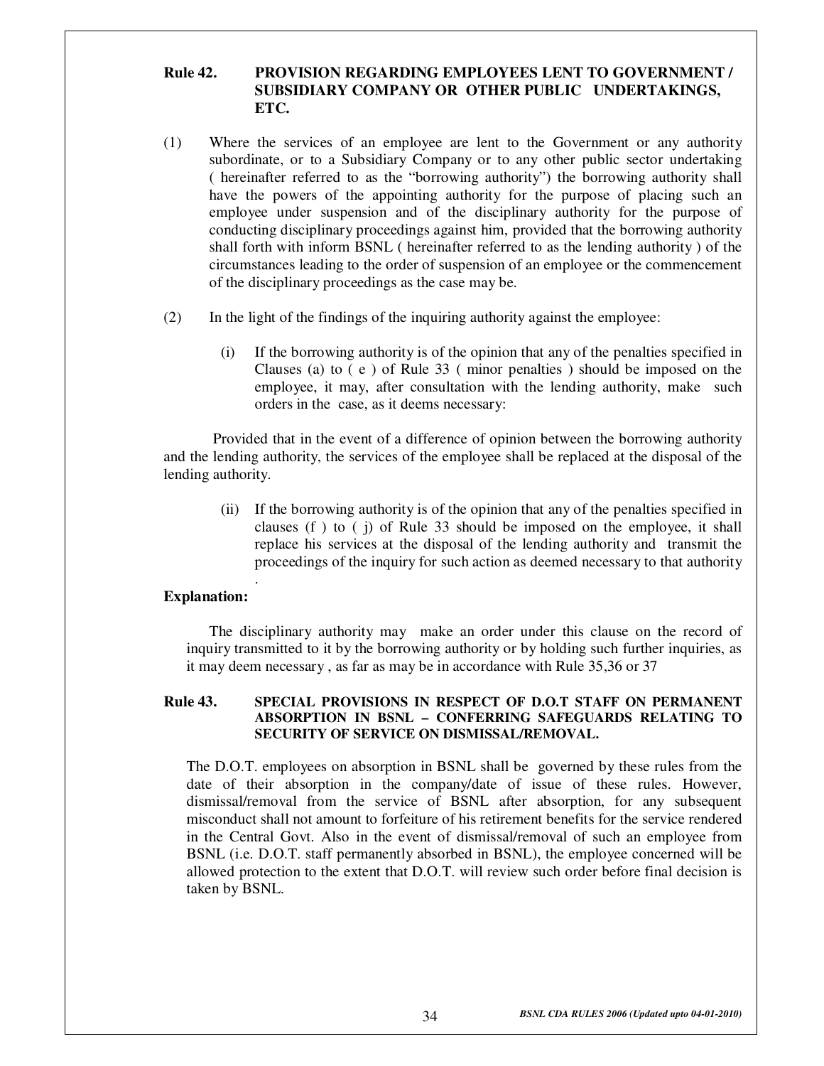### Rule 42. PROVISION REGARDING EMPLOYEES LENT TO GOVERNMENT / SUBSIDIARY COMPANY OR OTHER PUBLIC UNDERTAKINGS, ETC.

(1) Where the services of an employee are lent to the Government or any authority subordinate, or to a Subsidiary Company or to any other public sector undertaking ( hereinafter referred to as the "borrowing authority") the borrowing authority shall have the powers of the appointing authority for the purpose of placing such an employee under suspension and of the disciplinary authority for the purpose of conducting disciplinary proceedings against him, provided that the borrowing authority shall forth with inform BSNL ( hereinafter referred to as the lending authority ) of the circumstances leading to the order of suspension of an employee or the commencement of the disciplinary proceedings as the case may be.

(2) In the light of the findings of the inquiring authority against the employee:

(i) If the borrowing authority is of the opinion that any of the penalties specified in Clauses (a) to ( e ) of Rule 33 ( minor penalties ) should be imposed on the employee, it may, after consultation with the lending authority, make such orders in the case, as it deems necessary:

Provided that in the event of a difference of opinion between the borrowing authority and the lending authority, the services of the employee shall be replaced at the disposal of the lending authority.

(ii) If the borrowing authority is of the opinion that any of the penalties specified in clauses (f ) to ( j) of Rule 33 should be imposed on the employee, it shall replace his services at the disposal of the lending authority and transmit the proceedings of the inquiry for such action as deemed necessary to that authority .

**Explanation:**

The disciplinary authority may make an order under this clause on the record of inquiry transmitted to it by the borrowing authority or by holding such further inquiries, as it may deem necessary , as far as may be in accordance with Rule 35,36 or 37

### Rule 43. SPECIAL PROVISIONS IN RESPECT OF D.O.T STAFF ON PERMANENT ABSORPTION IN BSNL – CONFERRING SAFEGUARDS RELATING TO SECURITY OF SERVICE ON DISMISSAL/REMOVAL.

The D.O.T. employees on absorption in BSNL shall be governed by these rules from the date of their absorption in the company/date of issue of these rules. However, dismissal/removal from the service of BSNL after absorption, for any subsequent misconduct shall not amount to forfeiture of his retirement benefits for the service rendered in the Central Govt. Also in the event of dismissal/removal of such an employee from BSNL (i.e. D.O.T. staff permanently absorbed in BSNL), the employee concerned will be allowed protection to the extent that D.O.T. will review such order before final decision is taken by BSNL.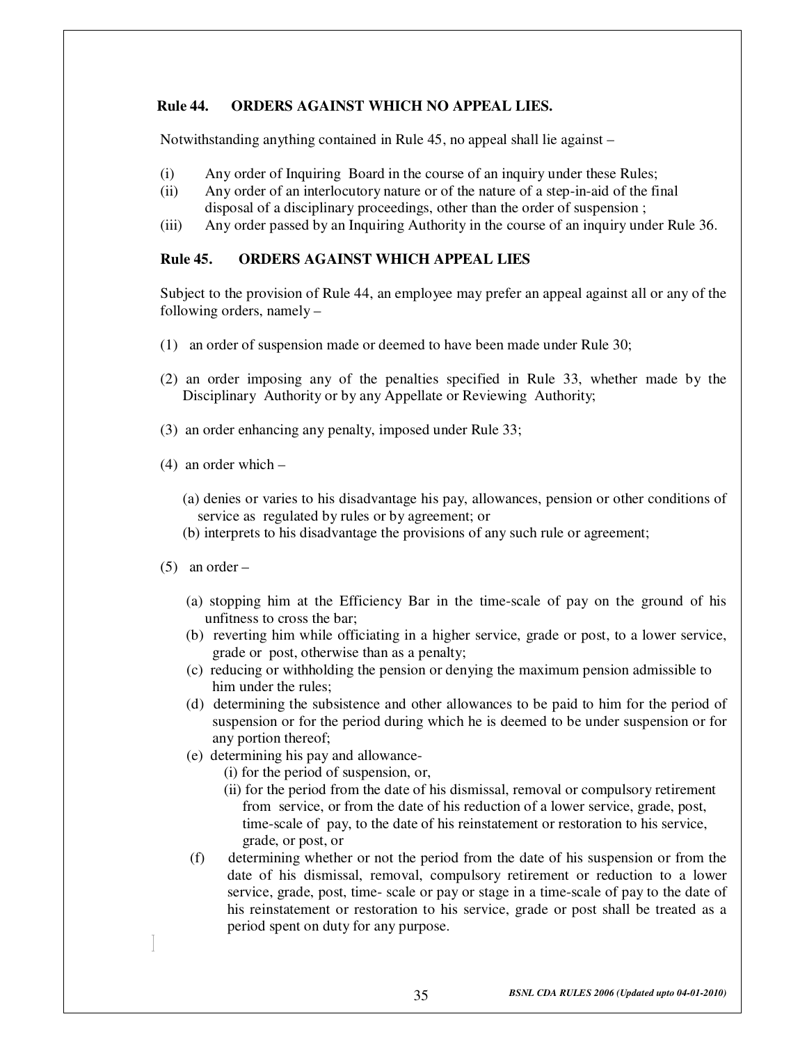### Rule 44. ORDERS AGAINST WHICH NO APPEAL LIES.

Notwithstanding anything contained in Rule 45, no appeal shall lie against –

(i) Any order of Inquiring Board in the course of an inquiry under these Rules;
(ii) Any order of an interlocutory nature or of the nature of a step-in-aid of the final disposal of a disciplinary proceedings, other than the order of suspension ;
(iii) Any order passed by an Inquiring Authority in the course of an inquiry under Rule 36.

### Rule 45. ORDERS AGAINST WHICH APPEAL LIES

Subject to the provision of Rule 44, an employee may prefer an appeal against all or any of the following orders, namely –

(1) an order of suspension made or deemed to have been made under Rule 30;

(2) an order imposing any of the penalties specified in Rule 33, whether made by the Disciplinary Authority or by any Appellate or Reviewing Authority;

(3) an order enhancing any penalty, imposed under Rule 33;

(4) an order which –

(a) denies or varies to his disadvantage his pay, allowances, pension or other conditions of service as regulated by rules or by agreement; or
(b) interprets to his disadvantage the provisions of any such rule or agreement;

(5) an order –

(a) stopping him at the Efficiency Bar in the time-scale of pay on the ground of his unfitness to cross the bar;
(b) reverting him while officiating in a higher service, grade or post, to a lower service, grade or post, otherwise than as a penalty;
(c) reducing or withholding the pension or denying the maximum pension admissible to him under the rules;
(d) determining the subsistence and other allowances to be paid to him for the period of suspension or for the period during which he is deemed to be under suspension or for any portion thereof;
(e) determining his pay and allowance-
 (i) for the period of suspension, or,
 (ii) for the period from the date of his dismissal, removal or compulsory retirement from service, or from the date of his reduction of a lower service, grade, post, time-scale of pay, to the date of his reinstatement or restoration to his service, grade, or post, or
(f) determining whether or not the period from the date of his suspension or from the date of his dismissal, removal, compulsory retirement or reduction to a lower service, grade, post, time- scale or pay or stage in a time-scale of pay to the date of his reinstatement or restoration to his service, grade or post shall be treated as a period spent on duty for any purpose.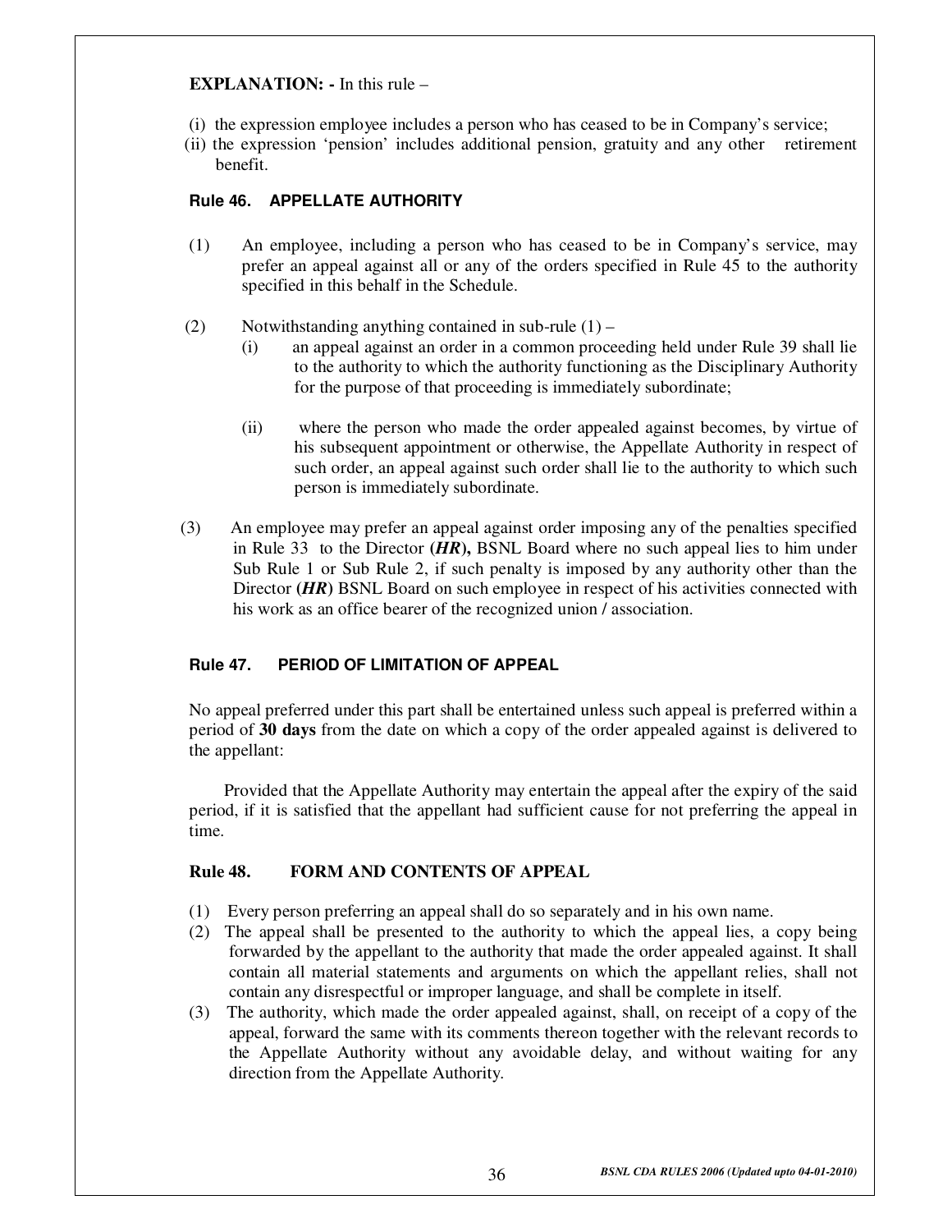**EXPLANATION: -** In this rule –

(i) the expression employee includes a person who has ceased to be in Company's service;
(ii) the expression 'pension' includes additional pension, gratuity and any other retirement benefit.

### Rule 46. APPELLATE AUTHORITY

(1) An employee, including a person who has ceased to be in Company's service, may prefer an appeal against all or any of the orders specified in Rule 45 to the authority specified in this behalf in the Schedule.

(2) Notwithstanding anything contained in sub-rule (1) –

(i) an appeal against an order in a common proceeding held under Rule 39 shall lie to the authority to which the authority functioning as the Disciplinary Authority for the purpose of that proceeding is immediately subordinate;

(ii) where the person who made the order appealed against becomes, by virtue of his subsequent appointment or otherwise, the Appellate Authority in respect of such order, an appeal against such order shall lie to the authority to which such person is immediately subordinate.

(3) An employee may prefer an appeal against order imposing any of the penalties specified in Rule 33 to the Director **(*HR*),** BSNL Board where no such appeal lies to him under Sub Rule 1 or Sub Rule 2, if such penalty is imposed by any authority other than the Director **(*HR*)** BSNL Board on such employee in respect of his activities connected with his work as an office bearer of the recognized union / association.

### Rule 47. PERIOD OF LIMITATION OF APPEAL

No appeal preferred under this part shall be entertained unless such appeal is preferred within a period of **30 days** from the date on which a copy of the order appealed against is delivered to the appellant:

Provided that the Appellate Authority may entertain the appeal after the expiry of the said period, if it is satisfied that the appellant had sufficient cause for not preferring the appeal in time.

### Rule 48. FORM AND CONTENTS OF APPEAL

(1) Every person preferring an appeal shall do so separately and in his own name.

(2) The appeal shall be presented to the authority to which the appeal lies, a copy being forwarded by the appellant to the authority that made the order appealed against. It shall contain all material statements and arguments on which the appellant relies, shall not contain any disrespectful or improper language, and shall be complete in itself.

(3) The authority, which made the order appealed against, shall, on receipt of a copy of the appeal, forward the same with its comments thereon together with the relevant records to the Appellate Authority without any avoidable delay, and without waiting for any direction from the Appellate Authority.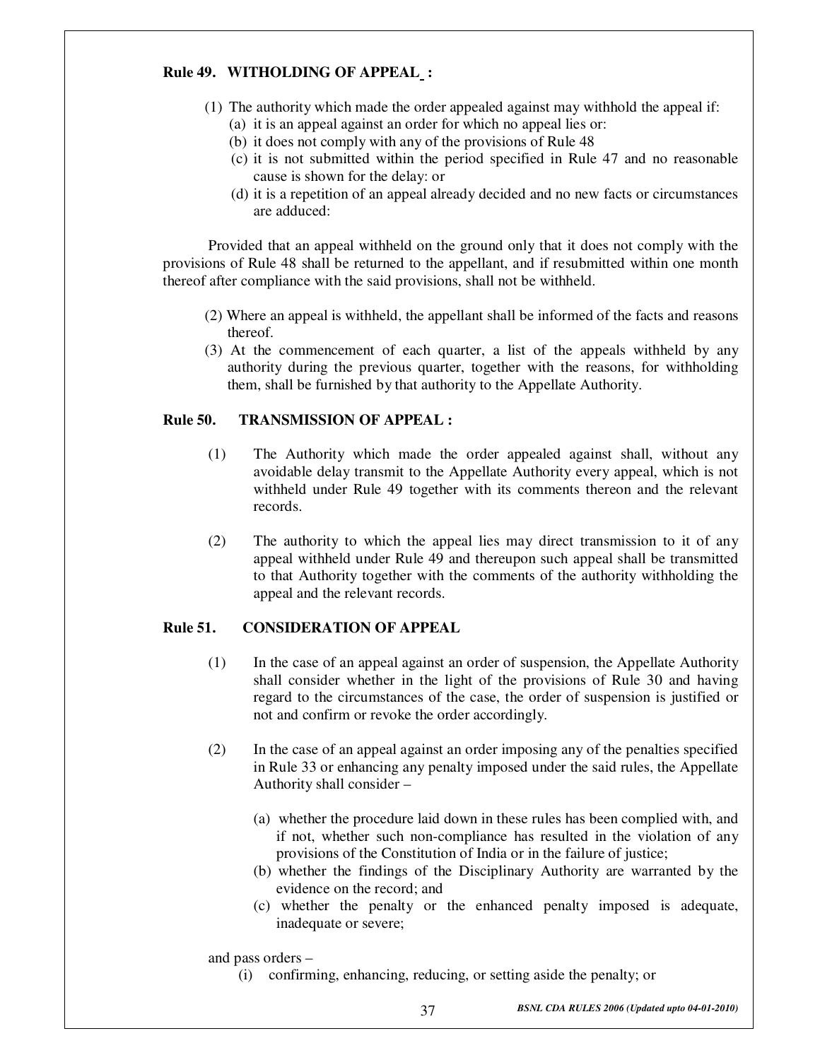**Rule 49. WITHOLDING OF APPEAL :**

(1) The authority which made the order appealed against may withhold the appeal if:
   (a) it is an appeal against an order for which no appeal lies or:
   (b) it does not comply with any of the provisions of Rule 48
   (c) it is not submitted within the period specified in Rule 47 and no reasonable cause is shown for the delay: or
   (d) it is a repetition of an appeal already decided and no new facts or circumstances are adduced:

Provided that an appeal withheld on the ground only that it does not comply with the provisions of Rule 48 shall be returned to the appellant, and if resubmitted within one month thereof after compliance with the said provisions, shall not be withheld.

(2) Where an appeal is withheld, the appellant shall be informed of the facts and reasons thereof.

(3) At the commencement of each quarter, a list of the appeals withheld by any authority during the previous quarter, together with the reasons, for withholding them, shall be furnished by that authority to the Appellate Authority.

**Rule 50. TRANSMISSION OF APPEAL :**

(1) The Authority which made the order appealed against shall, without any avoidable delay transmit to the Appellate Authority every appeal, which is not withheld under Rule 49 together with its comments thereon and the relevant records.

(2) The authority to which the appeal lies may direct transmission to it of any appeal withheld under Rule 49 and thereupon such appeal shall be transmitted to that Authority together with the comments of the authority withholding the appeal and the relevant records.

**Rule 51. CONSIDERATION OF APPEAL**

(1) In the case of an appeal against an order of suspension, the Appellate Authority shall consider whether in the light of the provisions of Rule 30 and having regard to the circumstances of the case, the order of suspension is justified or not and confirm or revoke the order accordingly.

(2) In the case of an appeal against an order imposing any of the penalties specified in Rule 33 or enhancing any penalty imposed under the said rules, the Appellate Authority shall consider –

   (a) whether the procedure laid down in these rules has been complied with, and if not, whether such non-compliance has resulted in the violation of any provisions of the Constitution of India or in the failure of justice;
   (b) whether the findings of the Disciplinary Authority are warranted by the evidence on the record; and
   (c) whether the penalty or the enhanced penalty imposed is adequate, inadequate or severe;

and pass orders –

   (i) confirming, enhancing, reducing, or setting aside the penalty; or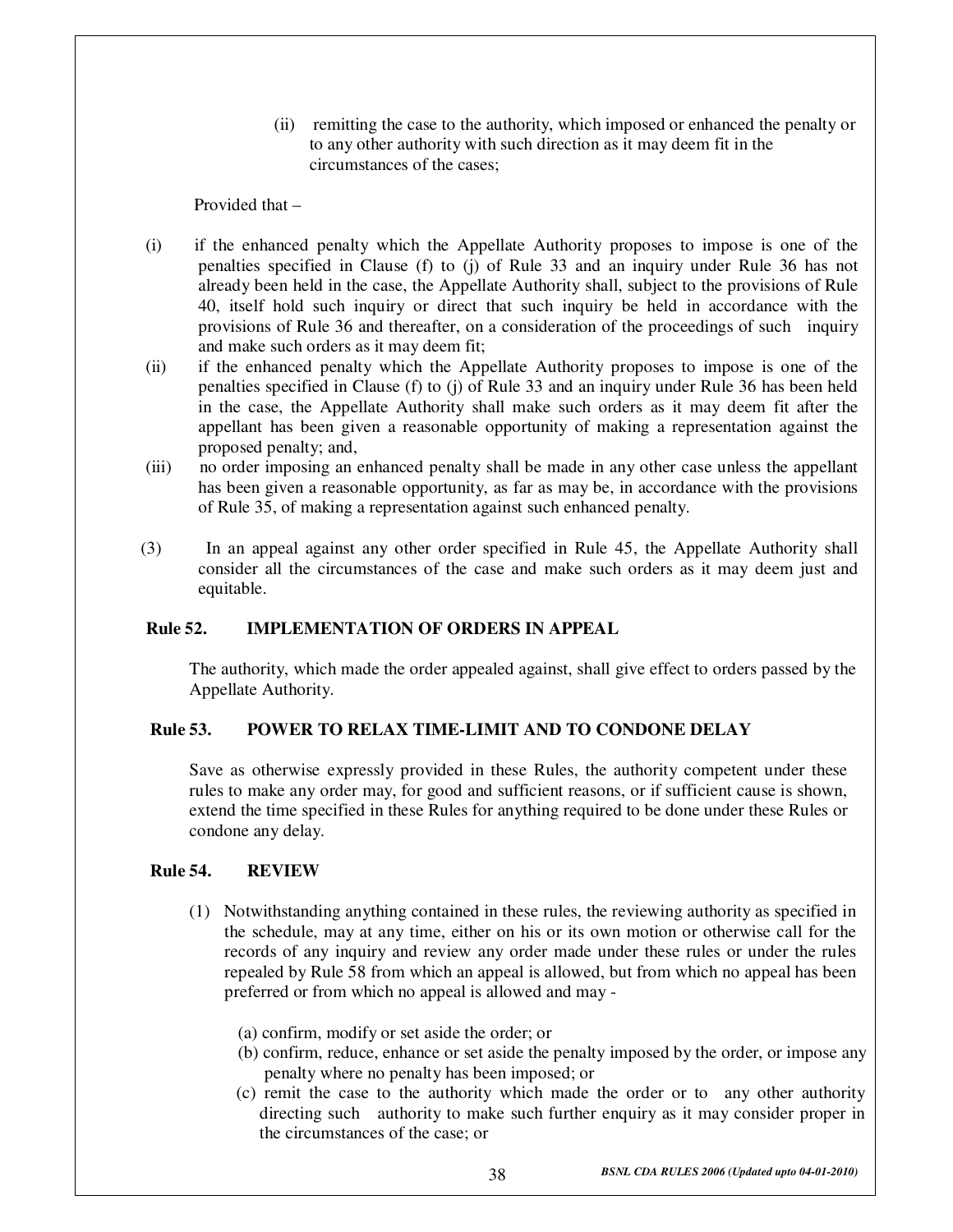(ii) remitting the case to the authority, which imposed or enhanced the penalty or to any other authority with such direction as it may deem fit in the circumstances of the cases;

Provided that –

(i) if the enhanced penalty which the Appellate Authority proposes to impose is one of the penalties specified in Clause (f) to (j) of Rule 33 and an inquiry under Rule 36 has not already been held in the case, the Appellate Authority shall, subject to the provisions of Rule 40, itself hold such inquiry or direct that such inquiry be held in accordance with the provisions of Rule 36 and thereafter, on a consideration of the proceedings of such inquiry and make such orders as it may deem fit;

(ii) if the enhanced penalty which the Appellate Authority proposes to impose is one of the penalties specified in Clause (f) to (j) of Rule 33 and an inquiry under Rule 36 has been held in the case, the Appellate Authority shall make such orders as it may deem fit after the appellant has been given a reasonable opportunity of making a representation against the proposed penalty; and,

(iii) no order imposing an enhanced penalty shall be made in any other case unless the appellant has been given a reasonable opportunity, as far as may be, in accordance with the provisions of Rule 35, of making a representation against such enhanced penalty.

(3) In an appeal against any other order specified in Rule 45, the Appellate Authority shall consider all the circumstances of the case and make such orders as it may deem just and equitable.

### Rule 52. IMPLEMENTATION OF ORDERS IN APPEAL

The authority, which made the order appealed against, shall give effect to orders passed by the Appellate Authority.

### Rule 53. POWER TO RELAX TIME-LIMIT AND TO CONDONE DELAY

Save as otherwise expressly provided in these Rules, the authority competent under these rules to make any order may, for good and sufficient reasons, or if sufficient cause is shown, extend the time specified in these Rules for anything required to be done under these Rules or condone any delay.

### Rule 54. REVIEW

(1) Notwithstanding anything contained in these rules, the reviewing authority as specified in the schedule, may at any time, either on his or its own motion or otherwise call for the records of any inquiry and review any order made under these rules or under the rules repealed by Rule 58 from which an appeal is allowed, but from which no appeal has been preferred or from which no appeal is allowed and may -

(a) confirm, modify or set aside the order; or

(b) confirm, reduce, enhance or set aside the penalty imposed by the order, or impose any penalty where no penalty has been imposed; or

(c) remit the case to the authority which made the order or to any other authority directing such authority to make such further enquiry as it may consider proper in the circumstances of the case; or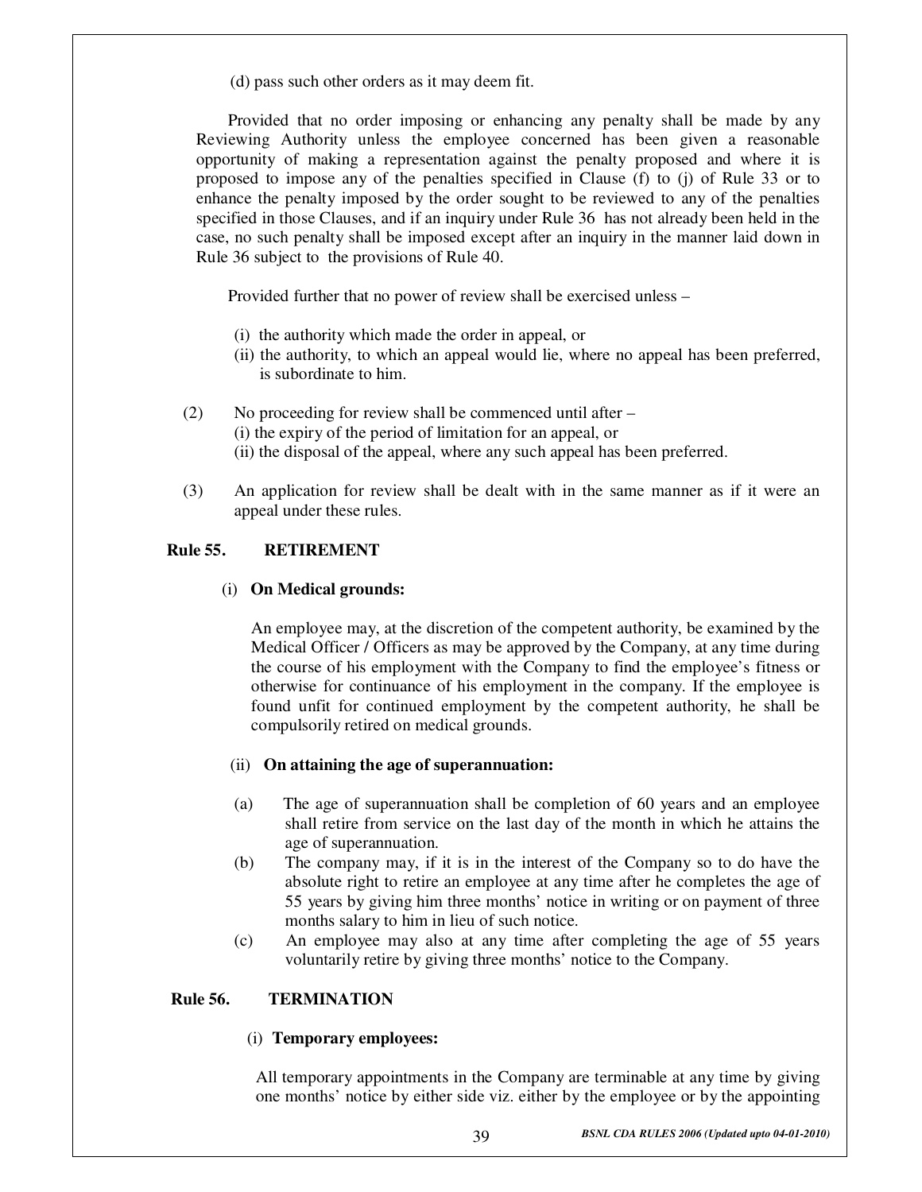(d) pass such other orders as it may deem fit.

Provided that no order imposing or enhancing any penalty shall be made by any Reviewing Authority unless the employee concerned has been given a reasonable opportunity of making a representation against the penalty proposed and where it is proposed to impose any of the penalties specified in Clause (f) to (j) of Rule 33 or to enhance the penalty imposed by the order sought to be reviewed to any of the penalties specified in those Clauses, and if an inquiry under Rule 36 has not already been held in the case, no such penalty shall be imposed except after an inquiry in the manner laid down in Rule 36 subject to the provisions of Rule 40.

Provided further that no power of review shall be exercised unless –

(i) the authority which made the order in appeal, or
(ii) the authority, to which an appeal would lie, where no appeal has been preferred, is subordinate to him.

(2) No proceeding for review shall be commenced until after –
(i) the expiry of the period of limitation for an appeal, or
(ii) the disposal of the appeal, where any such appeal has been preferred.

(3) An application for review shall be dealt with in the same manner as if it were an appeal under these rules.

### Rule 55. RETIREMENT

(i) **On Medical grounds:**

An employee may, at the discretion of the competent authority, be examined by the Medical Officer / Officers as may be approved by the Company, at any time during the course of his employment with the Company to find the employee's fitness or otherwise for continuance of his employment in the company. If the employee is found unfit for continued employment by the competent authority, he shall be compulsorily retired on medical grounds.

(ii) **On attaining the age of superannuation:**

(a) The age of superannuation shall be completion of 60 years and an employee shall retire from service on the last day of the month in which he attains the age of superannuation.
(b) The company may, if it is in the interest of the Company so to do have the absolute right to retire an employee at any time after he completes the age of 55 years by giving him three months' notice in writing or on payment of three months salary to him in lieu of such notice.
(c) An employee may also at any time after completing the age of 55 years voluntarily retire by giving three months' notice to the Company.

### Rule 56. TERMINATION

(i) **Temporary employees:**

All temporary appointments in the Company are terminable at any time by giving one months' notice by either side viz. either by the employee or by the appointing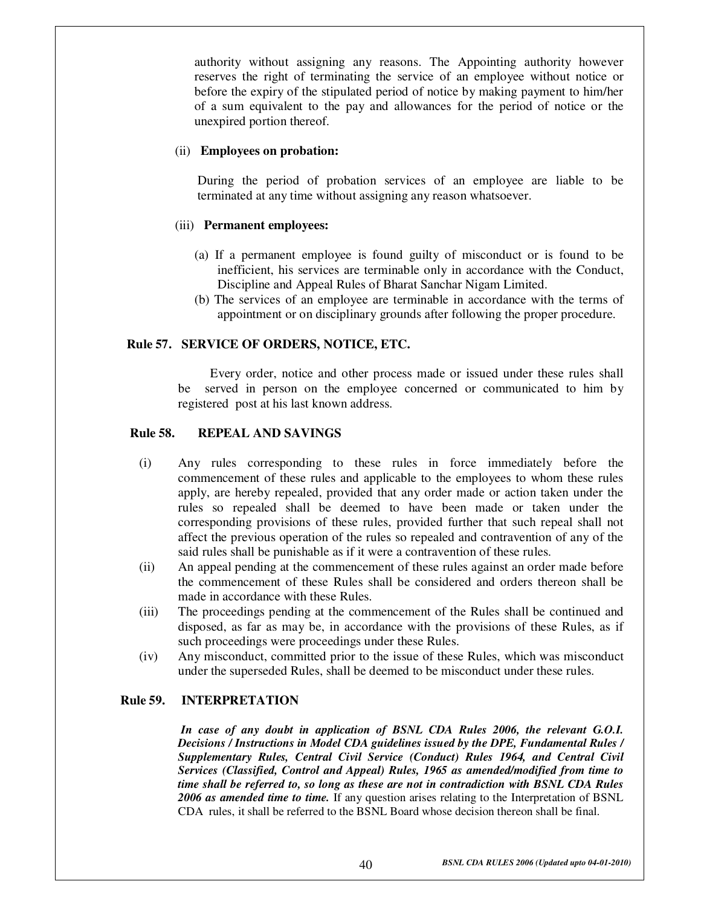authority without assigning any reasons. The Appointing authority however reserves the right of terminating the service of an employee without notice or before the expiry of the stipulated period of notice by making payment to him/her of a sum equivalent to the pay and allowances for the period of notice or the unexpired portion thereof.

(ii) **Employees on probation:**

During the period of probation services of an employee are liable to be terminated at any time without assigning any reason whatsoever.

(iii) **Permanent employees:**

(a) If a permanent employee is found guilty of misconduct or is found to be inefficient, his services are terminable only in accordance with the Conduct, Discipline and Appeal Rules of Bharat Sanchar Nigam Limited.

(b) The services of an employee are terminable in accordance with the terms of appointment or on disciplinary grounds after following the proper procedure.

**Rule 57. SERVICE OF ORDERS, NOTICE, ETC.**

Every order, notice and other process made or issued under these rules shall be served in person on the employee concerned or communicated to him by registered post at his last known address.

**Rule 58. REPEAL AND SAVINGS**

(i) Any rules corresponding to these rules in force immediately before the commencement of these rules and applicable to the employees to whom these rules apply, are hereby repealed, provided that any order made or action taken under the rules so repealed shall be deemed to have been made or taken under the corresponding provisions of these rules, provided further that such repeal shall not affect the previous operation of the rules so repealed and contravention of any of the said rules shall be punishable as if it were a contravention of these rules.

(ii) An appeal pending at the commencement of these rules against an order made before the commencement of these Rules shall be considered and orders thereon shall be made in accordance with these Rules.

(iii) The proceedings pending at the commencement of the Rules shall be continued and disposed, as far as may be, in accordance with the provisions of these Rules, as if such proceedings were proceedings under these Rules.

(iv) Any misconduct, committed prior to the issue of these Rules, which was misconduct under the superseded Rules, shall be deemed to be misconduct under these rules.

**Rule 59. INTERPRETATION**

***In case of any doubt in application of BSNL CDA Rules 2006, the relevant G.O.I. Decisions / Instructions in Model CDA guidelines issued by the DPE, Fundamental Rules / Supplementary Rules, Central Civil Service (Conduct) Rules 1964, and Central Civil Services (Classified, Control and Appeal) Rules, 1965 as amended/modified from time to time shall be referred to, so long as these are not in contradiction with BSNL CDA Rules 2006 as amended time to time.*** If any question arises relating to the Interpretation of BSNL CDA rules, it shall be referred to the BSNL Board whose decision thereon shall be final.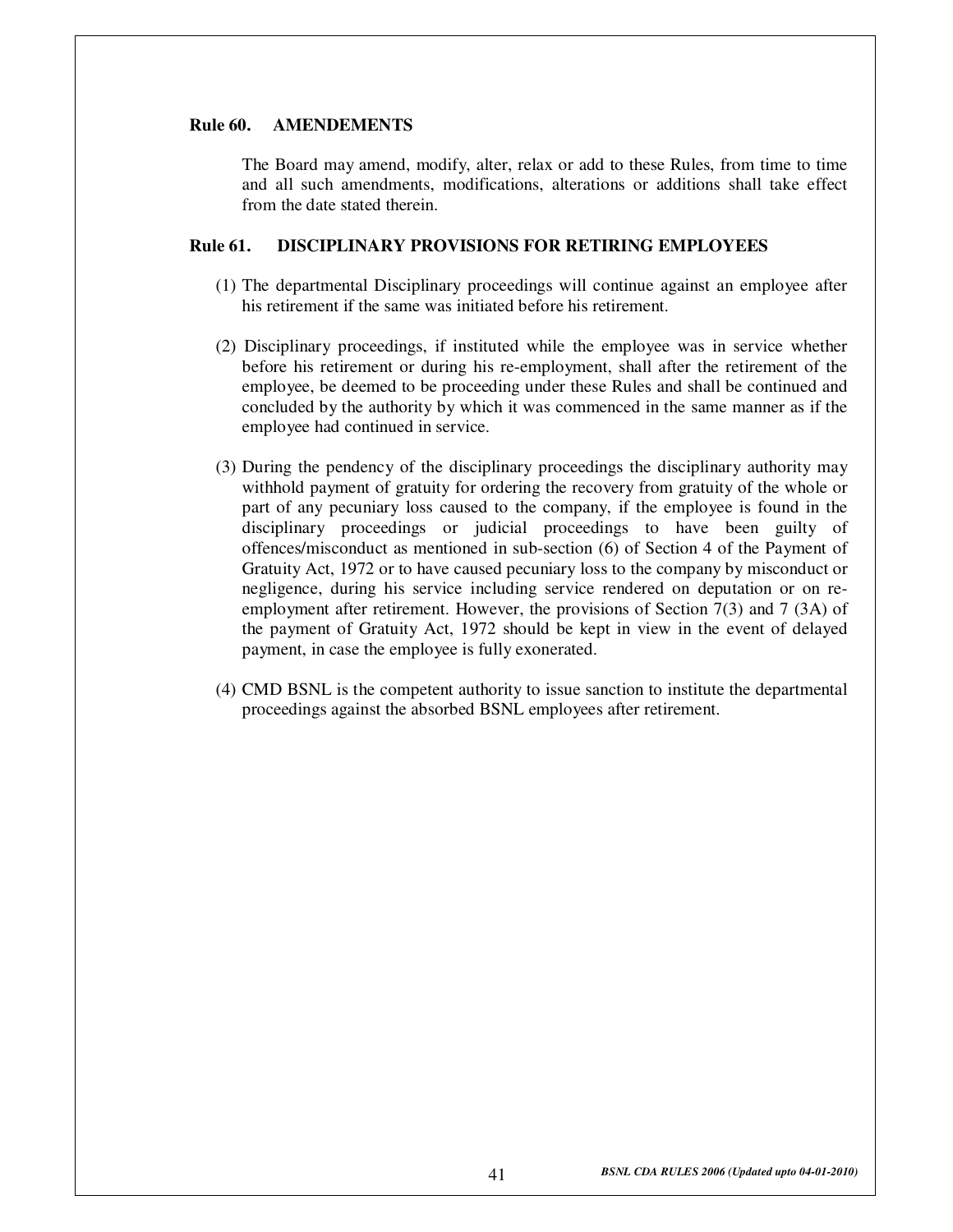### Rule 60. AMENDEMENTS

The Board may amend, modify, alter, relax or add to these Rules, from time to time and all such amendments, modifications, alterations or additions shall take effect from the date stated therein.

### Rule 61. DISCIPLINARY PROVISIONS FOR RETIRING EMPLOYEES

(1) The departmental Disciplinary proceedings will continue against an employee after his retirement if the same was initiated before his retirement.

(2) Disciplinary proceedings, if instituted while the employee was in service whether before his retirement or during his re-employment, shall after the retirement of the employee, be deemed to be proceeding under these Rules and shall be continued and concluded by the authority by which it was commenced in the same manner as if the employee had continued in service.

(3) During the pendency of the disciplinary proceedings the disciplinary authority may withhold payment of gratuity for ordering the recovery from gratuity of the whole or part of any pecuniary loss caused to the company, if the employee is found in the disciplinary proceedings or judicial proceedings to have been guilty of offences/misconduct as mentioned in sub-section (6) of Section 4 of the Payment of Gratuity Act, 1972 or to have caused pecuniary loss to the company by misconduct or negligence, during his service including service rendered on deputation or on re-employment after retirement. However, the provisions of Section 7(3) and 7 (3A) of the payment of Gratuity Act, 1972 should be kept in view in the event of delayed payment, in case the employee is fully exonerated.

(4) CMD BSNL is the competent authority to issue sanction to institute the departmental proceedings against the absorbed BSNL employees after retirement.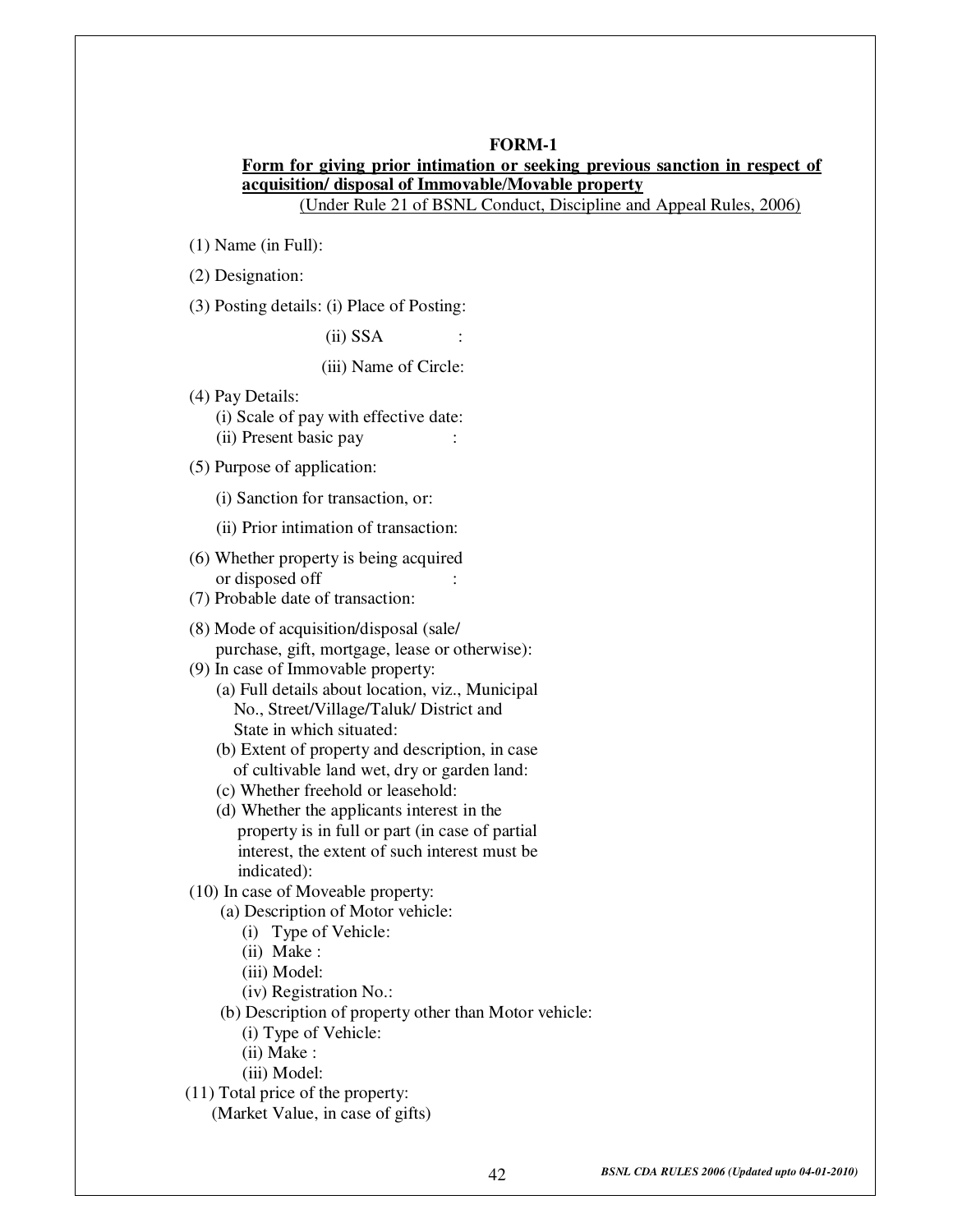**FORM-1**

**Form for giving prior intimation or seeking previous sanction in respect of acquisition/ disposal of Immovable/Movable property**

(Under Rule 21 of BSNL Conduct, Discipline and Appeal Rules, 2006)

(1) Name (in Full):

(2) Designation:

(3) Posting details: (i) Place of Posting:

(ii) SSA :

(iii) Name of Circle:

(4) Pay Details:
(i) Scale of pay with effective date:
(ii) Present basic pay :

(5) Purpose of application:

(i) Sanction for transaction, or:

(ii) Prior intimation of transaction:

(6) Whether property is being acquired or disposed off :

(7) Probable date of transaction:

(8) Mode of acquisition/disposal (sale/ purchase, gift, mortgage, lease or otherwise):

(9) In case of Immovable property:
- (a) Full details about location, viz., Municipal No., Street/Village/Taluk/ District and State in which situated:
- (b) Extent of property and description, in case of cultivable land wet, dry or garden land:
- (c) Whether freehold or leasehold:
- (d) Whether the applicants interest in the property is in full or part (in case of partial interest, the extent of such interest must be indicated):

(10) In case of Moveable property:
- (a) Description of Motor vehicle:
  - (i) Type of Vehicle:
  - (ii) Make :
  - (iii) Model:
  - (iv) Registration No.:
- (b) Description of property other than Motor vehicle:
  - (i) Type of Vehicle:
  - (ii) Make :
  - (iii) Model:

(11) Total price of the property:
(Market Value, in case of gifts)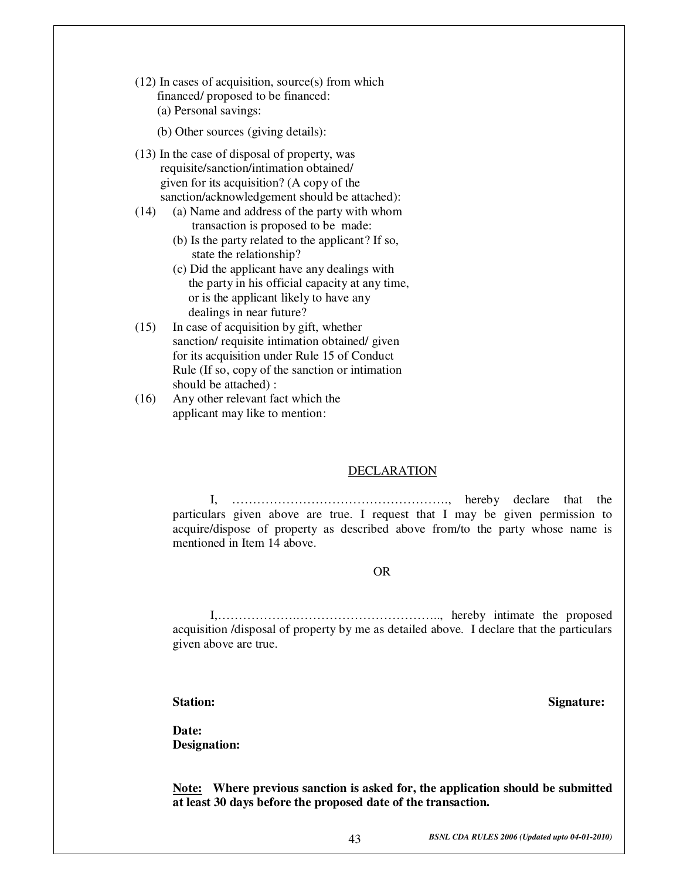(12) In cases of acquisition, source(s) from which financed/ proposed to be financed:
   (a) Personal savings:

   (b) Other sources (giving details):

(13) In the case of disposal of property, was requisite/sanction/intimation obtained/ given for its acquisition? (A copy of the sanction/acknowledgement should be attached):

(14) (a) Name and address of the party with whom transaction is proposed to be made:
   (b) Is the party related to the applicant? If so, state the relationship?
   (c) Did the applicant have any dealings with the party in his official capacity at any time, or is the applicant likely to have any dealings in near future?

(15) In case of acquisition by gift, whether sanction/ requisite intimation obtained/ given for its acquisition under Rule 15 of Conduct Rule (If so, copy of the sanction or intimation should be attached) :

(16) Any other relevant fact which the applicant may like to mention:

<u>DECLARATION</u>

I, ……………………………………………., hereby declare that the particulars given above are true. I request that I may be given permission to acquire/dispose of property as described above from/to the party whose name is mentioned in Item 14 above.

OR

I,………………..…………………………….., hereby intimate the proposed acquisition /disposal of property by me as detailed above. I declare that the particulars given above are true.

**Station:** **Signature:**

**Date:**
**Designation:**

**<u>Note:</u> Where previous sanction is asked for, the application should be submitted at least 30 days before the proposed date of the transaction.**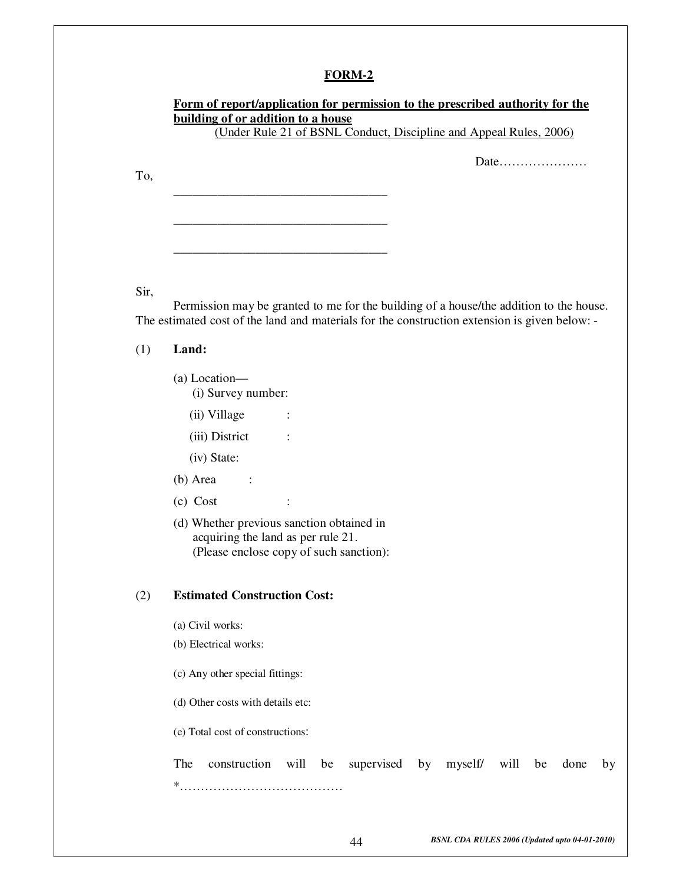# FORM-2

**Form of report/application for permission to the prescribed authority for the building of or addition to a house**

(Under Rule 21 of BSNL Conduct, Discipline and Appeal Rules, 2006)

Date…………………

To,

\_\_\_\_\_\_\_\_\_\_\_\_\_\_\_\_\_\_\_\_\_\_\_\_\_\_\_\_\_\_\_\_\_\_

\_\_\_\_\_\_\_\_\_\_\_\_\_\_\_\_\_\_\_\_\_\_\_\_\_\_\_\_\_\_\_\_\_\_

\_\_\_\_\_\_\_\_\_\_\_\_\_\_\_\_\_\_\_\_\_\_\_\_\_\_\_\_\_\_\_\_\_\_

Sir,

Permission may be granted to me for the building of a house/the addition to the house. The estimated cost of the land and materials for the construction extension is given below: -

(1) **Land:**

(a) Location—
- (i) Survey number:
- (ii) Village :
- (iii) District :
- (iv) State:

(b) Area :

(c) Cost :

(d) Whether previous sanction obtained in acquiring the land as per rule 21. (Please enclose copy of such sanction):

(2) **Estimated Construction Cost:**

(a) Civil works:

(b) Electrical works:

(c) Any other special fittings:

(d) Other costs with details etc:

(e) Total cost of constructions:

The construction will be supervised by myself/ will be done by *…………………………………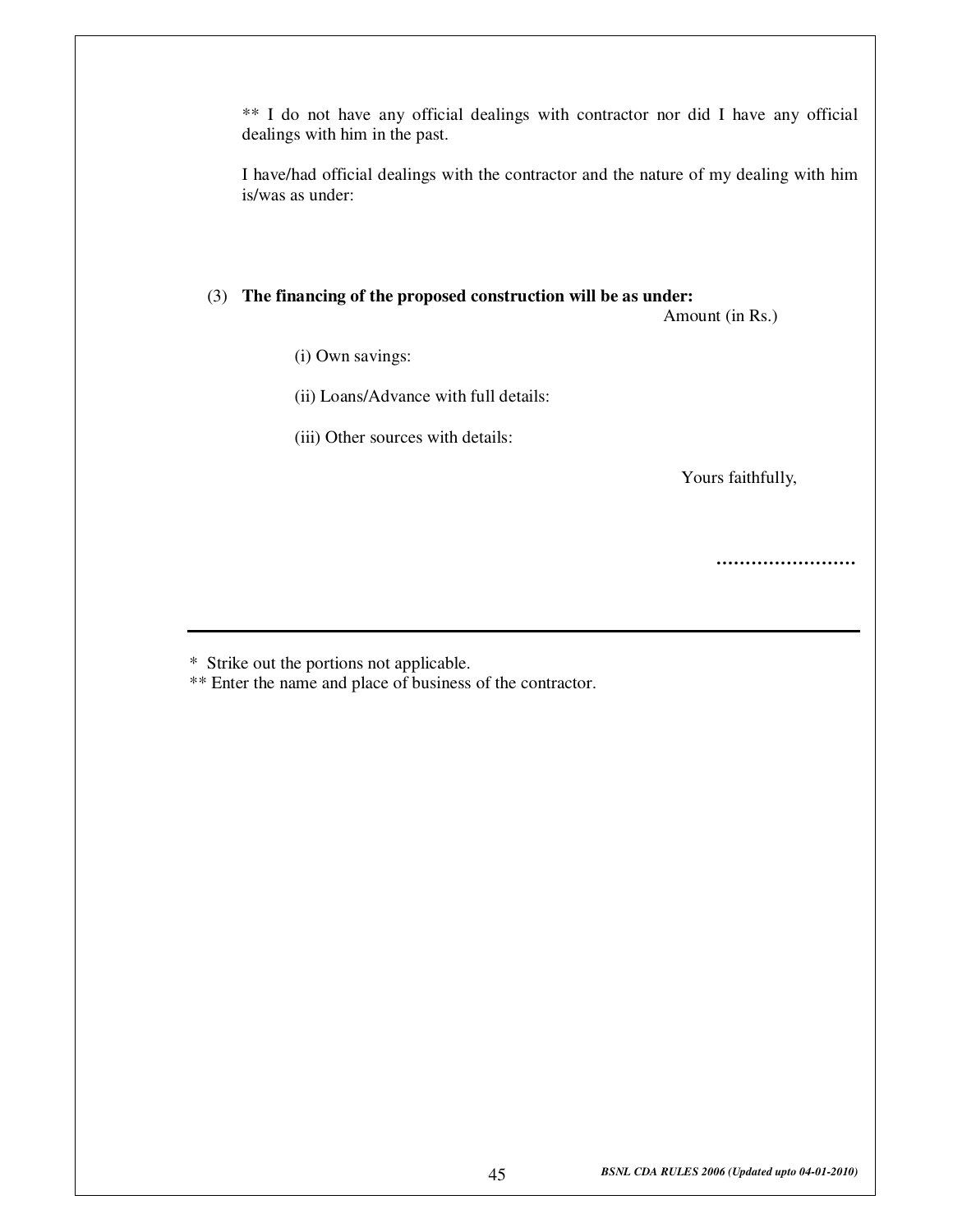** I do not have any official dealings with contractor nor did I have any official dealings with him in the past.

I have/had official dealings with the contractor and the nature of my dealing with him is/was as under:

(3) **The financing of the proposed construction will be as under:**

Amount (in Rs.)

(i) Own savings:

(ii) Loans/Advance with full details:

(iii) Other sources with details:

Yours faithfully,

……………………

---

\* Strike out the portions not applicable.

** Enter the name and place of business of the contractor.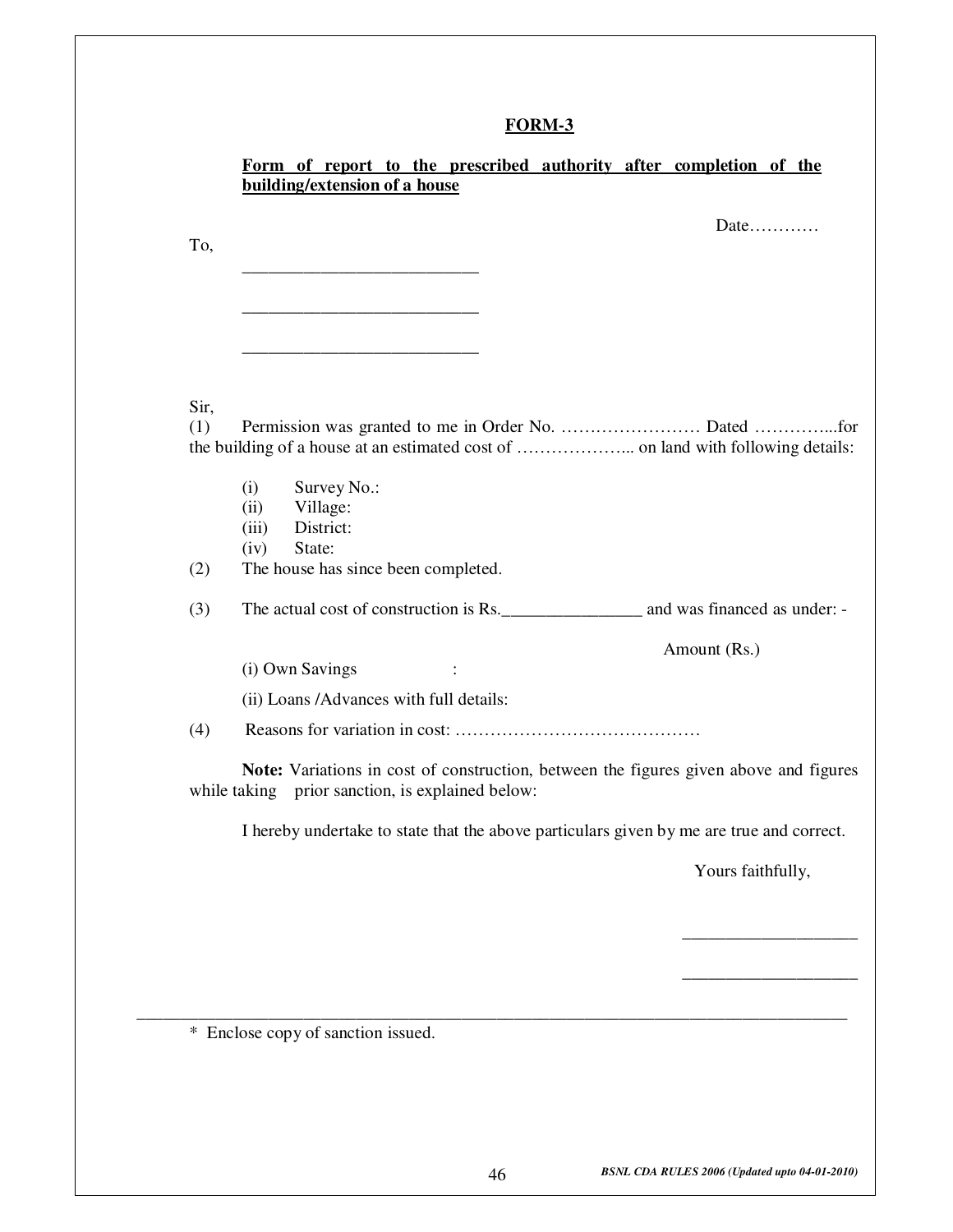**FORM-3**

**Form of report to the prescribed authority after completion of the building/extension of a house**

Date…………

To,

___________________________

___________________________

___________________________

Sir,

(1) Permission was granted to me in Order No. …………………… Dated …………...for the building of a house at an estimated cost of ……………….. on land with following details:

- (i) Survey No.:
- (ii) Village:
- (iii) District:
- (iv) State:

(2) The house has since been completed.

(3) The actual cost of construction is Rs.________________ and was financed as under: -

Amount (Rs.)

(i) Own Savings :

(ii) Loans /Advances with full details:

(4) Reasons for variation in cost: ……………………………………

**Note:** Variations in cost of construction, between the figures given above and figures while taking prior sanction, is explained below:

I hereby undertake to state that the above particulars given by me are true and correct.

Yours faithfully,

____________________

____________________

\* Enclose copy of sanction issued.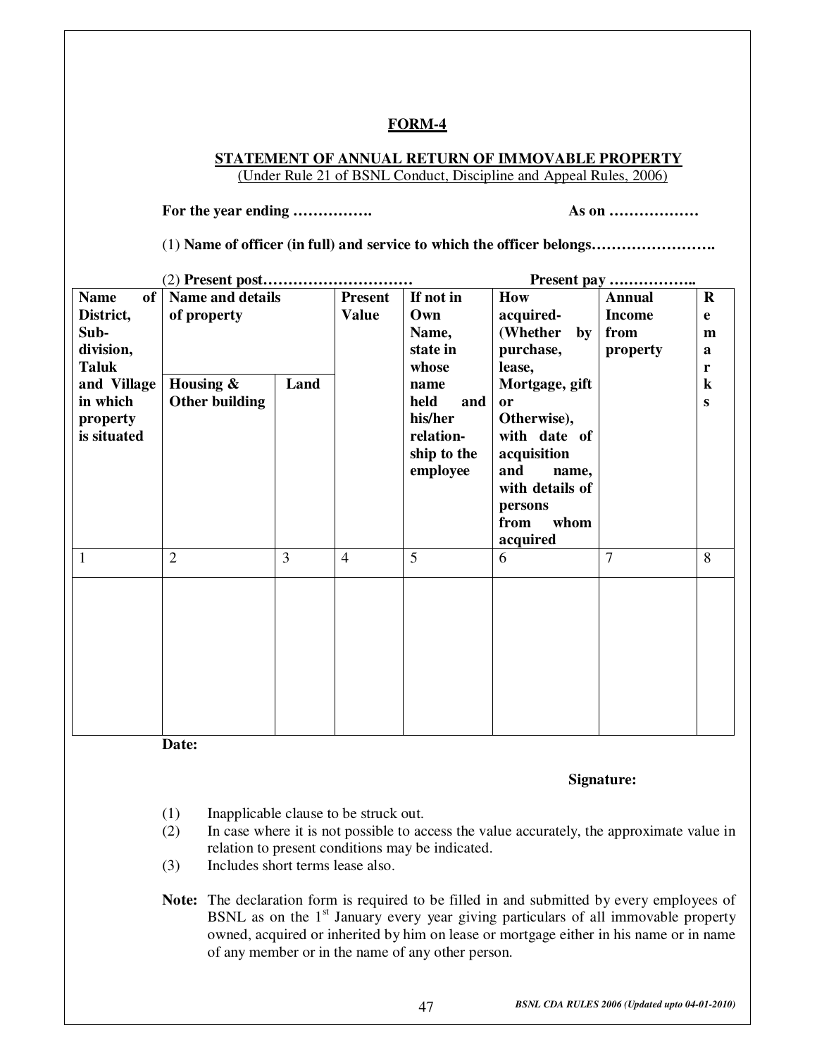**FORM-4**

**STATEMENT OF ANNUAL RETURN OF IMMOVABLE PROPERTY**
(Under Rule 21 of BSNL Conduct, Discipline and Appeal Rules, 2006)

**For the year ending …………….** **As on ………………**

(1) **Name of officer (in full) and service to which the officer belongs…………………….**

(2) **Present post…………………………** **Present pay ……………..**

| Name of District, Sub-division, Taluk and Village in which property is situated | Name and details of property | | Present Value | If not in Own Name, state in whose name held and his/her relation-ship to the employee | How acquired- (Whether by purchase, lease, Mortgage, gift or Otherwise), with date of acquisition and name, with details of persons from whom acquired | Annual Income from property | Remarks |
|---|---|---|---|---|---|---|---|
| | Housing & Other building | Land | | | | | |
| 1 | 2 | 3 | 4 | 5 | 6 | 7 | 8 |
| | | | | | | | |

**Date:**

**Signature:**

(1) Inapplicable clause to be struck out.
(2) In case where it is not possible to access the value accurately, the approximate value in relation to present conditions may be indicated.
(3) Includes short terms lease also.

**Note:** The declaration form is required to be filled in and submitted by every employees of BSNL as on the 1st January every year giving particulars of all immovable property owned, acquired or inherited by him on lease or mortgage either in his name or in name of any member or in the name of any other person.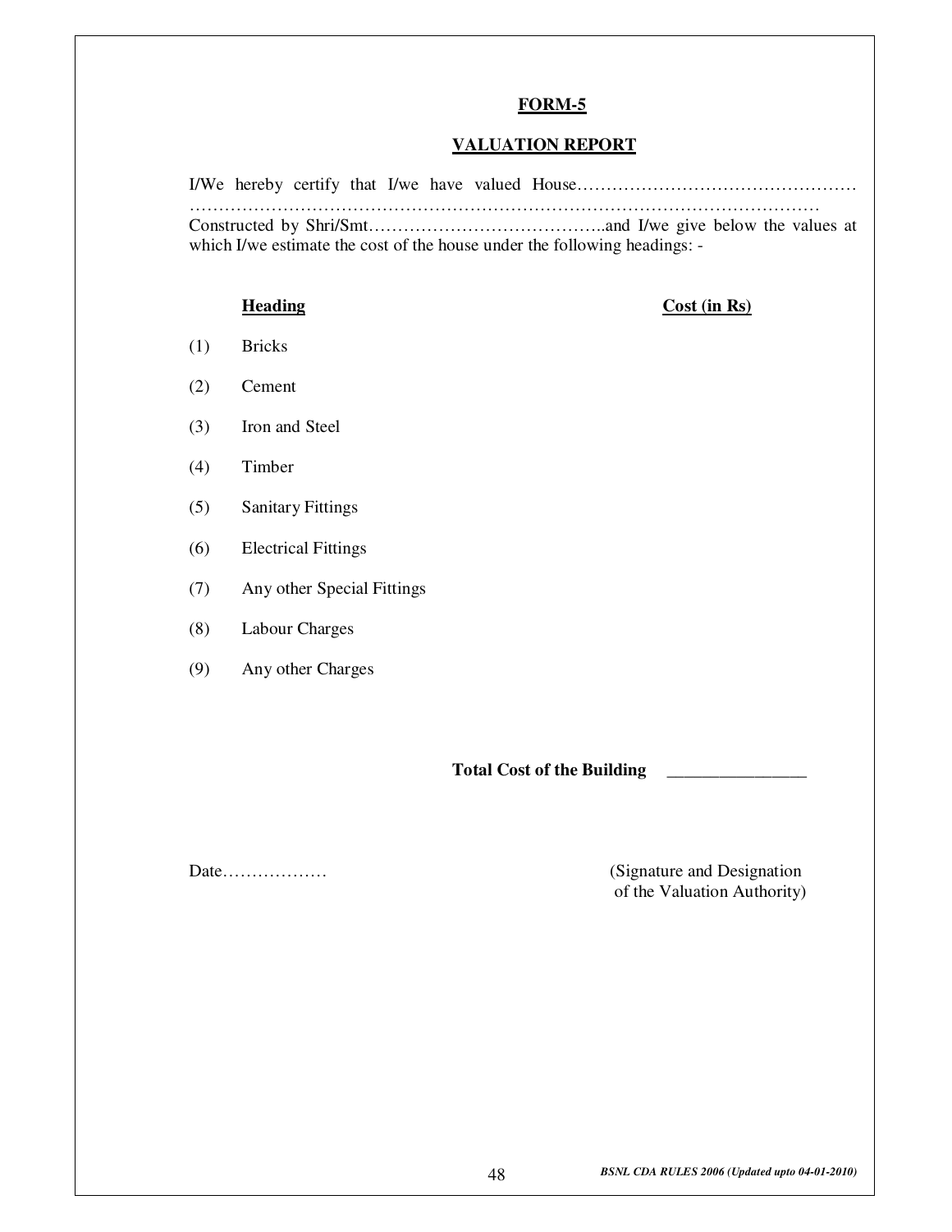# FORM-5

## VALUATION REPORT

I/We hereby certify that I/we have valued House…………………………………………
……………………………………………………………………………………………
Constructed by Shri/Smt…………………………………..and I/we give below the values at which I/we estimate the cost of the house under the following headings: -

| | Heading | Cost (in Rs) |
|---|---|---|
| (1) | Bricks | |
| (2) | Cement | |
| (3) | Iron and Steel | |
| (4) | Timber | |
| (5) | Sanitary Fittings | |
| (6) | Electrical Fittings | |
| (7) | Any other Special Fittings | |
| (8) | Labour Charges | |
| (9) | Any other Charges | |

**Total Cost of the Building** ________________

Date………………

(Signature and Designation of the Valuation Authority)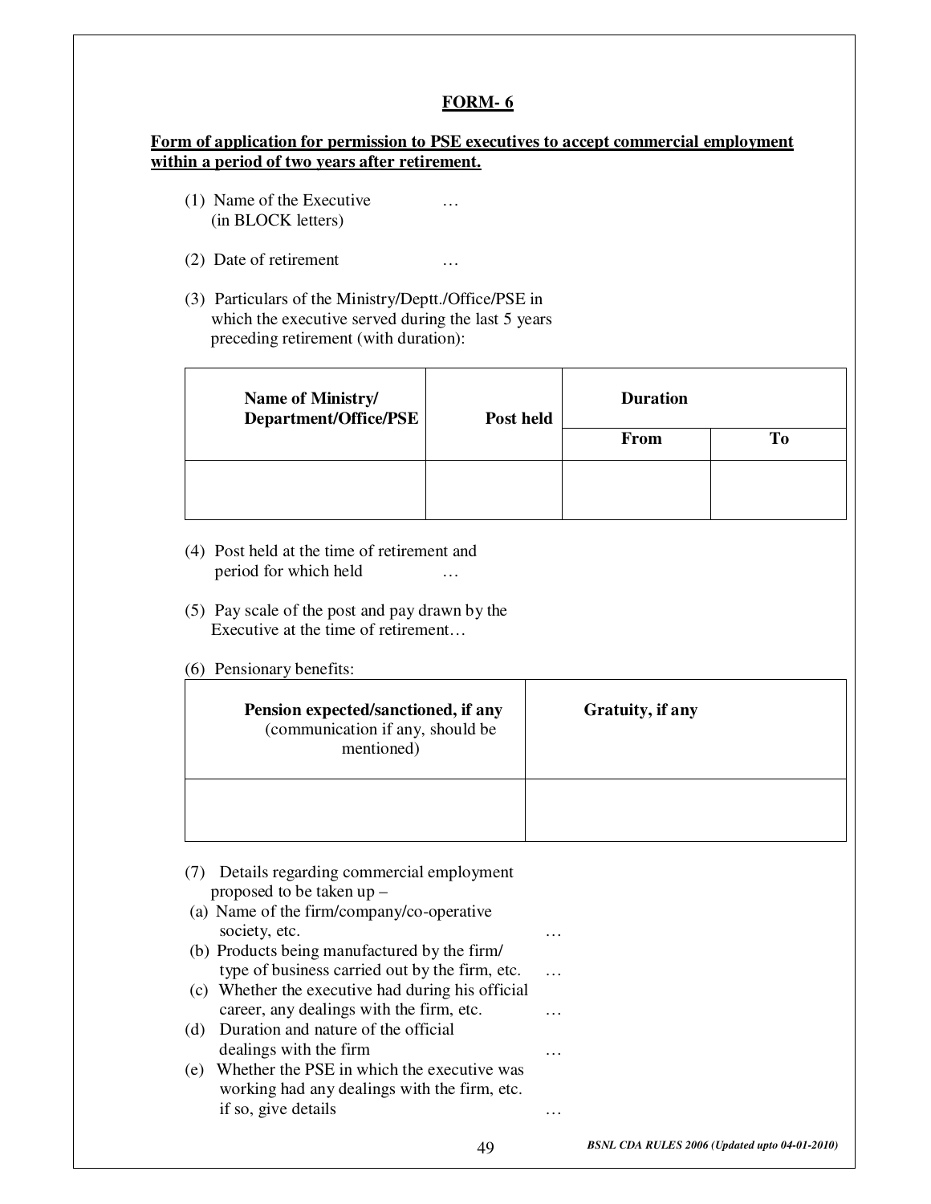## FORM- 6

**Form of application for permission to PSE executives to accept commercial employment within a period of two years after retirement.**

(1) Name of the Executive (in BLOCK letters) …

(2) Date of retirement …

(3) Particulars of the Ministry/Deptt./Office/PSE in which the executive served during the last 5 years preceding retirement (with duration):

| Name of Ministry/ Department/Office/PSE | Post held | Duration | |
|---|---|---|---|
| | | From | To |
| | | | |

(4) Post held at the time of retirement and period for which held …

(5) Pay scale of the post and pay drawn by the Executive at the time of retirement…

(6) Pensionary benefits:

| Pension expected/sanctioned, if any (communication if any, should be mentioned) | Gratuity, if any |
|---|---|
| | |

(7) Details regarding commercial employment proposed to be taken up –

(a) Name of the firm/company/co-operative society, etc. …

(b) Products being manufactured by the firm/ type of business carried out by the firm, etc. …

(c) Whether the executive had during his official career, any dealings with the firm, etc. …

(d) Duration and nature of the official dealings with the firm …

(e) Whether the PSE in which the executive was working had any dealings with the firm, etc. if so, give details …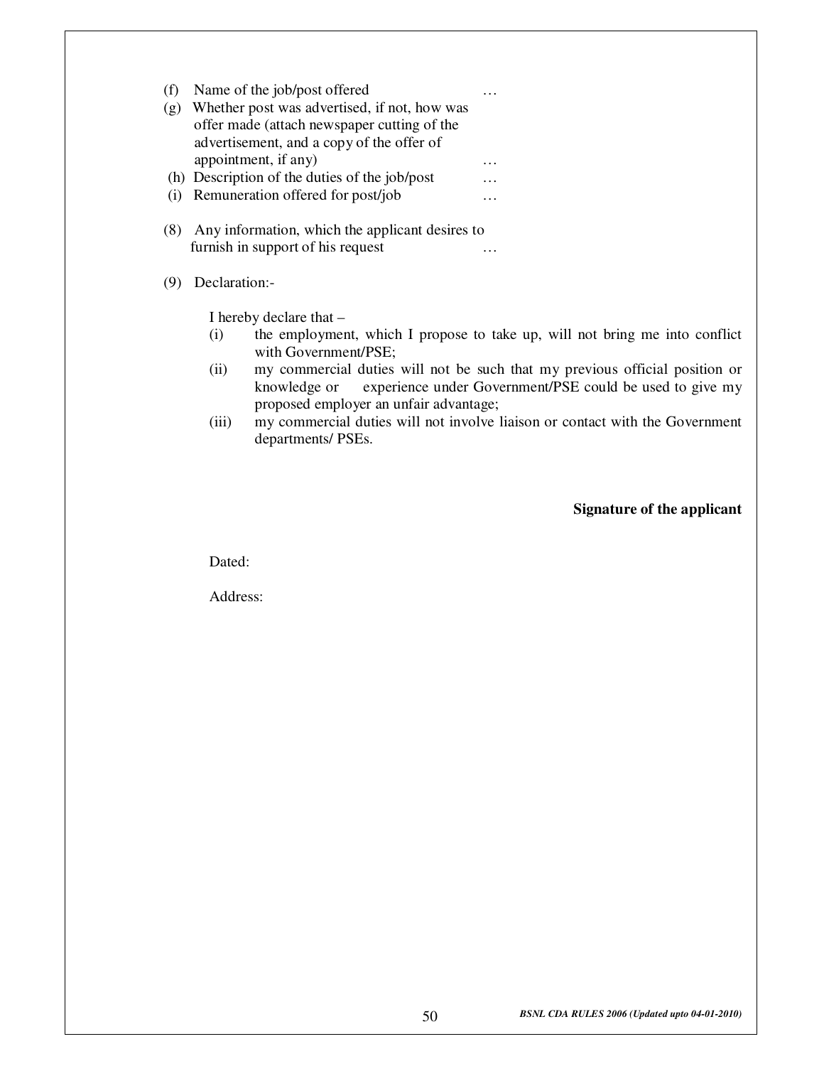(f) Name of the job/post offered …

(g) Whether post was advertised, if not, how was offer made (attach newspaper cutting of the advertisement, and a copy of the offer of appointment, if any) …

(h) Description of the duties of the job/post …

(i) Remuneration offered for post/job …

(8) Any information, which the applicant desires to furnish in support of his request …

(9) Declaration:-

I hereby declare that –

(i) the employment, which I propose to take up, will not bring me into conflict with Government/PSE;

(ii) my commercial duties will not be such that my previous official position or knowledge or experience under Government/PSE could be used to give my proposed employer an unfair advantage;

(iii) my commercial duties will not involve liaison or contact with the Government departments/ PSEs.

**Signature of the applicant**

Dated:

Address: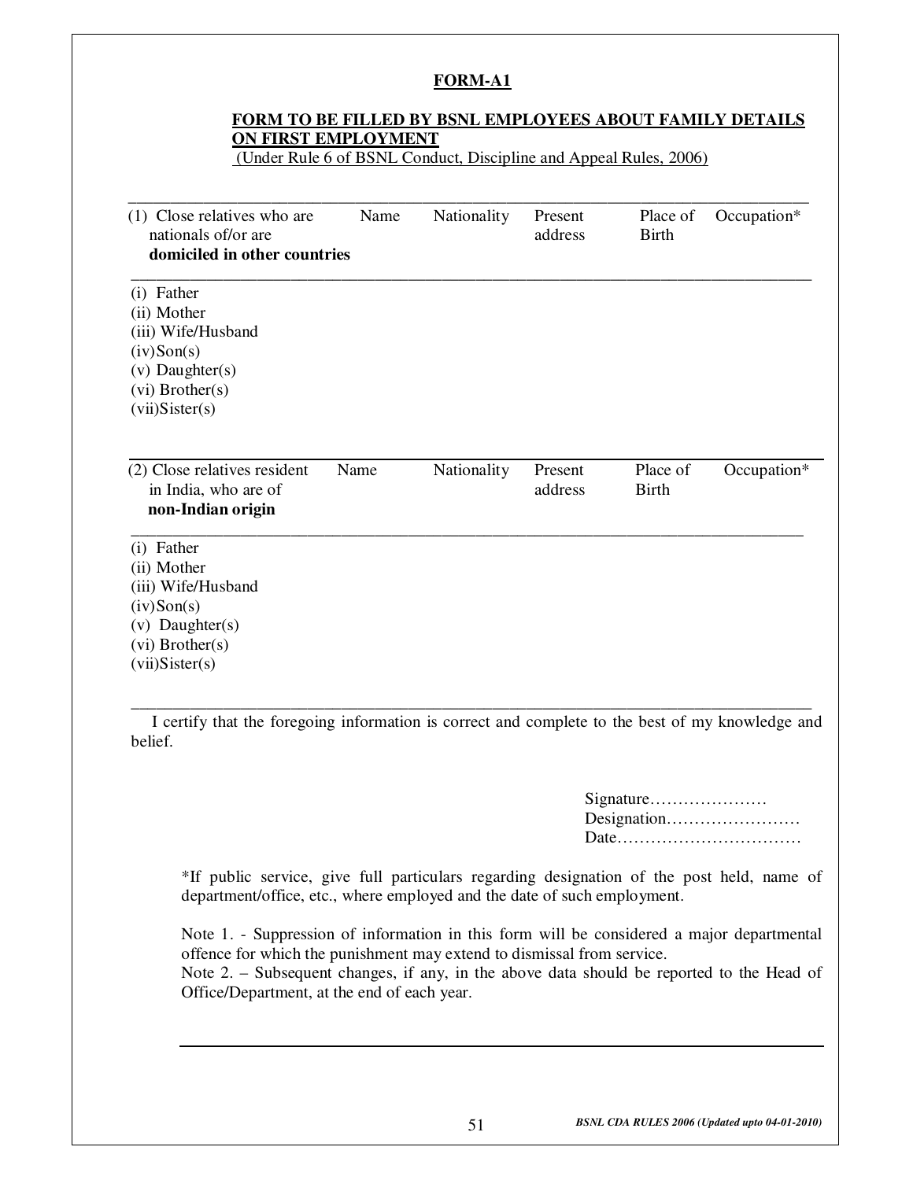# FORM-A1

## FORM TO BE FILLED BY BSNL EMPLOYEES ABOUT FAMILY DETAILS ON FIRST EMPLOYMENT

(Under Rule 6 of BSNL Conduct, Discipline and Appeal Rules, 2006)

| (1) Close relatives who are nationals of/or are **domiciled in other countries** | Name | Nationality | Present address | Place of Birth | Occupation* |
|---|---|---|---|---|---|
| (i) Father | | | | | |
| (ii) Mother | | | | | |
| (iii) Wife/Husband | | | | | |
| (iv) Son(s) | | | | | |
| (v) Daughter(s) | | | | | |
| (vi) Brother(s) | | | | | |
| (vii) Sister(s) | | | | | |

| (2) Close relatives resident in India, who are of **non-Indian origin** | Name | Nationality | Present address | Place of Birth | Occupation* |
|---|---|---|---|---|---|
| (i) Father | | | | | |
| (ii) Mother | | | | | |
| (iii) Wife/Husband | | | | | |
| (iv) Son(s) | | | | | |
| (v) Daughter(s) | | | | | |
| (vi) Brother(s) | | | | | |
| (vii) Sister(s) | | | | | |

I certify that the foregoing information is correct and complete to the best of my knowledge and belief.

Signature…………………
Designation……………………
Date……………………………

*If public service, give full particulars regarding designation of the post held, name of department/office, etc., where employed and the date of such employment.

Note 1. - Suppression of information in this form will be considered a major departmental offence for which the punishment may extend to dismissal from service.

Note 2. – Subsequent changes, if any, in the above data should be reported to the Head of Office/Department, at the end of each year.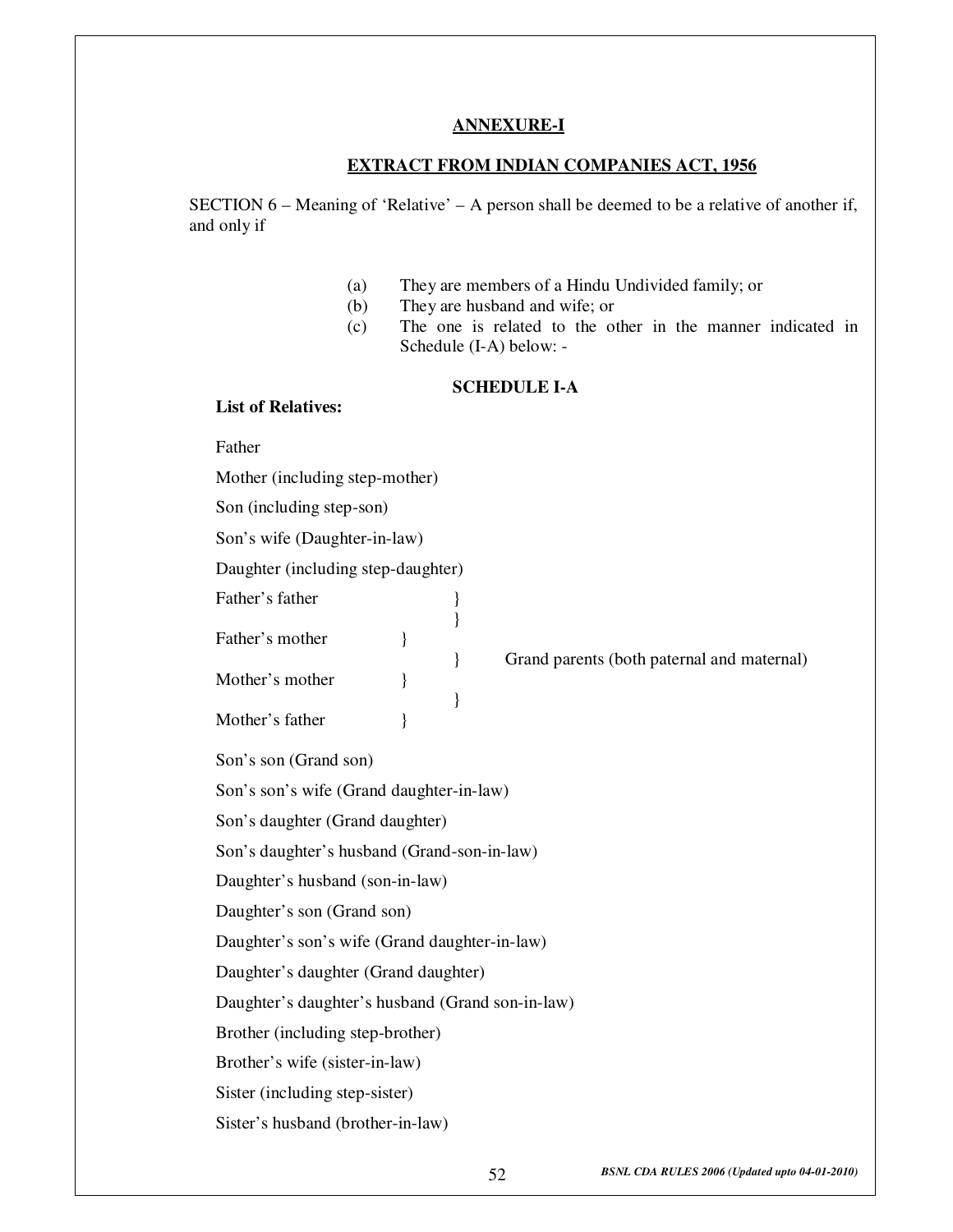## ANNEXURE-I

## EXTRACT FROM INDIAN COMPANIES ACT, 1956

SECTION 6 – Meaning of 'Relative' – A person shall be deemed to be a relative of another if, and only if

(a) They are members of a Hindu Undivided family; or
(b) They are husband and wife; or
(c) The one is related to the other in the manner indicated in Schedule (I-A) below: -

### SCHEDULE I-A

**List of Relatives:**

Father

Mother (including step-mother)

Son (including step-son)

Son's wife (Daughter-in-law)

Daughter (including step-daughter)

Father's father }
Father's mother }
Mother's mother }
Mother's father } Grand parents (both paternal and maternal)

Son's son (Grand son)

Son's son's wife (Grand daughter-in-law)

Son's daughter (Grand daughter)

Son's daughter's husband (Grand-son-in-law)

Daughter's husband (son-in-law)

Daughter's son (Grand son)

Daughter's son's wife (Grand daughter-in-law)

Daughter's daughter (Grand daughter)

Daughter's daughter's husband (Grand son-in-law)

Brother (including step-brother)

Brother's wife (sister-in-law)

Sister (including step-sister)

Sister's husband (brother-in-law)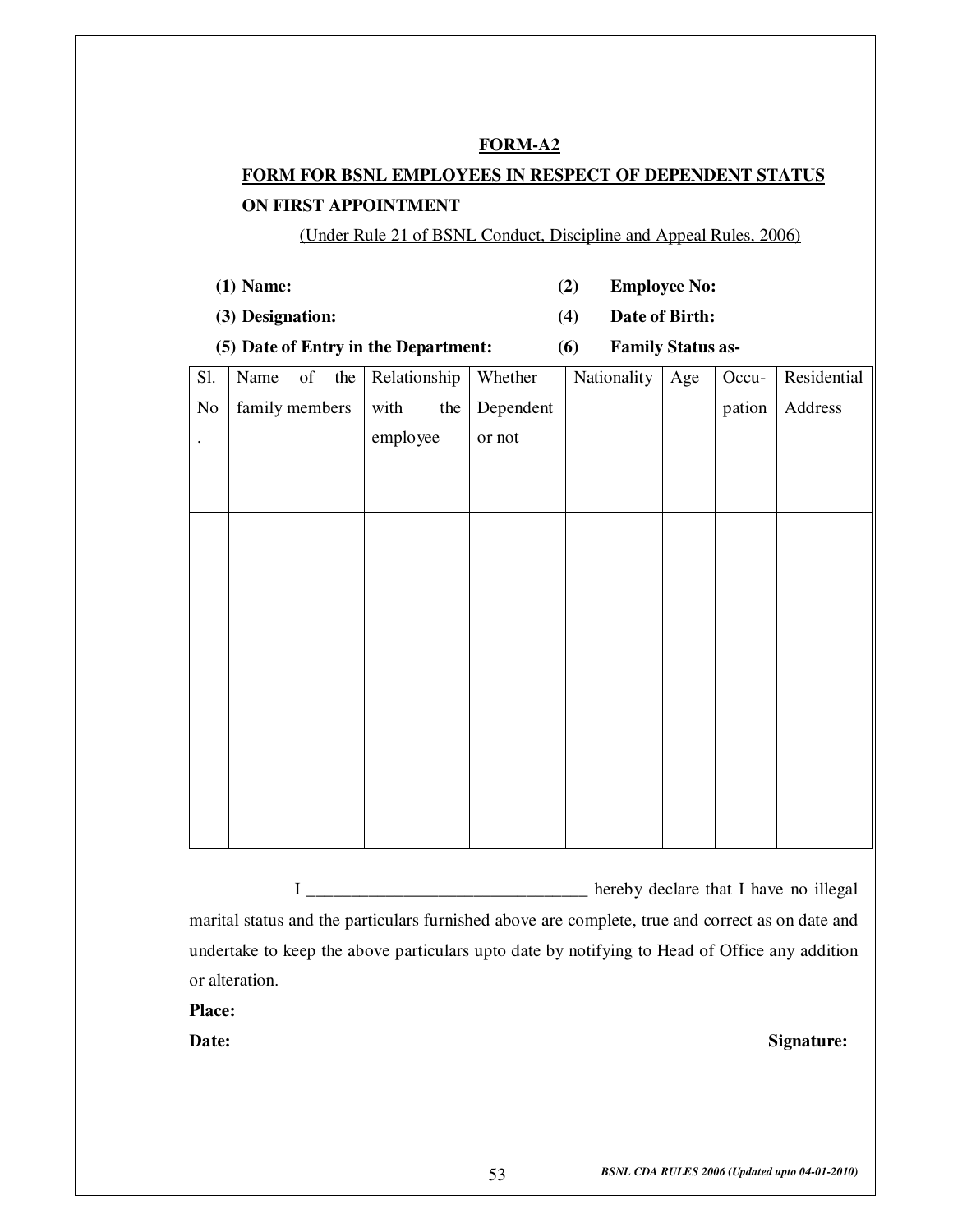# FORM-A2

## FORM FOR BSNL EMPLOYEES IN RESPECT OF DEPENDENT STATUS ON FIRST APPOINTMENT

(Under Rule 21 of BSNL Conduct, Discipline and Appeal Rules, 2006)

**(1) Name:** **(2) Employee No:**

**(3) Designation:** **(4) Date of Birth:**

**(5) Date of Entry in the Department:** **(6) Family Status as-**

| Sl. No. | Name of the family members | Relationship with the employee | Whether Dependent or not | Nationality | Age | Occu-pation | Residential Address |
|---|---|---|---|---|---|---|---|
| | | | | | | | |

I ________________________________ hereby declare that I have no illegal marital status and the particulars furnished above are complete, true and correct as on date and undertake to keep the above particulars upto date by notifying to Head of Office any addition or alteration.

**Place:**

**Date:** **Signature:**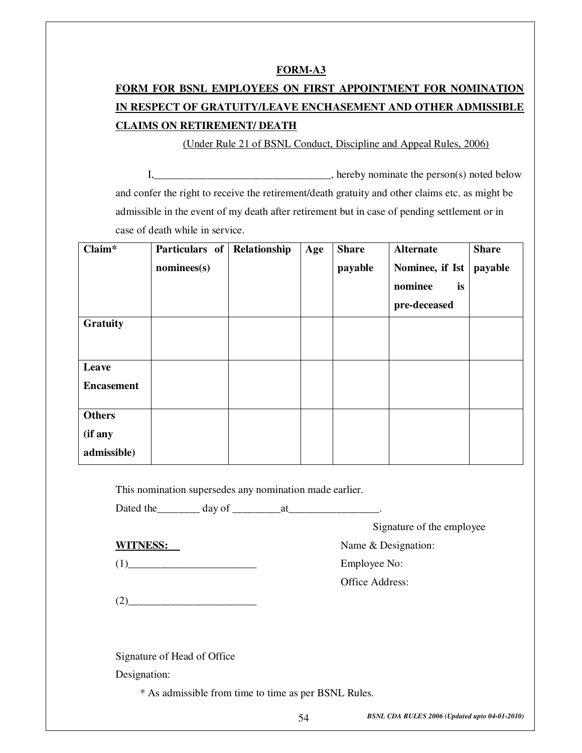## FORM-A3

## FORM FOR BSNL EMPLOYEES ON FIRST APPOINTMENT FOR NOMINATION IN RESPECT OF GRATUITY/LEAVE ENCHASEMENT AND OTHER ADMISSIBLE CLAIMS ON RETIREMENT/ DEATH

(Under Rule 21 of BSNL Conduct, Discipline and Appeal Rules, 2006)

I,_________________________________, hereby nominate the person(s) noted below and confer the right to receive the retirement/death gratuity and other claims etc. as might be admissible in the event of my death after retirement but in case of pending settlement or in case of death while in service.

| Claim* | Particulars of nominees(s) | Relationship | Age | Share payable | Alternate Nominee, if Ist nominee is pre-deceased | Share payable |
|---|---|---|---|---|---|---|
| **Gratuity** | | | | | | |
| **Leave Encasement** | | | | | | |
| **Others (if any admissible)** | | | | | | |

This nomination supersedes any nomination made earlier.

Dated the________ day of _________at_________________.

Signature of the employee

Name & Designation:

Employee No:

Office Address:

**WITNESS:**

(1)________________________

(2)________________________

Signature of Head of Office

Designation:

\* As admissible from time to time as per BSNL Rules.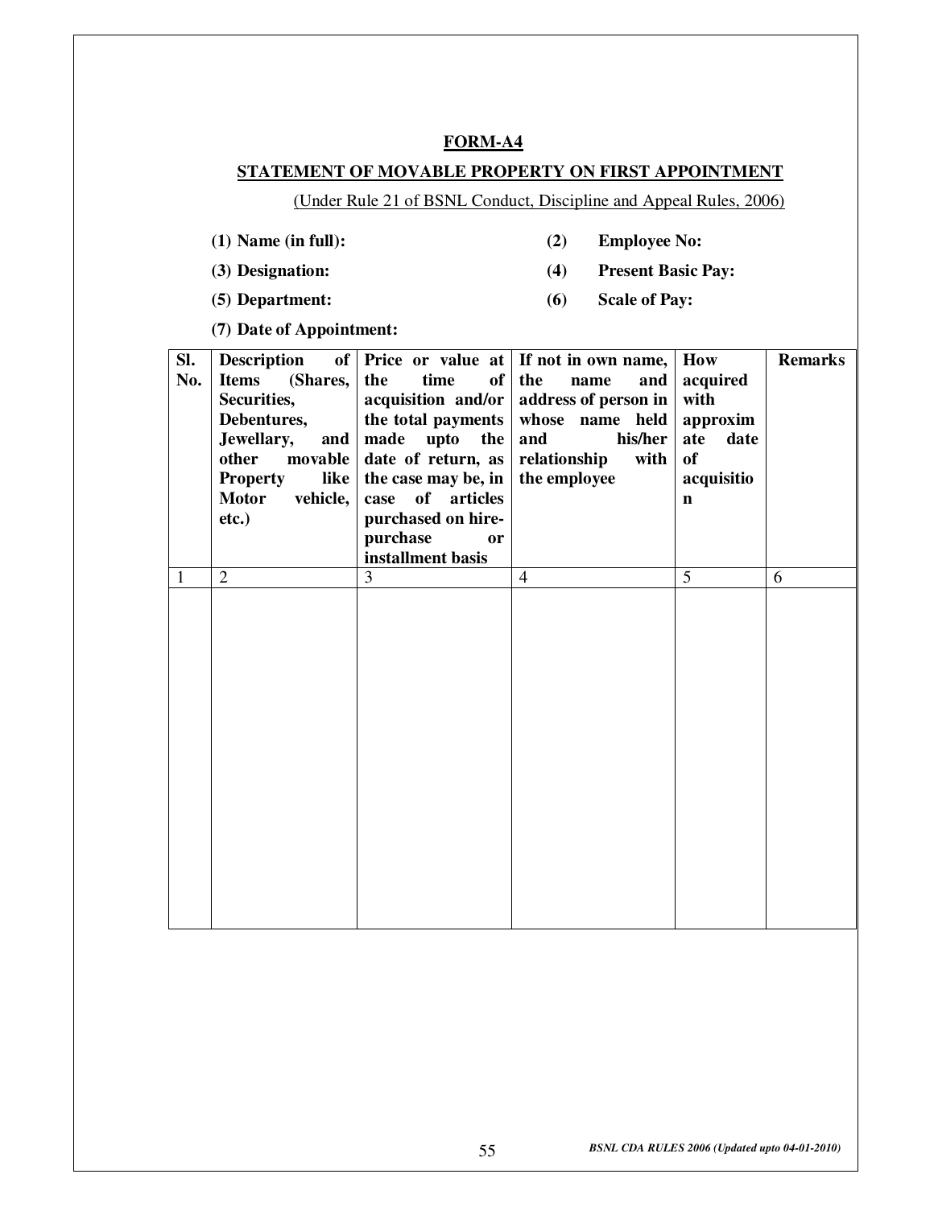## FORM-A4

### STATEMENT OF MOVABLE PROPERTY ON FIRST APPOINTMENT

(Under Rule 21 of BSNL Conduct, Discipline and Appeal Rules, 2006)

**(1) Name (in full):** **(2) Employee No:**

**(3) Designation:** **(4) Present Basic Pay:**

**(5) Department:** **(6) Scale of Pay:**

**(7) Date of Appointment:**

| Sl. No. | Description of Items (Shares, Securities, Debentures, Jewellary, and other movable Property like Motor vehicle, etc.) | Price or value at the time of acquisition and/or the total payments made upto the date of return, as the case may be, in case of articles purchased on hire-purchase or installment basis | If not in own name, the name and address of person in whose name held and his/her relationship with the employee | How acquired with approximate date of acquisition | Remarks |
|---|---|---|---|---|---|
| 1 | 2 | 3 | 4 | 5 | 6 |
| | | | | | |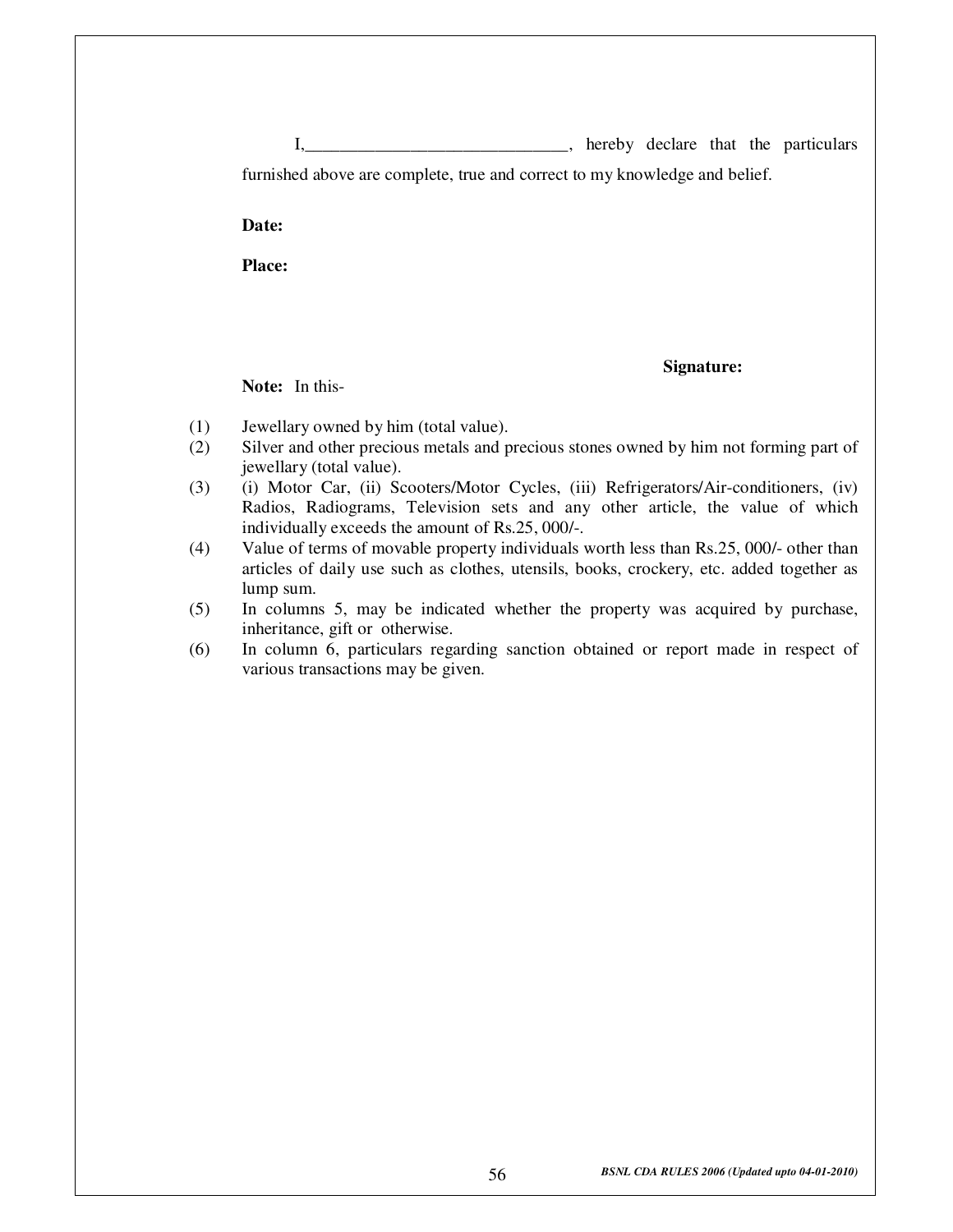I,______________________________, hereby declare that the particulars furnished above are complete, true and correct to my knowledge and belief.

**Date:**

**Place:**

**Signature:**

**Note:** In this-

(1) Jewellary owned by him (total value).

(2) Silver and other precious metals and precious stones owned by him not forming part of jewellary (total value).

(3) (i) Motor Car, (ii) Scooters/Motor Cycles, (iii) Refrigerators/Air-conditioners, (iv) Radios, Radiograms, Television sets and any other article, the value of which individually exceeds the amount of Rs.25, 000/-.

(4) Value of terms of movable property individuals worth less than Rs.25, 000/- other than articles of daily use such as clothes, utensils, books, crockery, etc. added together as lump sum.

(5) In columns 5, may be indicated whether the property was acquired by purchase, inheritance, gift or otherwise.

(6) In column 6, particulars regarding sanction obtained or report made in respect of various transactions may be given.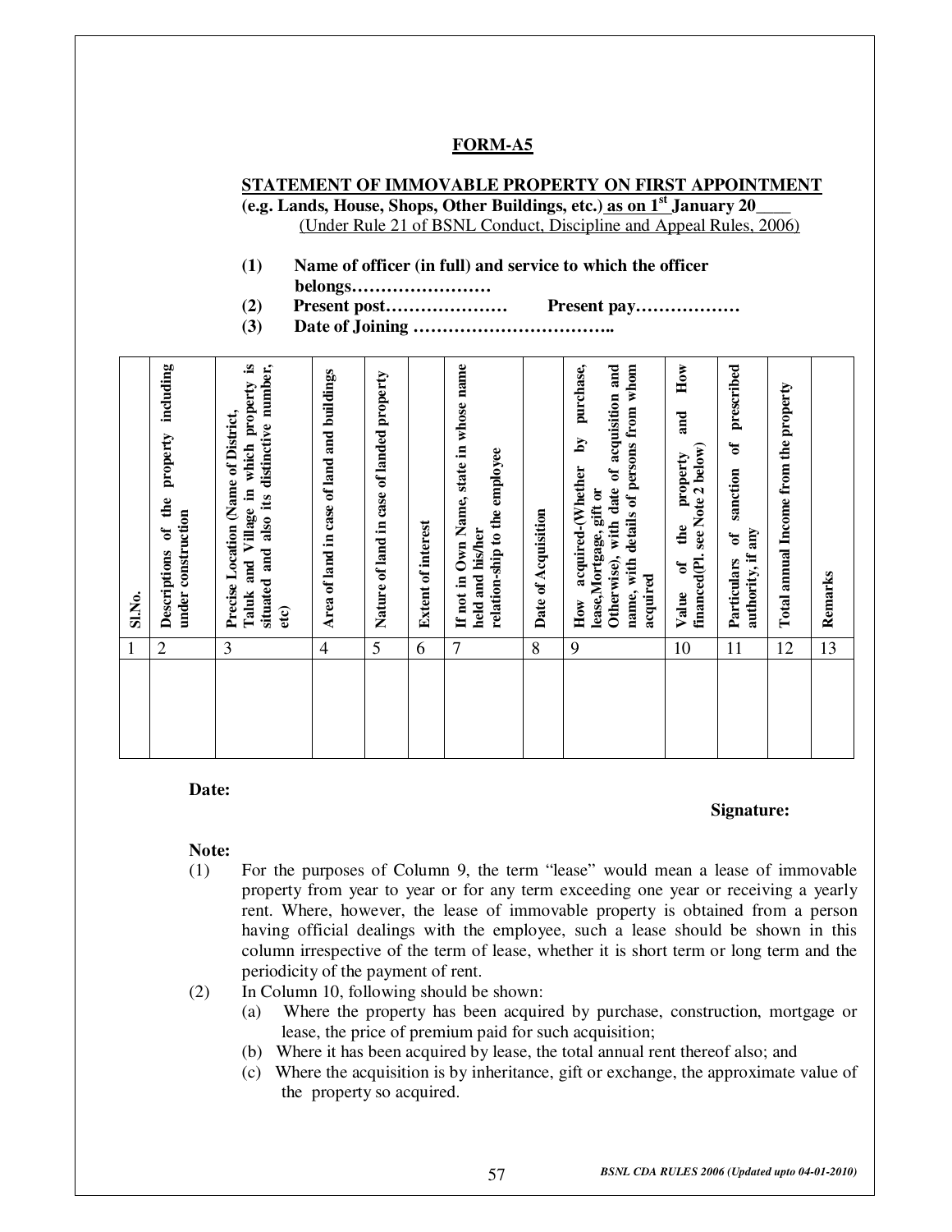## FORM-A5

**STATEMENT OF IMMOVABLE PROPERTY ON FIRST APPOINTMENT**
**(e.g. Lands, House, Shops, Other Buildings, etc.) as on 1st January 20____**
(Under Rule 21 of BSNL Conduct, Discipline and Appeal Rules, 2006)

**(1) Name of officer (in full) and service to which the officer belongs……………………**
**(2) Present post………………… Present pay………………**
**(3) Date of Joining ……………………………..**

| Sl.No. | Descriptions of the property including under construction | Precise Location (Name of District, Taluk and Village in which property is situated and also its distinctive number, etc) | Area of land in case of land and buildings | Nature of land in case of landed property | Extent of interest | If not in Own Name, state in whose name held and his/her relation-ship to the employee | Date of Acquisition | How acquired-(Whether by purchase, lease,Mortgage, gift or Otherwise), with date of acquisition and name, with details of persons from whom acquired | Value of the property and How financed(Pl. see Note 2 below) | Particulars of sanction of prescribed authority, if any | Total annual Income from the property | Remarks |
|---|---|---|---|---|---|---|---|---|---|---|---|---|
| 1 | 2 | 3 | 4 | 5 | 6 | 7 | 8 | 9 | 10 | 11 | 12 | 13 |
| | | | | | | | | | | | | |

**Date:**

**Signature:**

**Note:**

(1) For the purposes of Column 9, the term "lease" would mean a lease of immovable property from year to year or for any term exceeding one year or receiving a yearly rent. Where, however, the lease of immovable property is obtained from a person having official dealings with the employee, such a lease should be shown in this column irrespective of the term of lease, whether it is short term or long term and the periodicity of the payment of rent.

(2) In Column 10, following should be shown:
  - (a) Where the property has been acquired by purchase, construction, mortgage or lease, the price of premium paid for such acquisition;
  - (b) Where it has been acquired by lease, the total annual rent thereof also; and
  - (c) Where the acquisition is by inheritance, gift or exchange, the approximate value of the property so acquired.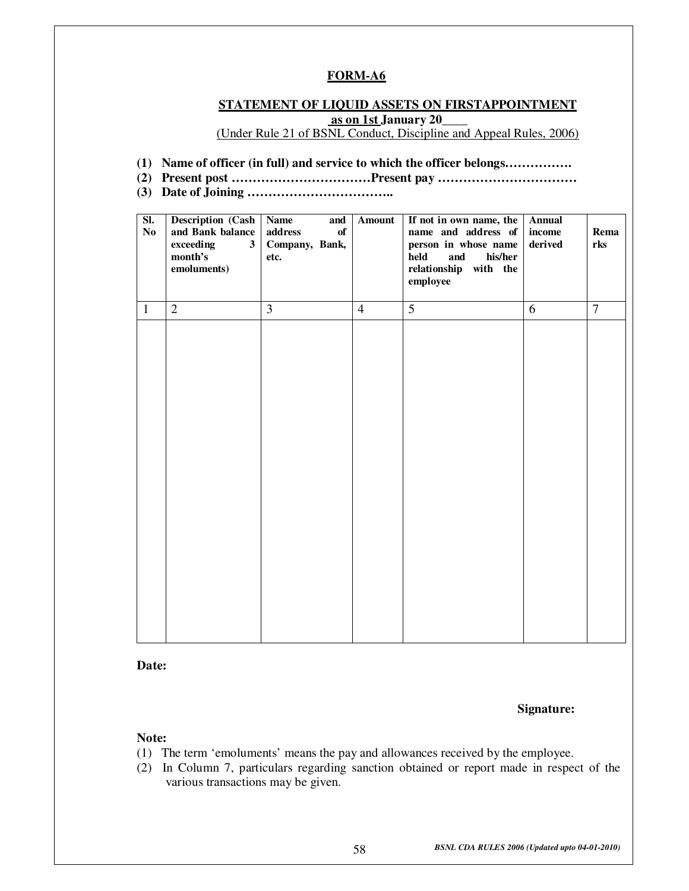# FORM-A6

## STATEMENT OF LIQUID ASSETS ON FIRSTAPPOINTMENT

**as on 1st January 20____**

(Under Rule 21 of BSNL Conduct, Discipline and Appeal Rules, 2006)

**(1) Name of officer (in full) and service to which the officer belongs…………….**

**(2) Present post ……………………………Present pay ……………………………**

**(3) Date of Joining ……………………………..**

| Sl. No | Description (Cash and Bank balance exceeding 3 month's emoluments) | Name and address of Company, Bank, etc. | Amount | If not in own name, the name and address of person in whose name held and his/her relationship with the employee | Annual income derived | Remarks |
|---|---|---|---|---|---|---|
| 1 | 2 | 3 | 4 | 5 | 6 | 7 |
| | | | | | | |

**Date:**

**Signature:**

**Note:**

(1) The term 'emoluments' means the pay and allowances received by the employee.

(2) In Column 7, particulars regarding sanction obtained or report made in respect of the various transactions may be given.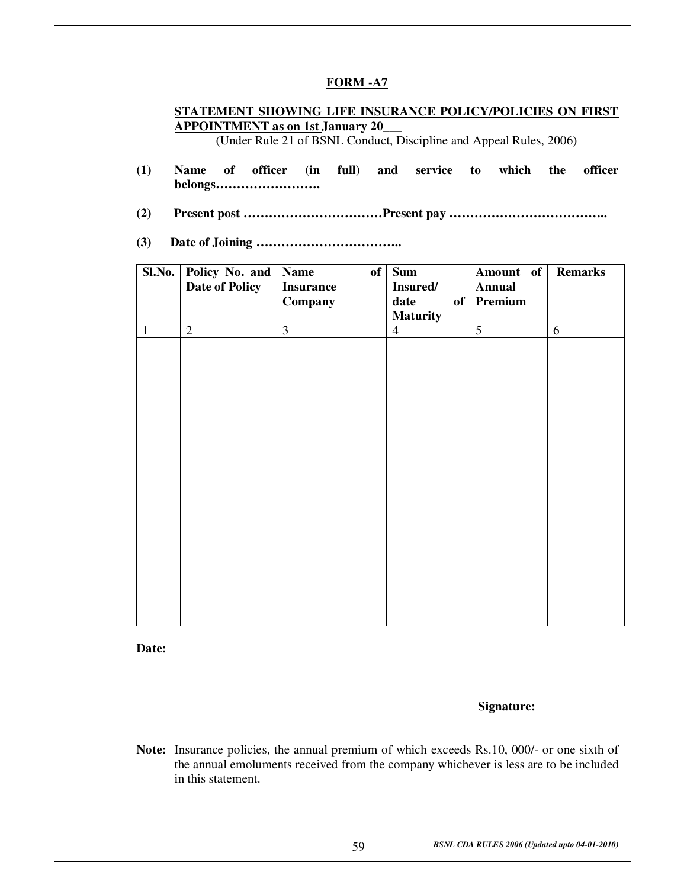## FORM -A7

**STATEMENT SHOWING LIFE INSURANCE POLICY/POLICIES ON FIRST APPOINTMENT as on 1st January 20___**

(Under Rule 21 of BSNL Conduct, Discipline and Appeal Rules, 2006)

**(1)** **Name of officer (in full) and service to which the officer belongs…………………….**

**(2)** **Present post ……………………………Present pay ………………………………..**

**(3)** **Date of Joining ……………………………..**

| Sl.No. | Policy No. and Date of Policy | Name of Insurance Company | Sum Insured/ date of Maturity | Amount of Annual Premium | Remarks |
|---|---|---|---|---|---|
| 1 | 2 | 3 | 4 | 5 | 6 |
| | | | | | |

**Date:**

**Signature:**

**Note:** Insurance policies, the annual premium of which exceeds Rs.10, 000/- or one sixth of the annual emoluments received from the company whichever is less are to be included in this statement.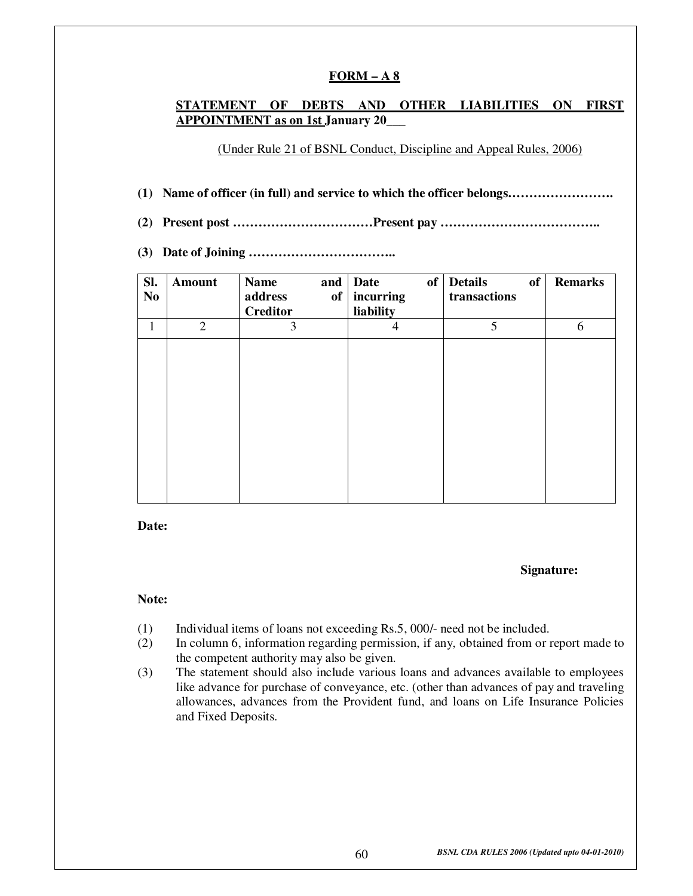## FORM – A 8

**STATEMENT OF DEBTS AND OTHER LIABILITIES ON FIRST APPOINTMENT as on 1st January 20___**

(Under Rule 21 of BSNL Conduct, Discipline and Appeal Rules, 2006)

**(1) Name of officer (in full) and service to which the officer belongs…………………….**

**(2) Present post ……………………………Present pay ………………………………..**

**(3) Date of Joining ……………………………..**

| Sl. No | Amount | Name and address of Creditor | Date of incurring liability | Details of transactions | Remarks |
|---|---|---|---|---|---|
| 1 | 2 | 3 | 4 | 5 | 6 |
| | | | | | |

**Date:**

**Signature:**

**Note:**

(1) Individual items of loans not exceeding Rs.5, 000/- need not be included.

(2) In column 6, information regarding permission, if any, obtained from or report made to the competent authority may also be given.

(3) The statement should also include various loans and advances available to employees like advance for purchase of conveyance, etc. (other than advances of pay and traveling allowances, advances from the Provident fund, and loans on Life Insurance Policies and Fixed Deposits.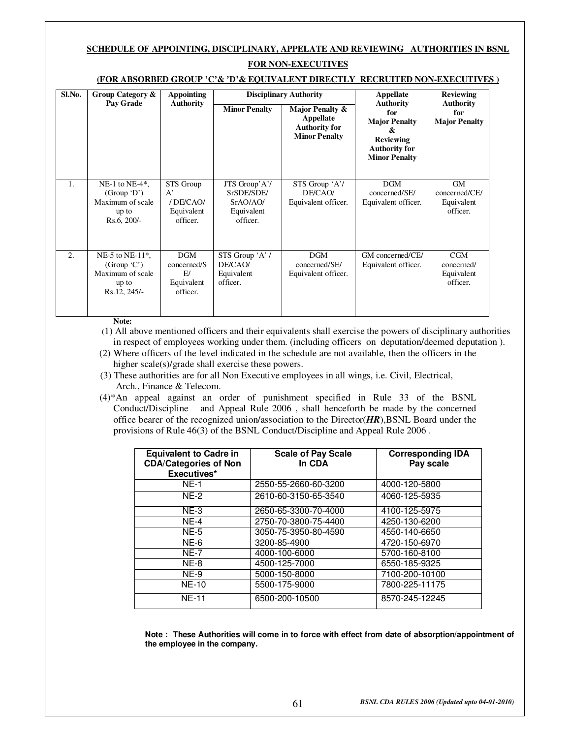**SCHEDULE OF APPOINTING, DISCIPLINARY, APPELATE AND REVIEWING AUTHORITIES IN BSNL**

**FOR NON-EXECUTIVES**

**(FOR ABSORBED GROUP 'C'& 'D'& EQUIVALENT DIRECTLY RECRUITED NON-EXECUTIVES )**

| Sl.No. | Group Category & Pay Grade | Appointing Authority | Disciplinary Authority | | Appellate Authority for Major Penalty & Reviewing Authority for Minor Penalty | Reviewing Authority for Major Penalty |
|---|---|---|---|---|---|---|
| | | | Minor Penalty | Major Penalty & Appellate Authority for Minor Penalty | | |
| 1. | NE-1 to NE-4*, (Group 'D') Maximum of scale up to Rs.6, 200/- | STS Group A' / DE/CAO/ Equivalent officer. | JTS Group'A'/ SrSDE/SDE/ SrAO/AO/ Equivalent officer. | STS Group 'A'/ DE/CAO/ Equivalent officer. | DGM concerned/SE/ Equivalent officer. | GM concerned/CE/ Equivalent officer. |
| 2. | NE-5 to NE-11*, (Group 'C') Maximum of scale up to Rs.12, 245/- | DGM concerned/SE/ Equivalent officer. | STS Group 'A' / DE/CAO/ Equivalent officer. | DGM concerned/SE/ Equivalent officer. | GM concerned/CE/ Equivalent officer. | CGM concerned/ Equivalent officer. |

**Note:**

(1) All above mentioned officers and their equivalents shall exercise the powers of disciplinary authorities in respect of employees working under them. (including officers on deputation/deemed deputation ).

(2) Where officers of the level indicated in the schedule are not available, then the officers in the higher scale(s)/grade shall exercise these powers.

(3) These authorities are for all Non Executive employees in all wings, i.e. Civil, Electrical, Arch., Finance & Telecom.

(4)*An appeal against an order of punishment specified in Rule 33 of the BSNL Conduct/Discipline and Appeal Rule 2006 , shall henceforth be made by the concerned office bearer of the recognized union/association to the Director(***HR***),BSNL Board under the provisions of Rule 46(3) of the BSNL Conduct/Discipline and Appeal Rule 2006 .

| Equivalent to Cadre in CDA/Categories of Non Executives* | Scale of Pay Scale In CDA | Corresponding IDA Pay scale |
|---|---|---|
| NE-1 | 2550-55-2660-60-3200 | 4000-120-5800 |
| NE-2 | 2610-60-3150-65-3540 | 4060-125-5935 |
| NE-3 | 2650-65-3300-70-4000 | 4100-125-5975 |
| NE-4 | 2750-70-3800-75-4400 | 4250-130-6200 |
| NE-5 | 3050-75-3950-80-4590 | 4550-140-6650 |
| NE-6 | 3200-85-4900 | 4720-150-6970 |
| NE-7 | 4000-100-6000 | 5700-160-8100 |
| NE-8 | 4500-125-7000 | 6550-185-9325 |
| NE-9 | 5000-150-8000 | 7100-200-10100 |
| NE-10 | 5500-175-9000 | 7800-225-11175 |
| NE-11 | 6500-200-10500 | 8570-245-12245 |

**Note : These Authorities will come in to force with effect from date of absorption/appointment of the employee in the company.**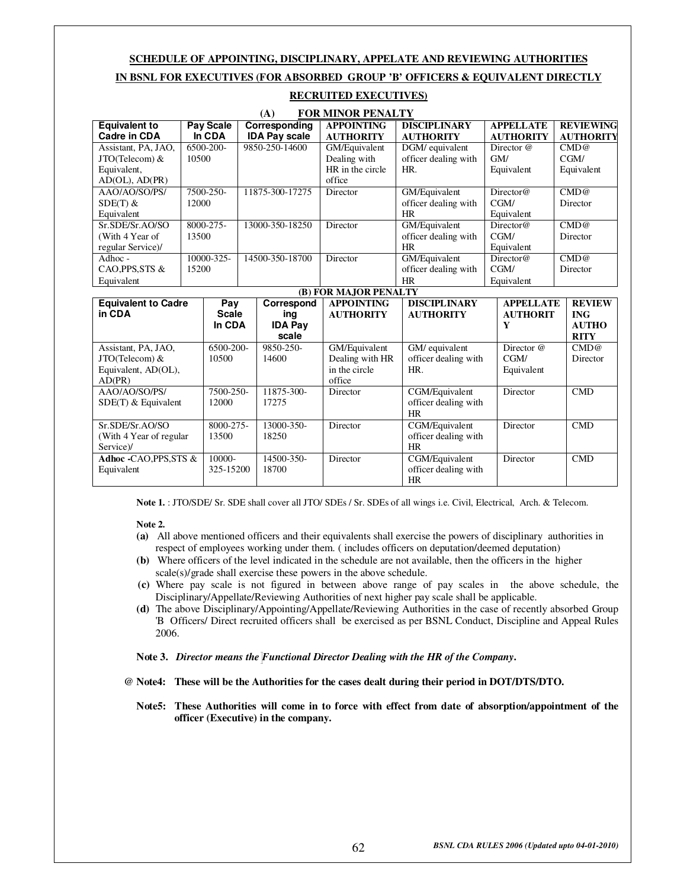## SCHEDULE OF APPOINTING, DISCIPLINARY, APPELATE AND REVIEWING AUTHORITIES IN BSNL FOR EXECUTIVES (FOR ABSORBED GROUP 'B' OFFICERS & EQUIVALENT DIRECTLY RECRUITED EXECUTIVES)

### (A) FOR MINOR PENALTY

| Equivalent to Cadre in CDA | Pay Scale In CDA | Corresponding IDA Pay scale | APPOINTING AUTHORITY | DISCIPLINARY AUTHORITY | APPELLATE AUTHORITY | REVIEWING AUTHORITY |
|---|---|---|---|---|---|---|
| Assistant, PA, JAO, JTO(Telecom) & Equivalent, AD(OL), AD(PR) | 6500-200-10500 | 9850-250-14600 | GM/Equivalent Dealing with HR in the circle office | DGM/ equivalent officer dealing with HR. | Director @ GM/ Equivalent | CMD@ CGM/ Equivalent |
| AAO/AO/SO/PS/ SDE(T) & Equivalent | 7500-250-12000 | 11875-300-17275 | Director | GM/Equivalent officer dealing with HR | Director@ CGM/ Equivalent | CMD@ Director |
| Sr.SDE/Sr.AO/SO (With 4 Year of regular Service)/ | 8000-275-13500 | 13000-350-18250 | Director | GM/Equivalent officer dealing with HR | Director@ CGM/ Equivalent | CMD@ Director |
| Adhoc - CAO,PPS,STS & Equivalent | 10000-325-15200 | 14500-350-18700 | Director | GM/Equivalent officer dealing with HR | Director@ CGM/ Equivalent | CMD@ Director |

### (B) FOR MAJOR PENALTY

| Equivalent to Cadre in CDA | Pay Scale In CDA | Corresponding IDA Pay scale | APPOINTING AUTHORITY | DISCIPLINARY AUTHORITY | APPELLATE AUTHORITY | REVIEWING AUTHORITY |
|---|---|---|---|---|---|---|
| Assistant, PA, JAO, JTO(Telecom) & Equivalent, AD(OL), AD(PR) | 6500-200-10500 | 9850-250-14600 | GM/Equivalent Dealing with HR in the circle office | GM/ equivalent officer dealing with HR. | Director @ CGM/ Equivalent | CMD@ Director |
| AAO/AO/SO/PS/ SDE(T) & Equivalent | 7500-250-12000 | 11875-300-17275 | Director | CGM/Equivalent officer dealing with HR | Director | CMD |
| Sr.SDE/Sr.AO/SO (With 4 Year of regular Service)/ | 8000-275-13500 | 13000-350-18250 | Director | CGM/Equivalent officer dealing with HR | Director | CMD |
| **Adhoc** -CAO,PPS,STS & Equivalent | 10000-325-15200 | 14500-350-18700 | Director | CGM/Equivalent officer dealing with HR | Director | CMD |

**Note 1.** : JTO/SDE/ Sr. SDE shall cover all JTO/ SDEs / Sr. SDEs of all wings i.e. Civil, Electrical, Arch. & Telecom.

**Note 2.**

**(a)** All above mentioned officers and their equivalents shall exercise the powers of disciplinary authorities in respect of employees working under them. ( includes officers on deputation/deemed deputation)

**(b)** Where officers of the level indicated in the schedule are not available, then the officers in the higher scale(s)/grade shall exercise these powers in the above schedule.

**(c)** Where pay scale is not figured in between above range of pay scales in the above schedule, the Disciplinary/Appellate/Reviewing Authorities of next higher pay scale shall be applicable.

**(d)** The above Disciplinary/Appointing/Appellate/Reviewing Authorities in the case of recently absorbed Group 'B Officers/ Direct recruited officers shall be exercised as per BSNL Conduct, Discipline and Appeal Rules 2006.

**Note 3.** ***Director means the Functional Director Dealing with the HR of the Company.***

**@ Note4: These will be the Authorities for the cases dealt during their period in DOT/DTS/DTO.**

**Note5: These Authorities will come in to force with effect from date of absorption/appointment of the officer (Executive) in the company.**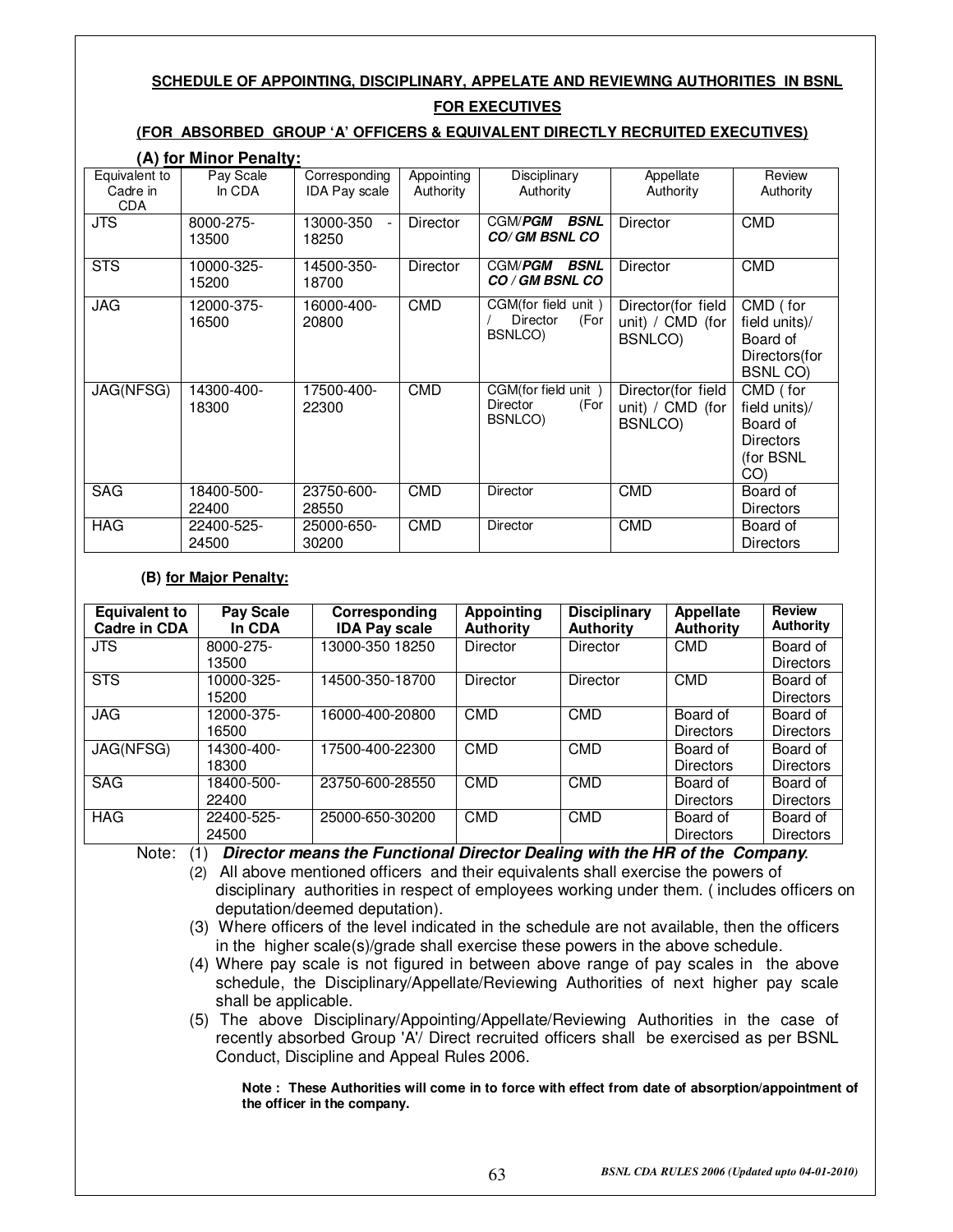**SCHEDULE OF APPOINTING, DISCIPLINARY, APPELATE AND REVIEWING AUTHORITIES IN BSNL**

**FOR EXECUTIVES**

**(FOR ABSORBED GROUP 'A' OFFICERS & EQUIVALENT DIRECTLY RECRUITED EXECUTIVES)**

**(A) for Minor Penalty:**

| Equivalent to Cadre in CDA | Pay Scale In CDA | Corresponding IDA Pay scale | Appointing Authority | Disciplinary Authority | Appellate Authority | Review Authority |
|---|---|---|---|---|---|---|
| JTS | 8000-275-13500 | 13000-350 - 18250 | Director | CGM/***PGM BSNL CO/ GM BSNL CO*** | Director | CMD |
| STS | 10000-325-15200 | 14500-350-18700 | Director | CGM/***PGM BSNL CO / GM BSNL CO*** | Director | CMD |
| JAG | 12000-375-16500 | 16000-400-20800 | CMD | CGM(for field unit ) / Director (For BSNLCO) | Director(for field unit) / CMD (for BSNLCO) | CMD ( for field units)/ Board of Directors(for BSNL CO) |
| JAG(NFSG) | 14300-400-18300 | 17500-400-22300 | CMD | CGM(for field unit ) Director (For BSNLCO) | Director(for field unit) / CMD (for BSNLCO) | CMD ( for field units)/ Board of Directors (for BSNL CO) |
| SAG | 18400-500-22400 | 23750-600-28550 | CMD | Director | CMD | Board of Directors |
| HAG | 22400-525-24500 | 25000-650-30200 | CMD | Director | CMD | Board of Directors |

**(B) for Major Penalty:**

| Equivalent to Cadre in CDA | Pay Scale In CDA | Corresponding IDA Pay scale | Appointing Authority | Disciplinary Authority | Appellate Authority | Review Authority |
|---|---|---|---|---|---|---|
| JTS | 8000-275-13500 | 13000-350 18250 | Director | Director | CMD | Board of Directors |
| STS | 10000-325-15200 | 14500-350-18700 | Director | Director | CMD | Board of Directors |
| JAG | 12000-375-16500 | 16000-400-20800 | CMD | CMD | Board of Directors | Board of Directors |
| JAG(NFSG) | 14300-400-18300 | 17500-400-22300 | CMD | CMD | Board of Directors | Board of Directors |
| SAG | 18400-500-22400 | 23750-600-28550 | CMD | CMD | Board of Directors | Board of Directors |
| HAG | 22400-525-24500 | 25000-650-30200 | CMD | CMD | Board of Directors | Board of Directors |

Note: (1) ***Director means the Functional Director Dealing with the HR of the Company.***

(2) All above mentioned officers and their equivalents shall exercise the powers of disciplinary authorities in respect of employees working under them. ( includes officers on deputation/deemed deputation).

(3) Where officers of the level indicated in the schedule are not available, then the officers in the higher scale(s)/grade shall exercise these powers in the above schedule.

(4) Where pay scale is not figured in between above range of pay scales in the above schedule, the Disciplinary/Appellate/Reviewing Authorities of next higher pay scale shall be applicable.

(5) The above Disciplinary/Appointing/Appellate/Reviewing Authorities in the case of recently absorbed Group 'A'/ Direct recruited officers shall be exercised as per BSNL Conduct, Discipline and Appeal Rules 2006.

**Note : These Authorities will come in to force with effect from date of absorption/appointment of the officer in the company.**